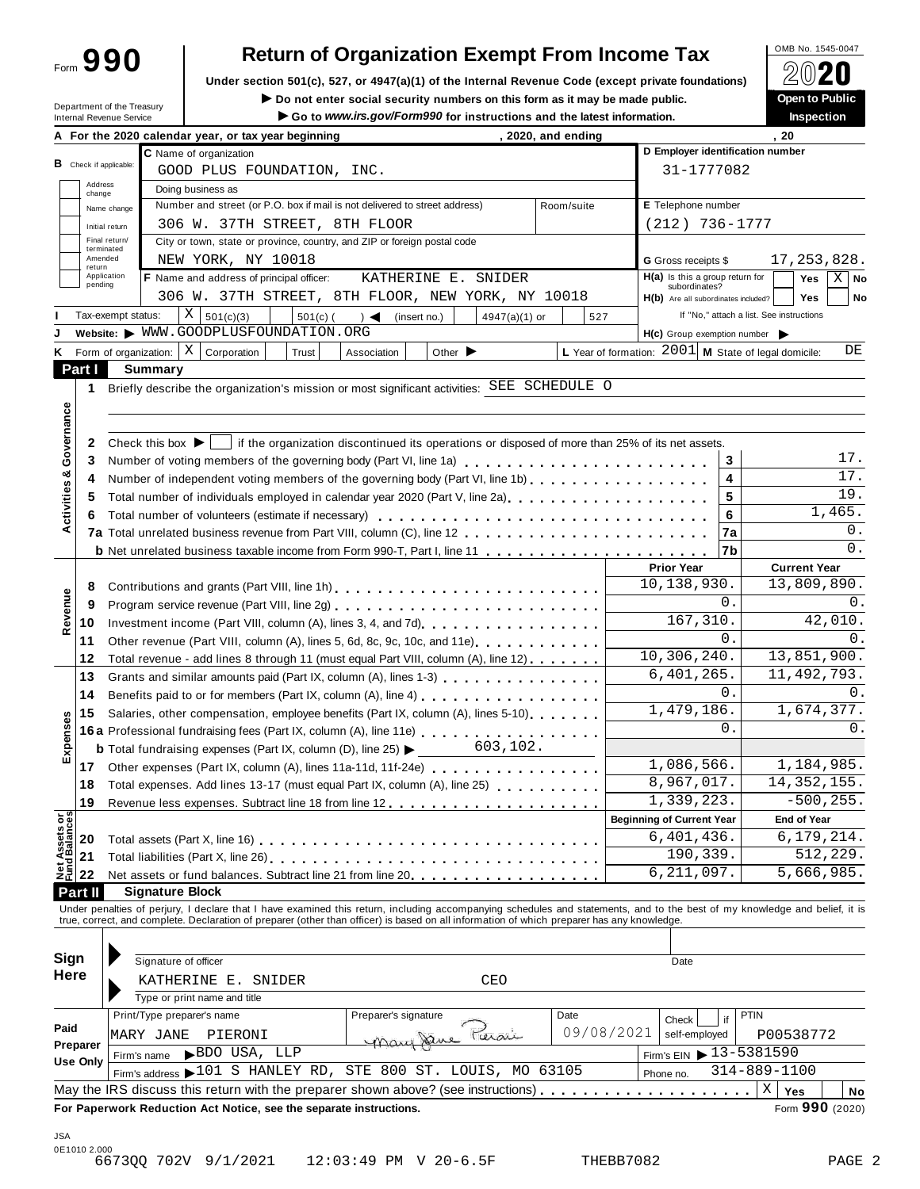# Form 990 Return of Organization Exempt From Income Tax

OMB No. 1545-0047

**2020**

Under section 501(c), 527, or 4947(a)(1) of the Internal Revenue Code (except private foundations)

▶ Do not enter social security numbers on this form as it may be made public.

▶ Go to *www.irs.gov/Form990* for instructions and the latest information.

Department of the Treasury
Internal Revenue Service

**Open to Public Inspection**

**A** For the 2020 calendar year, or tax year beginning , 2020, and ending , 20

**B** Check if applicable: Address change / Name change / Initial return / Final return/terminated / Amended return / Application pending

**C** Name of organization: GOOD PLUS FOUNDATION, INC.

Doing business as

Number and street (or P.O. box if mail is not delivered to street address): 306 W. 37TH STREET, 8TH FLOOR — Room/suite

City or town, state or province, country, and ZIP or foreign postal code: NEW YORK, NY 10018

**D** Employer identification number: 31-1777082

**E** Telephone number: (212) 736-1777

**G** Gross receipts $ 17,253,828.

**F** Name and address of principal officer: KATHERINE E. SNIDER, 306 W. 37TH STREET, 8TH FLOOR, NEW YORK, NY 10018

**H(a)** Is this a group return for subordinates? Yes [ ] No [X]

**H(b)** Are all subordinates included? Yes [ ] No [ ] If "No," attach a list. See instructions

**I** Tax-exempt status: [X] 501(c)(3) [ ] 501(c) ( ) ◀ (insert no.) [ ] 4947(a)(1) or [ ] 527

**J** Website: ▶ WWW.GOODPLUSFOUNDATION.ORG

**H(c)** Group exemption number ▶

**K** Form of organization: [X] Corporation [ ] Trust [ ] Association [ ] Other ▶

**L** Year of formation: 2001 **M** State of legal domicile: DE

## Part I Summary

**Activities & Governance**

1 Briefly describe the organization's mission or most significant activities: SEE SCHEDULE O

2 Check this box ▶ [ ] if the organization discontinued its operations or disposed of more than 25% of its net assets.

| | | | |
|---|---|---|---|
| 3 | Number of voting members of the governing body (Part VI, line 1a) | 3 | 17. |
| 4 | Number of independent voting members of the governing body (Part VI, line 1b) | 4 | 17. |
| 5 | Total number of individuals employed in calendar year 2020 (Part V, line 2a) | 5 | 19. |
| 6 | Total number of volunteers (estimate if necessary) | 6 | 1,465. |
| 7a | Total unrelated business revenue from Part VIII, column (C), line 12 | 7a | 0. |
| b | Net unrelated business taxable income from Form 990-T, Part I, line 11 | 7b | 0. |

| | | | Prior Year | Current Year |
|---|---|---|---|---|
| **Revenue** | 8 | Contributions and grants (Part VIII, line 1h) | 10,138,930. | 13,809,890. |
| | 9 | Program service revenue (Part VIII, line 2g) | 0. | 0. |
| | 10 | Investment income (Part VIII, column (A), lines 3, 4, and 7d) | 167,310. | 42,010. |
| | 11 | Other revenue (Part VIII, column (A), lines 5, 6d, 8c, 9c, 10c, and 11e) | 0. | 0. |
| | 12 | Total revenue - add lines 8 through 11 (must equal Part VIII, column (A), line 12) | 10,306,240. | 13,851,900. |
| **Expenses** | 13 | Grants and similar amounts paid (Part IX, column (A), lines 1-3) | 6,401,265. | 11,492,793. |
| | 14 | Benefits paid to or for members (Part IX, column (A), line 4) | 0. | 0. |
| | 15 | Salaries, other compensation, employee benefits (Part IX, column (A), lines 5-10) | 1,479,186. | 1,674,377. |
| | 16a | Professional fundraising fees (Part IX, column (A), line 11e) | 0. | 0. |
| | b | Total fundraising expenses (Part IX, column (D), line 25) ▶ 603,102. | | |
| | 17 | Other expenses (Part IX, column (A), lines 11a-11d, 11f-24e) | 1,086,566. | 1,184,985. |
| | 18 | Total expenses. Add lines 13-17 (must equal Part IX, column (A), line 25) | 8,967,017. | 14,352,155. |
| | 19 | Revenue less expenses. Subtract line 18 from line 12 | 1,339,223. | -500,255. |
| | | | **Beginning of Current Year** | **End of Year** |
| **Net Assets or Fund Balances** | 20 | Total assets (Part X, line 16) | 6,401,436. | 6,179,214. |
| | 21 | Total liabilities (Part X, line 26) | 190,339. | 512,229. |
| | 22 | Net assets or fund balances. Subtract line 21 from line 20 | 6,211,097. | 5,666,985. |

## Part II Signature Block

Under penalties of perjury, I declare that I have examined this return, including accompanying schedules and statements, and to the best of my knowledge and belief, it is true, correct, and complete. Declaration of preparer (other than officer) is based on all information of which preparer has any knowledge.

**Sign Here**

Signature of officer — Date

KATHERINE E. SNIDER CEO

Type or print name and title

**Paid Preparer Use Only**

| Print/Type preparer's name | Preparer's signature | Date | Check [ ] if self-employed | PTIN |
|---|---|---|---|---|
| MARY JANE PIERONI | Mary Jane Pieroni | 09/08/2021 | | P00538772 |

Firm's name ▶ BDO USA, LLP — Firm's EIN ▶ 13-5381590

Firm's address ▶ 101 S HANLEY RD, STE 800 ST. LOUIS, MO 63105 — Phone no. 314-889-1100

May the IRS discuss this return with the preparer shown above? (see instructions) [X] Yes [ ] No

**For Paperwork Reduction Act Notice, see the separate instructions.** Form **990** (2020)

JSA
0E1010 2.000
6673QQ 702V 9/1/2021 12:03:49 PM V 20-6.5F THEBB7082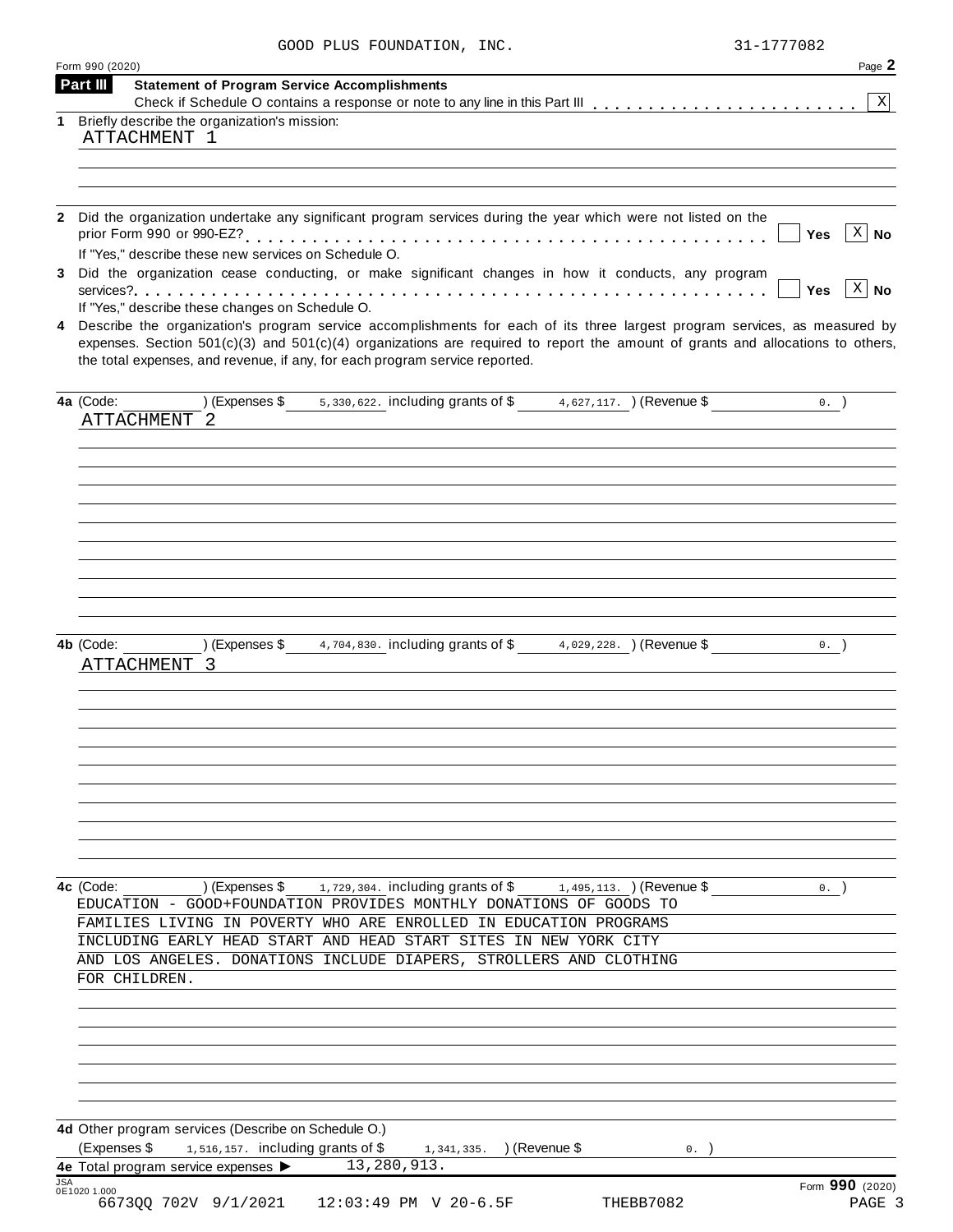GOOD PLUS FOUNDATION, INC. 31-1777082

Form 990 (2020) Page **2**

**Part III** **Statement of Program Service Accomplishments**

Check if Schedule O contains a response or note to any line in this Part III . . . . . . . . . . . . . . . . . . . . . . . [X]

**1** Briefly describe the organization's mission:

ATTACHMENT 1

**2** Did the organization undertake any significant program services during the year which were not listed on the prior Form 990 or 990-EZ? . . . . . . . . . . . . . . . . . . . . . . . . . . . . . . . . . . . . . . . . . . [ ] **Yes** [X] **No**

If "Yes," describe these new services on Schedule O.

**3** Did the organization cease conducting, or make significant changes in how it conducts, any program services? . . . . . . . . . . . . . . . . . . . . . . . . . . . . . . . . . . . . . . . . . . . . . . . . . . . . [ ] **Yes** [X] **No**

If "Yes," describe these changes on Schedule O.

**4** Describe the organization's program service accomplishments for each of its three largest program services, as measured by expenses. Section 501(c)(3) and 501(c)(4) organizations are required to report the amount of grants and allocations to others, the total expenses, and revenue, if any, for each program service reported.

**4a** (Code: ) (Expenses $ 5,330,622. including grants of $ 4,627,117. ) (Revenue $ 0. )

ATTACHMENT 2

**4b** (Code: ) (Expenses $ 4,704,830. including grants of $ 4,029,228. ) (Revenue $ 0. )

ATTACHMENT 3

**4c** (Code: ) (Expenses $ 1,729,304. including grants of $ 1,495,113. ) (Revenue $ 0. )

EDUCATION - GOOD+FOUNDATION PROVIDES MONTHLY DONATIONS OF GOODS TO FAMILIES LIVING IN POVERTY WHO ARE ENROLLED IN EDUCATION PROGRAMS INCLUDING EARLY HEAD START AND HEAD START SITES IN NEW YORK CITY AND LOS ANGELES. DONATIONS INCLUDE DIAPERS, STROLLERS AND CLOTHING FOR CHILDREN.

**4d** Other program services (Describe on Schedule O.)

(Expenses $ 1,516,157. including grants of $ 1,341,335. ) (Revenue $ 0. )

**4e** Total program service expenses ▶ 13,280,913.

JSA 0E1020 1.000 Form **990** (2020)

6673QQ 702V 9/1/2021 12:03:49 PM V 20-6.5F THEBB7082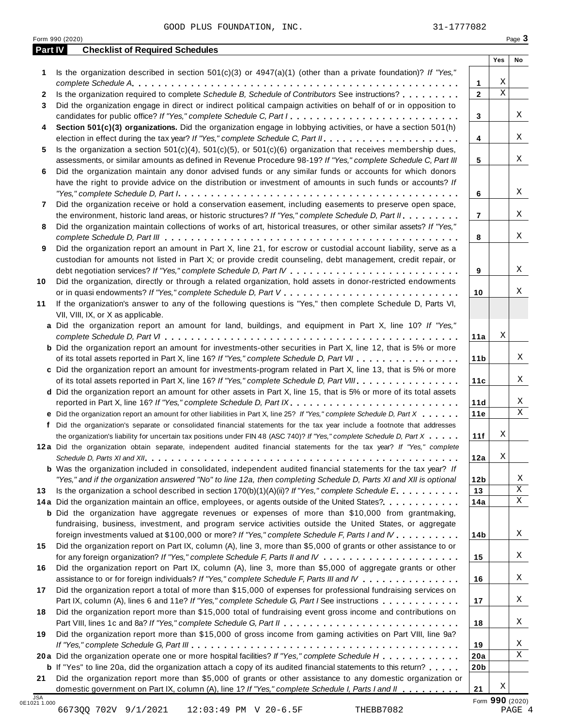GOOD PLUS FOUNDATION, INC. 31-1777082

## Part IV Checklist of Required Schedules

| | | | Yes | No |
|---|---|---|---|---|
| **1** | Is the organization described in section 501(c)(3) or 4947(a)(1) (other than a private foundation)? *If "Yes," complete Schedule A* | 1 | X | |
| **2** | Is the organization required to complete *Schedule B, Schedule of Contributors* See instructions? | 2 | X | |
| **3** | Did the organization engage in direct or indirect political campaign activities on behalf of or in opposition to candidates for public office? *If "Yes," complete Schedule C, Part I* | 3 | | X |
| **4** | **Section 501(c)(3) organizations.** Did the organization engage in lobbying activities, or have a section 501(h) election in effect during the tax year? *If "Yes," complete Schedule C, Part II* | 4 | | X |
| **5** | Is the organization a section 501(c)(4), 501(c)(5), or 501(c)(6) organization that receives membership dues, assessments, or similar amounts as defined in Revenue Procedure 98-19? *If "Yes," complete Schedule C, Part III* | 5 | | X |
| **6** | Did the organization maintain any donor advised funds or any similar funds or accounts for which donors have the right to provide advice on the distribution or investment of amounts in such funds or accounts? *If "Yes," complete Schedule D, Part I* | 6 | | X |
| **7** | Did the organization receive or hold a conservation easement, including easements to preserve open space, the environment, historic land areas, or historic structures? *If "Yes," complete Schedule D, Part II* | 7 | | X |
| **8** | Did the organization maintain collections of works of art, historical treasures, or other similar assets? *If "Yes," complete Schedule D, Part III* | 8 | | X |
| **9** | Did the organization report an amount in Part X, line 21, for escrow or custodial account liability, serve as a custodian for amounts not listed in Part X; or provide credit counseling, debt management, credit repair, or debt negotiation services? *If "Yes," complete Schedule D, Part IV* | 9 | | X |
| **10** | Did the organization, directly or through a related organization, hold assets in donor-restricted endowments or in quasi endowments? *If "Yes," complete Schedule D, Part V* | 10 | | X |
| **11** | If the organization's answer to any of the following questions is "Yes," then complete Schedule D, Parts VI, VII, VIII, IX, or X as applicable. | | | |
| **a** | Did the organization report an amount for land, buildings, and equipment in Part X, line 10? *If "Yes," complete Schedule D, Part VI* | 11a | X | |
| **b** | Did the organization report an amount for investments-other securities in Part X, line 12, that is 5% or more of its total assets reported in Part X, line 16? *If "Yes," complete Schedule D, Part VII* | 11b | | X |
| **c** | Did the organization report an amount for investments-program related in Part X, line 13, that is 5% or more of its total assets reported in Part X, line 16? *If "Yes," complete Schedule D, Part VIII* | 11c | | X |
| **d** | Did the organization report an amount for other assets in Part X, line 15, that is 5% or more of its total assets reported in Part X, line 16? *If "Yes," complete Schedule D, Part IX* | 11d | | X |
| **e** | Did the organization report an amount for other liabilities in Part X, line 25? *If "Yes," complete Schedule D, Part X* | 11e | | X |
| **f** | Did the organization's separate or consolidated financial statements for the tax year include a footnote that addresses the organization's liability for uncertain tax positions under FIN 48 (ASC 740)? *If "Yes," complete Schedule D, Part X* | 11f | X | |
| **12a** | Did the organization obtain separate, independent audited financial statements for the tax year? *If "Yes," complete Schedule D, Parts XI and XII* | 12a | X | |
| **b** | Was the organization included in consolidated, independent audited financial statements for the tax year? *If "Yes," and if the organization answered "No" to line 12a, then completing Schedule D, Parts XI and XII is optional* | 12b | | X |
| **13** | Is the organization a school described in section 170(b)(1)(A)(ii)? *If "Yes," complete Schedule E* | 13 | | X |
| **14a** | Did the organization maintain an office, employees, or agents outside of the United States? | 14a | | X |
| **b** | Did the organization have aggregate revenues or expenses of more than $10,000 from grantmaking, fundraising, business, investment, and program service activities outside the United States, or aggregate foreign investments valued at $100,000 or more? *If "Yes," complete Schedule F, Parts I and IV* | 14b | | X |
| **15** | Did the organization report on Part IX, column (A), line 3, more than $5,000 of grants or other assistance to or for any foreign organization? *If "Yes," complete Schedule F, Parts II and IV* | 15 | | X |
| **16** | Did the organization report on Part IX, column (A), line 3, more than $5,000 of aggregate grants or other assistance to or for foreign individuals? *If "Yes," complete Schedule F, Parts III and IV* | 16 | | X |
| **17** | Did the organization report a total of more than $15,000 of expenses for professional fundraising services on Part IX, column (A), lines 6 and 11e? *If "Yes," complete Schedule G, Part I* See instructions | 17 | | X |
| **18** | Did the organization report more than $15,000 total of fundraising event gross income and contributions on Part VIII, lines 1c and 8a? *If "Yes," complete Schedule G, Part II* | 18 | | X |
| **19** | Did the organization report more than $15,000 of gross income from gaming activities on Part VIII, line 9a? *If "Yes," complete Schedule G, Part III* | 19 | | X |
| **20a** | Did the organization operate one or more hospital facilities? *If "Yes," complete Schedule H* | 20a | | X |
| **b** | If "Yes" to line 20a, did the organization attach a copy of its audited financial statements to this return? | 20b | | |
| **21** | Did the organization report more than $5,000 of grants or other assistance to any domestic organization or domestic government on Part IX, column (A), line 1? *If "Yes," complete Schedule I, Parts I and II* | 21 | X | |

Form **990** (2020)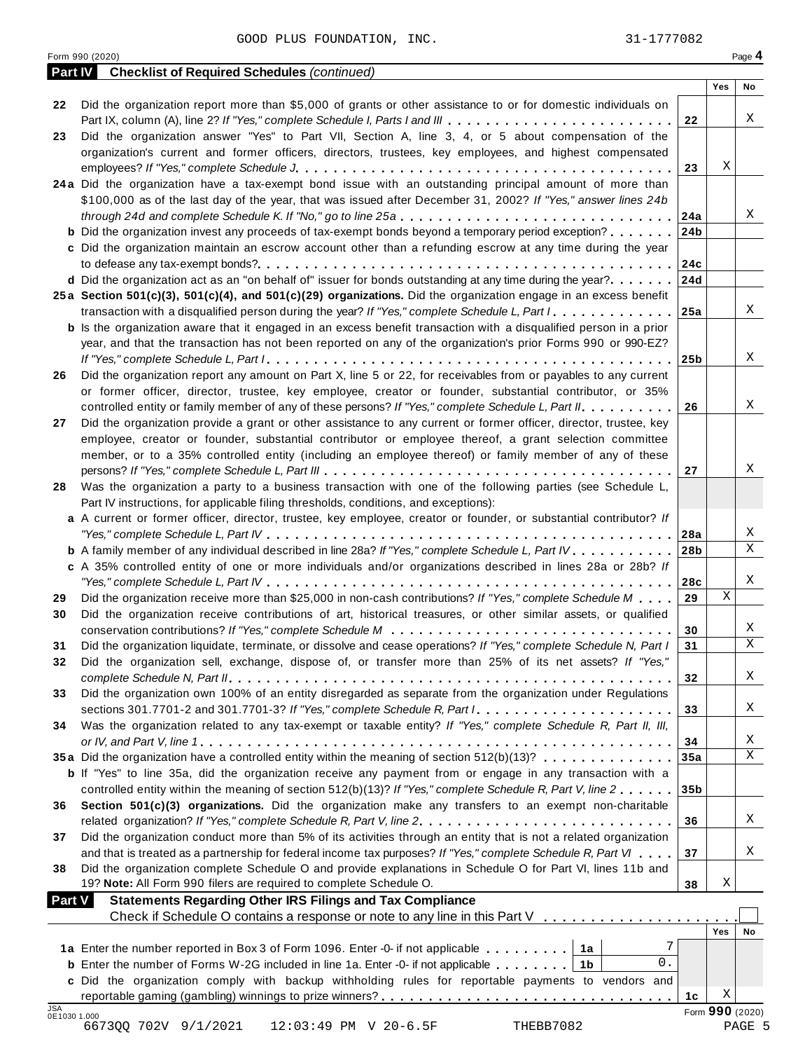GOOD PLUS FOUNDATION, INC. 31-1777082

Form 990 (2020)

## Part IV Checklist of Required Schedules *(continued)*

| | | | Yes | No |
|---|---|---|---|---|
| 22 | Did the organization report more than $5,000 of grants or other assistance to or for domestic individuals on Part IX, column (A), line 2? *If "Yes," complete Schedule I, Parts I and III* | 22 | | X |
| 23 | Did the organization answer "Yes" to Part VII, Section A, line 3, 4, or 5 about compensation of the organization's current and former officers, directors, trustees, key employees, and highest compensated employees? *If "Yes," complete Schedule J* | 23 | X | |
| 24a | Did the organization have a tax-exempt bond issue with an outstanding principal amount of more than $100,000 as of the last day of the year, that was issued after December 31, 2002? *If "Yes," answer lines 24b through 24d and complete Schedule K. If "No," go to line 25a* | 24a | | X |
| b | Did the organization invest any proceeds of tax-exempt bonds beyond a temporary period exception? | 24b | | |
| c | Did the organization maintain an escrow account other than a refunding escrow at any time during the year to defease any tax-exempt bonds? | 24c | | |
| d | Did the organization act as an "on behalf of" issuer for bonds outstanding at any time during the year? | 24d | | |
| 25a | **Section 501(c)(3), 501(c)(4), and 501(c)(29) organizations.** Did the organization engage in an excess benefit transaction with a disqualified person during the year? *If "Yes," complete Schedule L, Part I* | 25a | | X |
| b | Is the organization aware that it engaged in an excess benefit transaction with a disqualified person in a prior year, and that the transaction has not been reported on any of the organization's prior Forms 990 or 990-EZ? *If "Yes," complete Schedule L, Part I* | 25b | | X |
| 26 | Did the organization report any amount on Part X, line 5 or 22, for receivables from or payables to any current or former officer, director, trustee, key employee, creator or founder, substantial contributor, or 35% controlled entity or family member of any of these persons? *If "Yes," complete Schedule L, Part II* | 26 | | X |
| 27 | Did the organization provide a grant or other assistance to any current or former officer, director, trustee, key employee, creator or founder, substantial contributor or employee thereof, a grant selection committee member, or to a 35% controlled entity (including an employee thereof) or family member of any of these persons? *If "Yes," complete Schedule L, Part III* | 27 | | X |
| 28 | Was the organization a party to a business transaction with one of the following parties (see Schedule L, Part IV instructions, for applicable filing thresholds, conditions, and exceptions): | | | |
| a | A current or former officer, director, trustee, key employee, creator or founder, or substantial contributor? *If "Yes," complete Schedule L, Part IV* | 28a | | X |
| b | A family member of any individual described in line 28a? *If "Yes," complete Schedule L, Part IV* | 28b | | X |
| c | A 35% controlled entity of one or more individuals and/or organizations described in lines 28a or 28b? *If "Yes," complete Schedule L, Part IV* | 28c | | X |
| 29 | Did the organization receive more than $25,000 in non-cash contributions? *If "Yes," complete Schedule M* | 29 | X | |
| 30 | Did the organization receive contributions of art, historical treasures, or other similar assets, or qualified conservation contributions? *If "Yes," complete Schedule M* | 30 | | X |
| 31 | Did the organization liquidate, terminate, or dissolve and cease operations? *If "Yes," complete Schedule N, Part I* | 31 | | X |
| 32 | Did the organization sell, exchange, dispose of, or transfer more than 25% of its net assets? *If "Yes," complete Schedule N, Part II* | 32 | | X |
| 33 | Did the organization own 100% of an entity disregarded as separate from the organization under Regulations sections 301.7701-2 and 301.7701-3? *If "Yes," complete Schedule R, Part I* | 33 | | X |
| 34 | Was the organization related to any tax-exempt or taxable entity? *If "Yes," complete Schedule R, Part II, III, or IV, and Part V, line 1* | 34 | | X |
| 35a | Did the organization have a controlled entity within the meaning of section 512(b)(13)? | 35a | | X |
| b | If "Yes" to line 35a, did the organization receive any payment from or engage in any transaction with a controlled entity within the meaning of section 512(b)(13)? *If "Yes," complete Schedule R, Part V, line 2* | 35b | | |
| 36 | **Section 501(c)(3) organizations.** Did the organization make any transfers to an exempt non-charitable related organization? *If "Yes," complete Schedule R, Part V, line 2* | 36 | | X |
| 37 | Did the organization conduct more than 5% of its activities through an entity that is not a related organization and that is treated as a partnership for federal income tax purposes? *If "Yes," complete Schedule R, Part VI* | 37 | | X |
| 38 | Did the organization complete Schedule O and provide explanations in Schedule O for Part VI, lines 11b and 19? **Note:** All Form 990 filers are required to complete Schedule O. | 38 | X | |

## Part V Statements Regarding Other IRS Filings and Tax Compliance

Check if Schedule O contains a response or note to any line in this Part V ☐

| | | | | | Yes | No |
|---|---|---|---|---|---|---|
| 1a | Enter the number reported in Box 3 of Form 1096. Enter -0- if not applicable | 1a | 7 | | | |
| b | Enter the number of Forms W-2G included in line 1a. Enter -0- if not applicable | 1b | 0. | | | |
| c | Did the organization comply with backup withholding rules for reportable payments to vendors and reportable gaming (gambling) winnings to prize winners? | | | 1c | X | |

Form **990** (2020)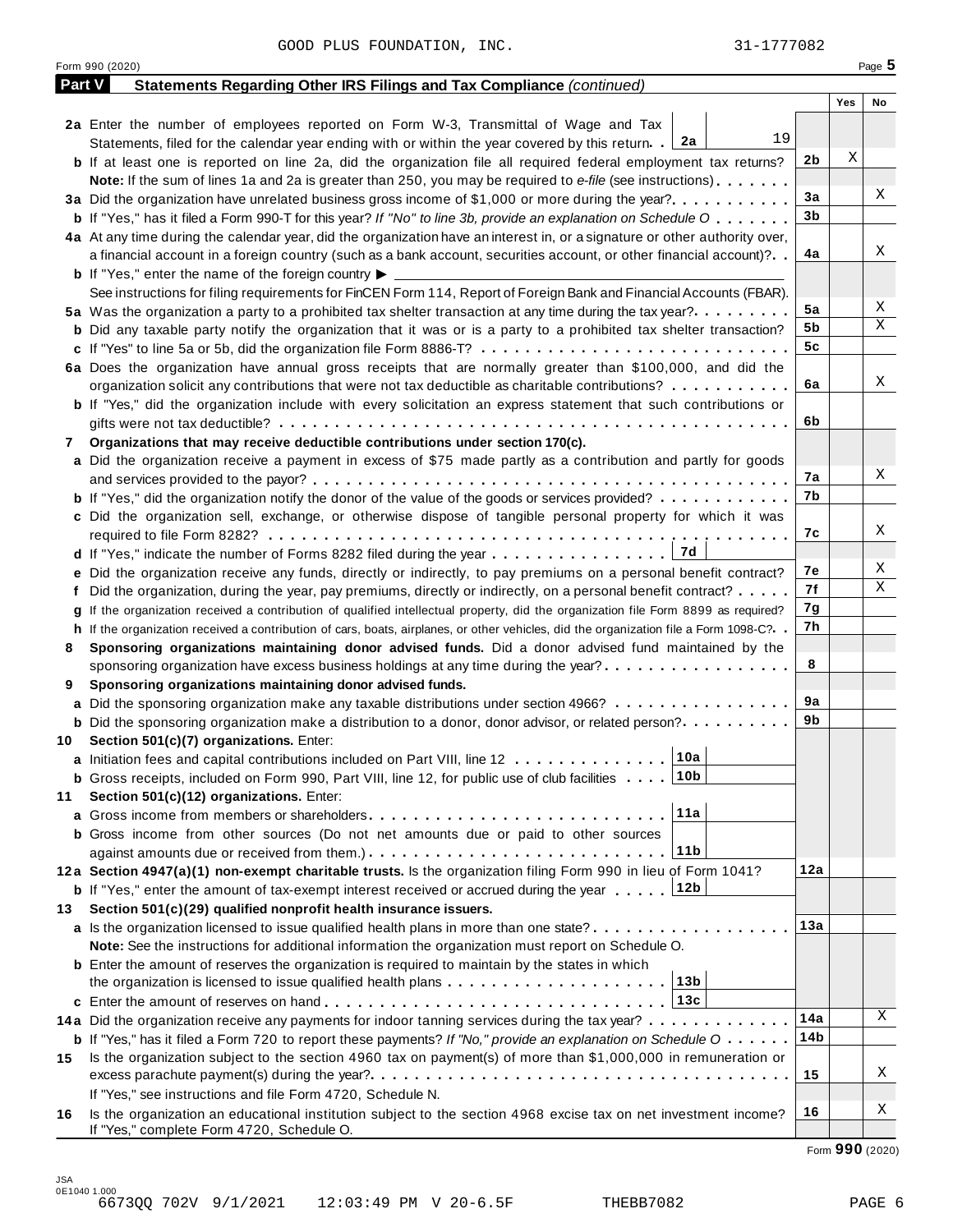GOOD PLUS FOUNDATION, INC. 31-1777082

Form 990 (2020) Page **5**

**Part V** **Statements Regarding Other IRS Filings and Tax Compliance** *(continued)*

| | | | Yes | No |
|---|---|---|---|---|
| **2a** | Enter the number of employees reported on Form W-3, Transmittal of Wage and Tax Statements, filed for the calendar year ending with or within the year covered by this return . . **2a** 19 | | | |
| **b** | If at least one is reported on line 2a, did the organization file all required federal employment tax returns? | **2b** | X | |
| | **Note:** If the sum of lines 1a and 2a is greater than 250, you may be required to *e-file* (see instructions) | | | |
| **3a** | Did the organization have unrelated business gross income of $1,000 or more during the year? | **3a** | | X |
| **b** | If "Yes," has it filed a Form 990-T for this year? *If "No" to line 3b, provide an explanation on Schedule O* | **3b** | | |
| **4a** | At any time during the calendar year, did the organization have an interest in, or a signature or other authority over, a financial account in a foreign country (such as a bank account, securities account, or other financial account)? | **4a** | | X |
| **b** | If "Yes," enter the name of the foreign country ▶ | | | |
| | See instructions for filing requirements for FinCEN Form 114, Report of Foreign Bank and Financial Accounts (FBAR). | | | |
| **5a** | Was the organization a party to a prohibited tax shelter transaction at any time during the tax year? | **5a** | | X |
| **b** | Did any taxable party notify the organization that it was or is a party to a prohibited tax shelter transaction? | **5b** | | X |
| **c** | If "Yes" to line 5a or 5b, did the organization file Form 8886-T? | **5c** | | |
| **6a** | Does the organization have annual gross receipts that are normally greater than $100,000, and did the organization solicit any contributions that were not tax deductible as charitable contributions? | **6a** | | X |
| **b** | If "Yes," did the organization include with every solicitation an express statement that such contributions or gifts were not tax deductible? | **6b** | | |
| **7** | **Organizations that may receive deductible contributions under section 170(c).** | | | |
| **a** | Did the organization receive a payment in excess of $75 made partly as a contribution and partly for goods and services provided to the payor? | **7a** | | X |
| **b** | If "Yes," did the organization notify the donor of the value of the goods or services provided? | **7b** | | |
| **c** | Did the organization sell, exchange, or otherwise dispose of tangible personal property for which it was required to file Form 8282? | **7c** | | X |
| **d** | If "Yes," indicate the number of Forms 8282 filed during the year . . . **7d** | | | |
| **e** | Did the organization receive any funds, directly or indirectly, to pay premiums on a personal benefit contract? | **7e** | | X |
| **f** | Did the organization, during the year, pay premiums, directly or indirectly, on a personal benefit contract? | **7f** | | X |
| **g** | If the organization received a contribution of qualified intellectual property, did the organization file Form 8899 as required? | **7g** | | |
| **h** | If the organization received a contribution of cars, boats, airplanes, or other vehicles, did the organization file a Form 1098-C? | **7h** | | |
| **8** | **Sponsoring organizations maintaining donor advised funds.** Did a donor advised fund maintained by the sponsoring organization have excess business holdings at any time during the year? | **8** | | |
| **9** | **Sponsoring organizations maintaining donor advised funds.** | | | |
| **a** | Did the sponsoring organization make any taxable distributions under section 4966? | **9a** | | |
| **b** | Did the sponsoring organization make a distribution to a donor, donor advisor, or related person? | **9b** | | |
| **10** | **Section 501(c)(7) organizations.** Enter: | | | |
| **a** | Initiation fees and capital contributions included on Part VIII, line 12 . . . **10a** | | | |
| **b** | Gross receipts, included on Form 990, Part VIII, line 12, for public use of club facilities . . . **10b** | | | |
| **11** | **Section 501(c)(12) organizations.** Enter: | | | |
| **a** | Gross income from members or shareholders . . . **11a** | | | |
| **b** | Gross income from other sources (Do not net amounts due or paid to other sources against amounts due or received from them.) . . . **11b** | | | |
| **12a** | **Section 4947(a)(1) non-exempt charitable trusts.** Is the organization filing Form 990 in lieu of Form 1041? | **12a** | | |
| **b** | If "Yes," enter the amount of tax-exempt interest received or accrued during the year . . . **12b** | | | |
| **13** | **Section 501(c)(29) qualified nonprofit health insurance issuers.** | | | |
| **a** | Is the organization licensed to issue qualified health plans in more than one state? | **13a** | | |
| | **Note:** See the instructions for additional information the organization must report on Schedule O. | | | |
| **b** | Enter the amount of reserves the organization is required to maintain by the states in which the organization is licensed to issue qualified health plans . . . **13b** | | | |
| **c** | Enter the amount of reserves on hand . . . **13c** | | | |
| **14a** | Did the organization receive any payments for indoor tanning services during the tax year? | **14a** | | X |
| **b** | If "Yes," has it filed a Form 720 to report these payments? *If "No," provide an explanation on Schedule O* | **14b** | | |
| **15** | Is the organization subject to the section 4960 tax on payment(s) of more than $1,000,000 in remuneration or excess parachute payment(s) during the year? | **15** | | X |
| | If "Yes," see instructions and file Form 4720, Schedule N. | | | |
| **16** | Is the organization an educational institution subject to the section 4968 excise tax on net investment income? If "Yes," complete Form 4720, Schedule O. | **16** | | X |

Form **990** (2020)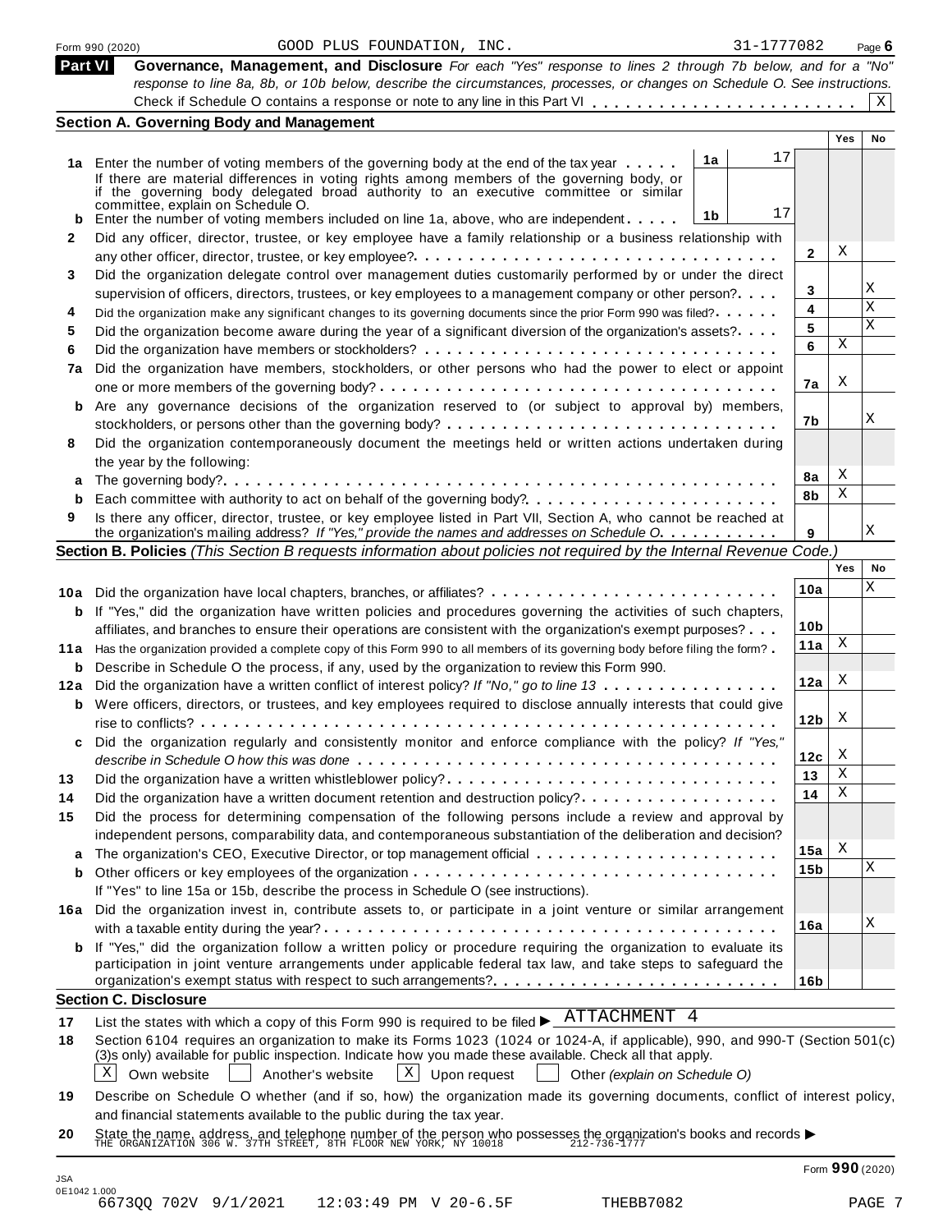Form 990 (2020) GOOD PLUS FOUNDATION, INC. 31-1777082 Page 6

**Part VI Governance, Management, and Disclosure** *For each "Yes" response to lines 2 through 7b below, and for a "No" response to line 8a, 8b, or 10b below, describe the circumstances, processes, or changes on Schedule O. See instructions.*

Check if Schedule O contains a response or note to any line in this Part VI . . . . . . . . . . . . . . . . . . . . . . . . [X]

## Section A. Governing Body and Management

| | | | Yes | No |
|---|---|---|---|---|
| **1a** | Enter the number of voting members of the governing body at the end of the tax year . . . . . **1a** 17<br>If there are material differences in voting rights among members of the governing body, or if the governing body delegated broad authority to an executive committee or similar committee, explain on Schedule O. | | | |
| **b** | Enter the number of voting members included on line 1a, above, who are independent . . . . . **1b** 17 | | | |
| **2** | Did any officer, director, trustee, or key employee have a family relationship or a business relationship with any other officer, director, trustee, or key employee? | 2 | X | |
| **3** | Did the organization delegate control over management duties customarily performed by or under the direct supervision of officers, directors, trustees, or key employees to a management company or other person? | 3 | | X |
| **4** | Did the organization make any significant changes to its governing documents since the prior Form 990 was filed? | 4 | | X |
| **5** | Did the organization become aware during the year of a significant diversion of the organization's assets? | 5 | | X |
| **6** | Did the organization have members or stockholders? | 6 | X | |
| **7a** | Did the organization have members, stockholders, or other persons who had the power to elect or appoint one or more members of the governing body? | 7a | X | |
| **b** | Are any governance decisions of the organization reserved to (or subject to approval by) members, stockholders, or persons other than the governing body? | 7b | | X |
| **8** | Did the organization contemporaneously document the meetings held or written actions undertaken during the year by the following: | | | |
| **a** | The governing body? | 8a | X | |
| **b** | Each committee with authority to act on behalf of the governing body? | 8b | X | |
| **9** | Is there any officer, director, trustee, or key employee listed in Part VII, Section A, who cannot be reached at the organization's mailing address? *If "Yes," provide the names and addresses on Schedule O* | 9 | | X |

## Section B. Policies *(This Section B requests information about policies not required by the Internal Revenue Code.)*

| | | | Yes | No |
|---|---|---|---|---|
| **10a** | Did the organization have local chapters, branches, or affiliates? | 10a | | X |
| **b** | If "Yes," did the organization have written policies and procedures governing the activities of such chapters, affiliates, and branches to ensure their operations are consistent with the organization's exempt purposes? | 10b | | |
| **11a** | Has the organization provided a complete copy of this Form 990 to all members of its governing body before filing the form? | 11a | X | |
| **b** | Describe in Schedule O the process, if any, used by the organization to review this Form 990. | | | |
| **12a** | Did the organization have a written conflict of interest policy? *If "No," go to line 13* | 12a | X | |
| **b** | Were officers, directors, or trustees, and key employees required to disclose annually interests that could give rise to conflicts? | 12b | X | |
| **c** | Did the organization regularly and consistently monitor and enforce compliance with the policy? *If "Yes," describe in Schedule O how this was done* | 12c | X | |
| **13** | Did the organization have a written whistleblower policy? | 13 | X | |
| **14** | Did the organization have a written document retention and destruction policy? | 14 | X | |
| **15** | Did the process for determining compensation of the following persons include a review and approval by independent persons, comparability data, and contemporaneous substantiation of the deliberation and decision? | | | |
| **a** | The organization's CEO, Executive Director, or top management official | 15a | X | |
| **b** | Other officers or key employees of the organization | 15b | | X |
| | If "Yes" to line 15a or 15b, describe the process in Schedule O (see instructions). | | | |
| **16a** | Did the organization invest in, contribute assets to, or participate in a joint venture or similar arrangement with a taxable entity during the year? | 16a | | X |
| **b** | If "Yes," did the organization follow a written policy or procedure requiring the organization to evaluate its participation in joint venture arrangements under applicable federal tax law, and take steps to safeguard the organization's exempt status with respect to such arrangements? | 16b | | |

## Section C. Disclosure

**17** List the states with which a copy of this Form 990 is required to be filed ▶ ATTACHMENT 4

**18** Section 6104 requires an organization to make its Forms 1023 (1024 or 1024-A, if applicable), 990, and 990-T (Section 501(c)(3)s only) available for public inspection. Indicate how you made these available. Check all that apply.

[X] Own website [ ] Another's website [X] Upon request [ ] Other *(explain on Schedule O)*

**19** Describe on Schedule O whether (and if so, how) the organization made its governing documents, conflict of interest policy, and financial statements available to the public during the tax year.

**20** State the name, address, and telephone number of the person who possesses the organization's books and records ▶ THE ORGANIZATION 306 W. 37TH STREET, 8TH FLOOR NEW YORK, NY 10018 212-736-1777

Form **990** (2020)

JSA 0E1042 1.000
6673QQ 702V 9/1/2021 12:03:49 PM V 20-6.5F THEBB7082 PAGE 7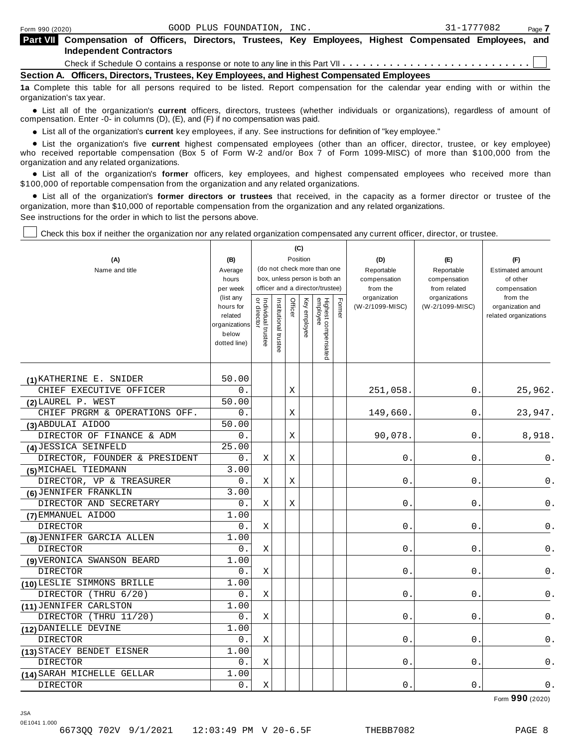Form 990 (2020) GOOD PLUS FOUNDATION, INC. 31-1777082

## Part VII Compensation of Officers, Directors, Trustees, Key Employees, Highest Compensated Employees, and Independent Contractors

Check if Schedule O contains a response or note to any line in this Part VII . . . . . . . . . . . . . . . . . . . . . . . . . . . ☐

### Section A. Officers, Directors, Trustees, Key Employees, and Highest Compensated Employees

**1a** Complete this table for all persons required to be listed. Report compensation for the calendar year ending with or within the organization's tax year.

- List all of the organization's **current** officers, directors, trustees (whether individuals or organizations), regardless of amount of compensation. Enter -0- in columns (D), (E), and (F) if no compensation was paid.
- List all of the organization's **current** key employees, if any. See instructions for definition of "key employee."
- List the organization's five **current** highest compensated employees (other than an officer, director, trustee, or key employee) who received reportable compensation (Box 5 of Form W-2 and/or Box 7 of Form 1099-MISC) of more than $100,000 from the organization and any related organizations.
- List all of the organization's **former** officers, key employees, and highest compensated employees who received more than $100,000 of reportable compensation from the organization and any related organizations.
- List all of the organization's **former directors or trustees** that received, in the capacity as a former director or trustee of the organization, more than $10,000 of reportable compensation from the organization and any related organizations.

See instructions for the order in which to list the persons above.

☐ Check this box if neither the organization nor any related organization compensated any current officer, director, or trustee.

| (A) Name and title | (B) Average hours per week (list any hours for related organizations below dotted line) | (C) Position: Individual trustee or director | Institutional trustee | Officer | Key employee | Highest compensated employee | Former | (D) Reportable compensation from the organization (W-2/1099-MISC) | (E) Reportable compensation from related organizations (W-2/1099-MISC) | (F) Estimated amount of other compensation from the organization and related organizations |
|---|---|---|---|---|---|---|---|---|---|---|
| (1) KATHERINE E. SNIDER<br>CHIEF EXECUTIVE OFFICER | 50.00<br>0. | | | X | | | | 251,058. | 0. | 25,962. |
| (2) LAUREL P. WEST<br>CHIEF PRGRM & OPERATIONS OFF. | 50.00<br>0. | | | X | | | | 149,660. | 0. | 23,947. |
| (3) ABDULAI AIDOO<br>DIRECTOR OF FINANCE & ADM | 50.00<br>0. | | | X | | | | 90,078. | 0. | 8,918. |
| (4) JESSICA SEINFELD<br>DIRECTOR, FOUNDER & PRESIDENT | 25.00<br>0. | X | | X | | | | 0. | 0. | 0. |
| (5) MICHAEL TIEDMANN<br>DIRECTOR, VP & TREASURER | 3.00<br>0. | X | | X | | | | 0. | 0. | 0. |
| (6) JENNIFER FRANKLIN<br>DIRECTOR AND SECRETARY | 3.00<br>0. | X | | X | | | | 0. | 0. | 0. |
| (7) EMMANUEL AIDOO<br>DIRECTOR | 1.00<br>0. | X | | | | | | 0. | 0. | 0. |
| (8) JENNIFER GARCIA ALLEN<br>DIRECTOR | 1.00<br>0. | X | | | | | | 0. | 0. | 0. |
| (9) VERONICA SWANSON BEARD<br>DIRECTOR | 1.00<br>0. | X | | | | | | 0. | 0. | 0. |
| (10) LESLIE SIMMONS BRILLE<br>DIRECTOR (THRU 6/20) | 1.00<br>0. | X | | | | | | 0. | 0. | 0. |
| (11) JENNIFER CARLSTON<br>DIRECTOR (THRU 11/20) | 1.00<br>0. | X | | | | | | 0. | 0. | 0. |
| (12) DANIELLE DEVINE<br>DIRECTOR | 1.00<br>0. | X | | | | | | 0. | 0. | 0. |
| (13) STACEY BENDET EISNER<br>DIRECTOR | 1.00<br>0. | X | | | | | | 0. | 0. | 0. |
| (14) SARAH MICHELLE GELLAR<br>DIRECTOR | 1.00<br>0. | X | | | | | | 0. | 0. | 0. |

Form **990** (2020)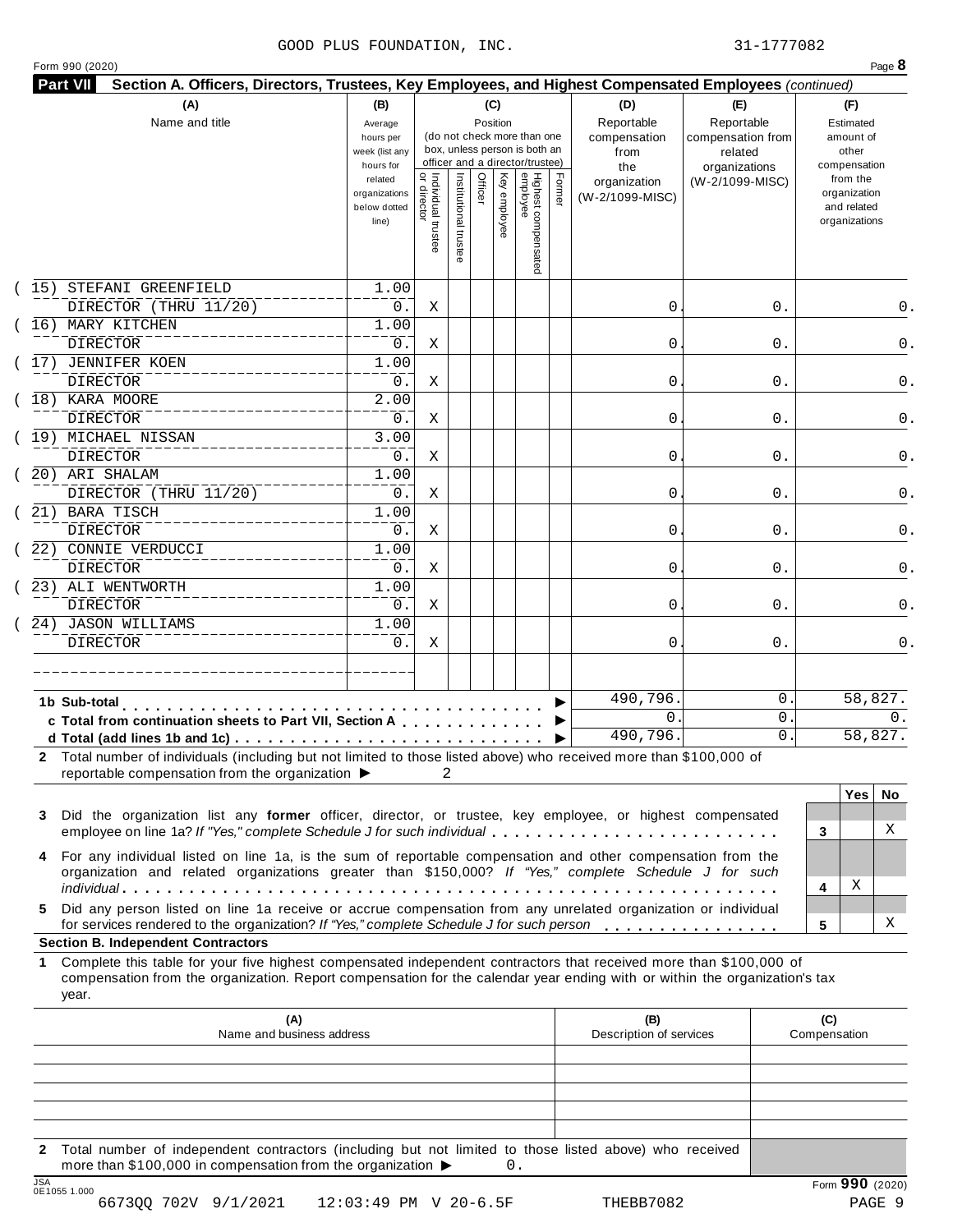GOOD PLUS FOUNDATION, INC. 31-1777082

Form 990 (2020) Page **8**

**Part VII** **Section A. Officers, Directors, Trustees, Key Employees, and Highest Compensated Employees** *(continued)*

| (A) Name and title | (B) Average hours per week (list any hours for related organizations below dotted line) | (C) Position: Individual trustee or director | Institutional trustee | Officer | Key employee | Highest compensated employee | Former | (D) Reportable compensation from the organization (W-2/1099-MISC) | (E) Reportable compensation from related organizations (W-2/1099-MISC) | (F) Estimated amount of other compensation from the organization and related organizations |
|---|---|---|---|---|---|---|---|---|---|---|
| (15) STEFANI GREENFIELD<br>DIRECTOR (THRU 11/20) | 1.00<br>0. | X | | | | | | 0. | 0. | 0. |
| (16) MARY KITCHEN<br>DIRECTOR | 1.00<br>0. | X | | | | | | 0. | 0. | 0. |
| (17) JENNIFER KOEN<br>DIRECTOR | 1.00<br>0. | X | | | | | | 0. | 0. | 0. |
| (18) KARA MOORE<br>DIRECTOR | 2.00<br>0. | X | | | | | | 0. | 0. | 0. |
| (19) MICHAEL NISSAN<br>DIRECTOR | 3.00<br>0. | X | | | | | | 0. | 0. | 0. |
| (20) ARI SHALAM<br>DIRECTOR (THRU 11/20) | 1.00<br>0. | X | | | | | | 0. | 0. | 0. |
| (21) BARA TISCH<br>DIRECTOR | 1.00<br>0. | X | | | | | | 0. | 0. | 0. |
| (22) CONNIE VERDUCCI<br>DIRECTOR | 1.00<br>0. | X | | | | | | 0. | 0. | 0. |
| (23) ALI WENTWORTH<br>DIRECTOR | 1.00<br>0. | X | | | | | | 0. | 0. | 0. |
| (24) JASON WILLIAMS<br>DIRECTOR | 1.00<br>0. | X | | | | | | 0. | 0. | 0. |
| | | | | | | | | | | |
| **1b Sub-total** | | | | | | | | 490,796. | 0. | 58,827. |
| **c Total from continuation sheets to Part VII, Section A** | | | | | | | | 0. | 0. | 0. |
| **d Total (add lines 1b and 1c)** | | | | | | | | 490,796. | 0. | 58,827. |

**2** Total number of individuals (including but not limited to those listed above) who received more than $100,000 of reportable compensation from the organization ▶ 2

| | | Yes | No |
|---|---|---|---|
| **3** Did the organization list any **former** officer, director, or trustee, key employee, or highest compensated employee on line 1a? *If "Yes," complete Schedule J for such individual* | 3 | | X |
| **4** For any individual listed on line 1a, is the sum of reportable compensation and other compensation from the organization and related organizations greater than $150,000? *If "Yes," complete Schedule J for such individual* | 4 | X | |
| **5** Did any person listed on line 1a receive or accrue compensation from any unrelated organization or individual for services rendered to the organization? *If "Yes," complete Schedule J for such person* | 5 | | X |

**Section B. Independent Contractors**

**1** Complete this table for your five highest compensated independent contractors that received more than $100,000 of compensation from the organization. Report compensation for the calendar year ending with or within the organization's tax year.

| (A) Name and business address | (B) Description of services | (C) Compensation |
|---|---|---|
| | | |
| | | |
| | | |
| | | |
| | | |

**2** Total number of independent contractors (including but not limited to those listed above) who received more than $100,000 in compensation from the organization ▶ 0.

Form **990** (2020)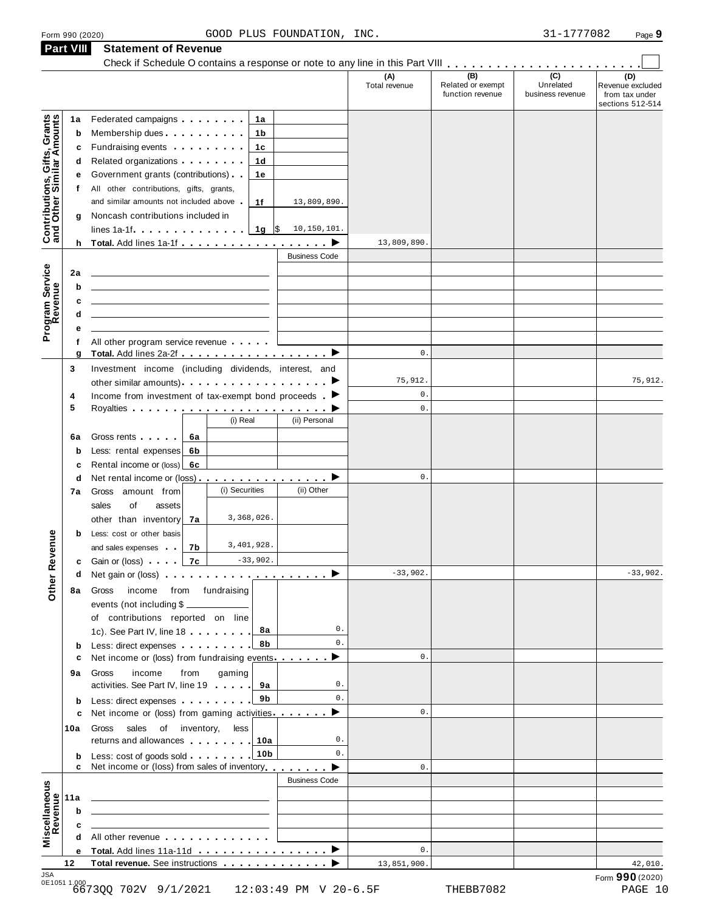Form 990 (2020) GOOD PLUS FOUNDATION, INC. 31-1777082 Page 9

## Part VIII Statement of Revenue

Check if Schedule O contains a response or note to any line in this Part VIII . . . . . . . . . . ☐

| | | | | (A) Total revenue | (B) Related or exempt function revenue | (C) Unrelated business revenue | (D) Revenue excluded from tax under sections 512-514 |
|---|---|---|---|---|---|---|---|
| **Contributions, Gifts, Grants and Other Similar Amounts** | 1a | Federated campaigns | 1a | | | | |
| | b | Membership dues | 1b | | | | |
| | c | Fundraising events | 1c | | | | |
| | d | Related organizations | 1d | | | | |
| | e | Government grants (contributions) | 1e | | | | |
| | f | All other contributions, gifts, grants, and similar amounts not included above | 1f 13,809,890. | | | | |
| | g | Noncash contributions included in lines 1a-1f | 1g $ 10,150,101. | | | | |
| | h | **Total.** Add lines 1a-1f ▶ | | 13,809,890. | | | |
| **Program Service Revenue** | | | Business Code | | | | |
| | 2a | | | | | | |
| | b | | | | | | |
| | c | | | | | | |
| | d | | | | | | |
| | e | | | | | | |
| | f | All other program service revenue | | | | | |
| | g | **Total.** Add lines 2a-2f ▶ | | 0. | | | |
| **Other Revenue** | 3 | Investment income (including dividends, interest, and other similar amounts) ▶ | | 75,912. | | | 75,912. |
| | 4 | Income from investment of tax-exempt bond proceeds ▶ | | 0. | | | |
| | 5 | Royalties ▶ | | 0. | | | |
| | | | (i) Real / (ii) Personal | | | | |
| | 6a | Gross rents | 6a | | | | |
| | b | Less: rental expenses | 6b | | | | |
| | c | Rental income or (loss) | 6c | | | | |
| | d | Net rental income or (loss) ▶ | | 0. | | | |
| | | | (i) Securities / (ii) Other | | | | |
| | 7a | Gross amount from sales of assets other than inventory | 7a 3,368,026. | | | | |
| | b | Less: cost or other basis and sales expenses | 7b 3,401,928. | | | | |
| | c | Gain or (loss) | 7c -33,902. | | | | |
| | d | Net gain or (loss) ▶ | | -33,902. | | | -33,902. |
| | 8a | Gross income from fundraising events (not including $ ______ of contributions reported on line 1c). See Part IV, line 18 | 8a 0. | | | | |
| | b | Less: direct expenses | 8b 0. | | | | |
| | c | Net income or (loss) from fundraising events ▶ | | 0. | | | |
| | 9a | Gross income from gaming activities. See Part IV, line 19 | 9a 0. | | | | |
| | b | Less: direct expenses | 9b 0. | | | | |
| | c | Net income or (loss) from gaming activities ▶ | | 0. | | | |
| | 10a | Gross sales of inventory, less returns and allowances | 10a 0. | | | | |
| | b | Less: cost of goods sold | 10b 0. | | | | |
| | c | Net income or (loss) from sales of inventory ▶ | | 0. | | | |
| **Miscellaneous Revenue** | | | Business Code | | | | |
| | 11a | | | | | | |
| | b | | | | | | |
| | c | | | | | | |
| | d | All other revenue | | | | | |
| | e | **Total.** Add lines 11a-11d ▶ | | 0. | | | |
| | 12 | **Total revenue.** See instructions ▶ | | 13,851,900. | | | 42,010. |

Form **990** (2020)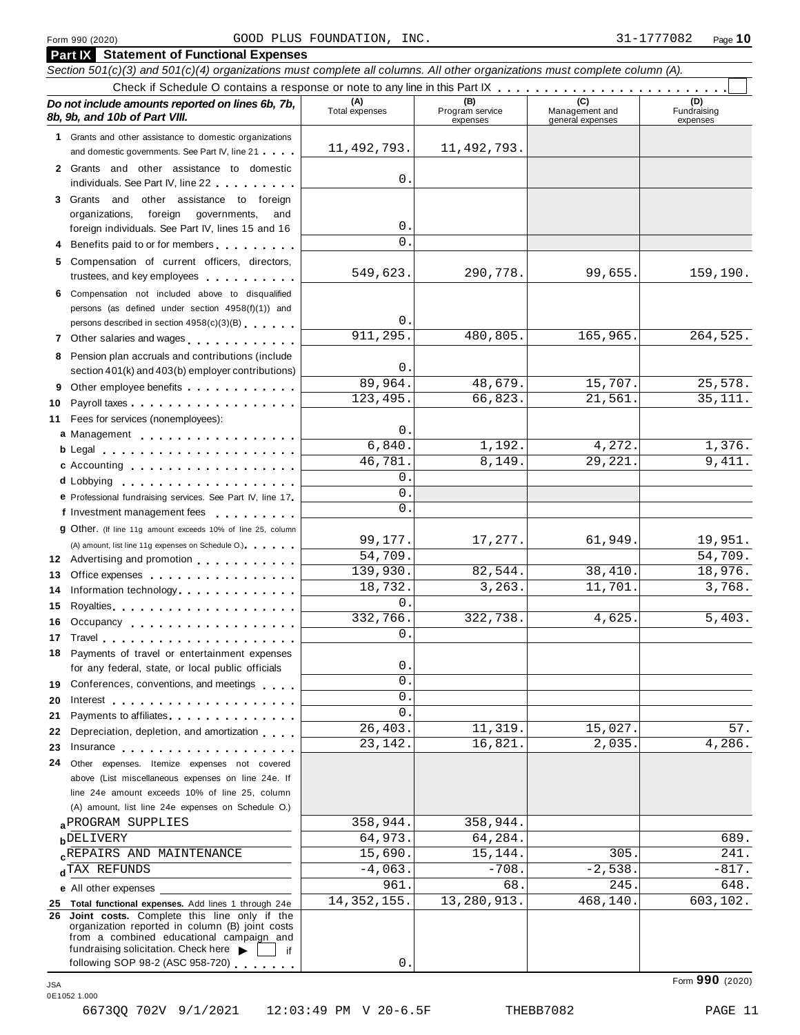Form 990 (2020) GOOD PLUS FOUNDATION, INC. 31-1777082 Page 10

## Part IX Statement of Functional Expenses

*Section 501(c)(3) and 501(c)(4) organizations must complete all columns. All other organizations must complete column (A).*

Check if Schedule O contains a response or note to any line in this Part IX . . . . . . . . . . . . . . . . . . . . . . . . ☐

| *Do not include amounts reported on lines 6b, 7b, 8b, 9b, and 10b of Part VIII.* | (A) Total expenses | (B) Program service expenses | (C) Management and general expenses | (D) Fundraising expenses |
|---|---|---|---|---|
| **1** Grants and other assistance to domestic organizations and domestic governments. See Part IV, line 21 | 11,492,793. | 11,492,793. | | |
| **2** Grants and other assistance to domestic individuals. See Part IV, line 22 | 0. | | | |
| **3** Grants and other assistance to foreign organizations, foreign governments, and foreign individuals. See Part IV, lines 15 and 16 | 0. | | | |
| **4** Benefits paid to or for members | 0. | | | |
| **5** Compensation of current officers, directors, trustees, and key employees | 549,623. | 290,778. | 99,655. | 159,190. |
| **6** Compensation not included above to disqualified persons (as defined under section 4958(f)(1)) and persons described in section 4958(c)(3)(B) | 0. | | | |
| **7** Other salaries and wages | 911,295. | 480,805. | 165,965. | 264,525. |
| **8** Pension plan accruals and contributions (include section 401(k) and 403(b) employer contributions) | 0. | | | |
| **9** Other employee benefits | 89,964. | 48,679. | 15,707. | 25,578. |
| **10** Payroll taxes | 123,495. | 66,823. | 21,561. | 35,111. |
| **11** Fees for services (nonemployees): | | | | |
| **a** Management | 0. | | | |
| **b** Legal | 6,840. | 1,192. | 4,272. | 1,376. |
| **c** Accounting | 46,781. | 8,149. | 29,221. | 9,411. |
| **d** Lobbying | 0. | | | |
| **e** Professional fundraising services. See Part IV, line 17 | 0. | | | |
| **f** Investment management fees | 0. | | | |
| **g** Other. (If line 11g amount exceeds 10% of line 25, column (A) amount, list line 11g expenses on Schedule O.) | 99,177. | 17,277. | 61,949. | 19,951. |
| **12** Advertising and promotion | 54,709. | | | 54,709. |
| **13** Office expenses | 139,930. | 82,544. | 38,410. | 18,976. |
| **14** Information technology | 18,732. | 3,263. | 11,701. | 3,768. |
| **15** Royalties | 0. | | | |
| **16** Occupancy | 332,766. | 322,738. | 4,625. | 5,403. |
| **17** Travel | 0. | | | |
| **18** Payments of travel or entertainment expenses for any federal, state, or local public officials | 0. | | | |
| **19** Conferences, conventions, and meetings | 0. | | | |
| **20** Interest | 0. | | | |
| **21** Payments to affiliates | 0. | | | |
| **22** Depreciation, depletion, and amortization | 26,403. | 11,319. | 15,027. | 57. |
| **23** Insurance | 23,142. | 16,821. | 2,035. | 4,286. |
| **24** Other expenses. Itemize expenses not covered above (List miscellaneous expenses on line 24e. If line 24e amount exceeds 10% of line 25, column (A) amount, list line 24e expenses on Schedule O.) | | | | |
| **a** PROGRAM SUPPLIES | 358,944. | 358,944. | | |
| **b** DELIVERY | 64,973. | 64,284. | | 689. |
| **c** REPAIRS AND MAINTENANCE | 15,690. | 15,144. | 305. | 241. |
| **d** TAX REFUNDS | -4,063. | -708. | -2,538. | -817. |
| **e** All other expenses | 961. | 68. | 245. | 648. |
| **25 Total functional expenses.** Add lines 1 through 24e | 14,352,155. | 13,280,913. | 468,140. | 603,102. |
| **26 Joint costs.** Complete this line only if the organization reported in column (B) joint costs from a combined educational campaign and fundraising solicitation. Check here ☐ if following SOP 98-2 (ASC 958-720) | 0. | | | |

Form **990** (2020)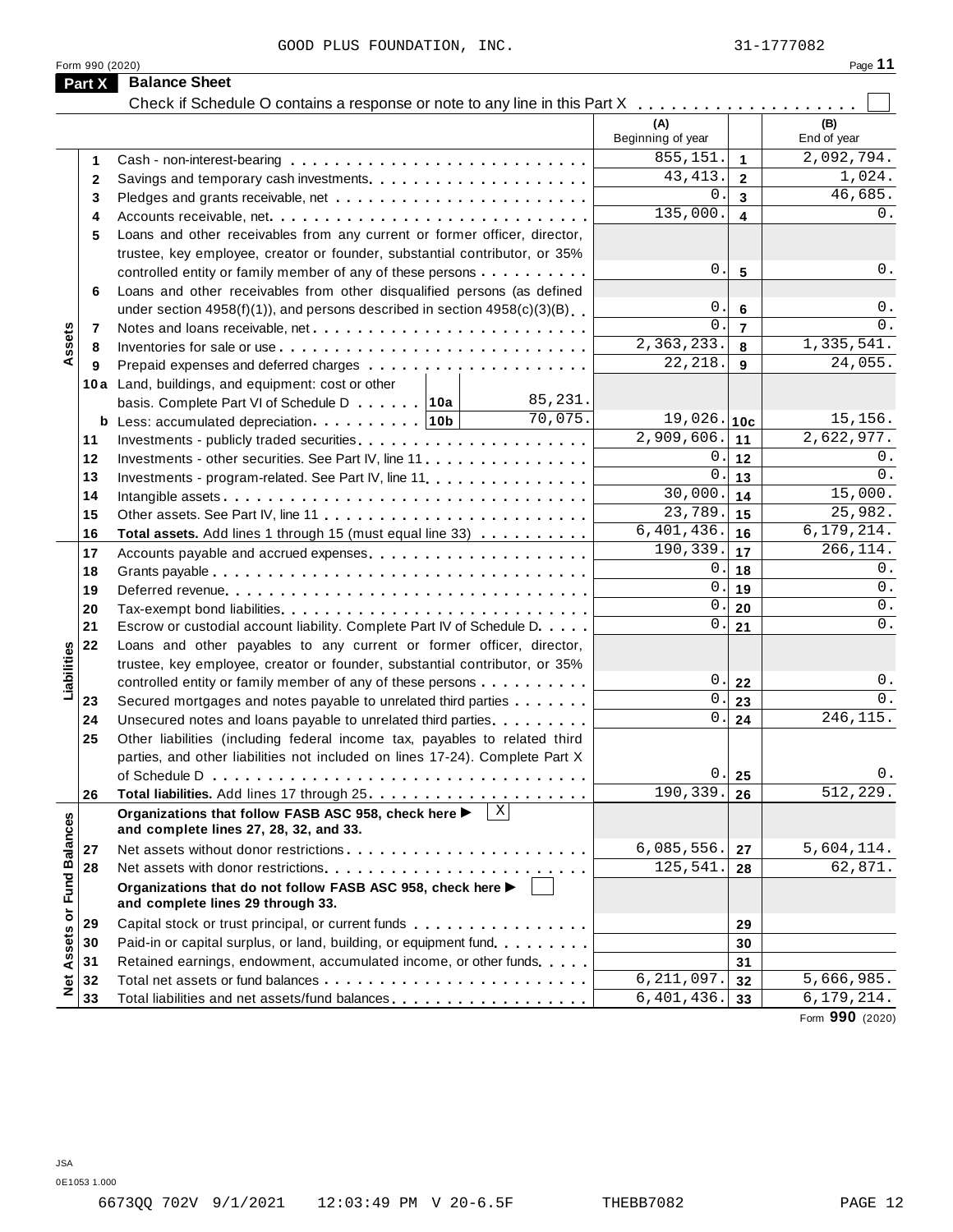GOOD PLUS FOUNDATION, INC. 31-1777082

Form 990 (2020)

## Part X Balance Sheet

Check if Schedule O contains a response or note to any line in this Part X . . . . . . . . . . . . . . . . . . . ☐

| Section | Line | Description | (A) Beginning of year | | (B) End of year |
|---|---|---|---|---|---|
| Assets | 1 | Cash - non-interest-bearing | 855,151. | 1 | 2,092,794. |
| | 2 | Savings and temporary cash investments | 43,413. | 2 | 1,024. |
| | 3 | Pledges and grants receivable, net | 0. | 3 | 46,685. |
| | 4 | Accounts receivable, net | 135,000. | 4 | 0. |
| | 5 | Loans and other receivables from any current or former officer, director, trustee, key employee, creator or founder, substantial contributor, or 35% controlled entity or family member of any of these persons | 0. | 5 | 0. |
| | 6 | Loans and other receivables from other disqualified persons (as defined under section 4958(f)(1)), and persons described in section 4958(c)(3)(B) | 0. | 6 | 0. |
| | 7 | Notes and loans receivable, net | 0. | 7 | 0. |
| | 8 | Inventories for sale or use | 2,363,233. | 8 | 1,335,541. |
| | 9 | Prepaid expenses and deferred charges | 22,218. | 9 | 24,055. |
| | 10a | Land, buildings, and equipment: cost or other basis. Complete Part VI of Schedule D . . . 10a 85,231. | | | |
| | b | Less: accumulated depreciation . . . 10b 70,075. | 19,026. | 10c | 15,156. |
| | 11 | Investments - publicly traded securities | 2,909,606. | 11 | 2,622,977. |
| | 12 | Investments - other securities. See Part IV, line 11 | 0. | 12 | 0. |
| | 13 | Investments - program-related. See Part IV, line 11 | 0. | 13 | 0. |
| | 14 | Intangible assets | 30,000. | 14 | 15,000. |
| | 15 | Other assets. See Part IV, line 11 | 23,789. | 15 | 25,982. |
| | 16 | **Total assets.** Add lines 1 through 15 (must equal line 33) | 6,401,436. | 16 | 6,179,214. |
| Liabilities | 17 | Accounts payable and accrued expenses | 190,339. | 17 | 266,114. |
| | 18 | Grants payable | 0. | 18 | 0. |
| | 19 | Deferred revenue | 0. | 19 | 0. |
| | 20 | Tax-exempt bond liabilities | 0. | 20 | 0. |
| | 21 | Escrow or custodial account liability. Complete Part IV of Schedule D | 0. | 21 | 0. |
| | 22 | Loans and other payables to any current or former officer, director, trustee, key employee, creator or founder, substantial contributor, or 35% controlled entity or family member of any of these persons | 0. | 22 | 0. |
| | 23 | Secured mortgages and notes payable to unrelated third parties | 0. | 23 | 0. |
| | 24 | Unsecured notes and loans payable to unrelated third parties | 0. | 24 | 246,115. |
| | 25 | Other liabilities (including federal income tax, payables to related third parties, and other liabilities not included on lines 17-24). Complete Part X of Schedule D | 0. | 25 | 0. |
| | 26 | **Total liabilities.** Add lines 17 through 25 | 190,339. | 26 | 512,229. |
| Net Assets or Fund Balances | | **Organizations that follow FASB ASC 958, check here ▶** ☒ **and complete lines 27, 28, 32, and 33.** | | | |
| | 27 | Net assets without donor restrictions | 6,085,556. | 27 | 5,604,114. |
| | 28 | Net assets with donor restrictions | 125,541. | 28 | 62,871. |
| | | **Organizations that do not follow FASB ASC 958, check here ▶** ☐ **and complete lines 29 through 33.** | | | |
| | 29 | Capital stock or trust principal, or current funds | | 29 | |
| | 30 | Paid-in or capital surplus, or land, building, or equipment fund | | 30 | |
| | 31 | Retained earnings, endowment, accumulated income, or other funds | | 31 | |
| | 32 | Total net assets or fund balances | 6,211,097. | 32 | 5,666,985. |
| | 33 | Total liabilities and net assets/fund balances | 6,401,436. | 33 | 6,179,214. |

Form **990** (2020)

JSA
0E1053 1.000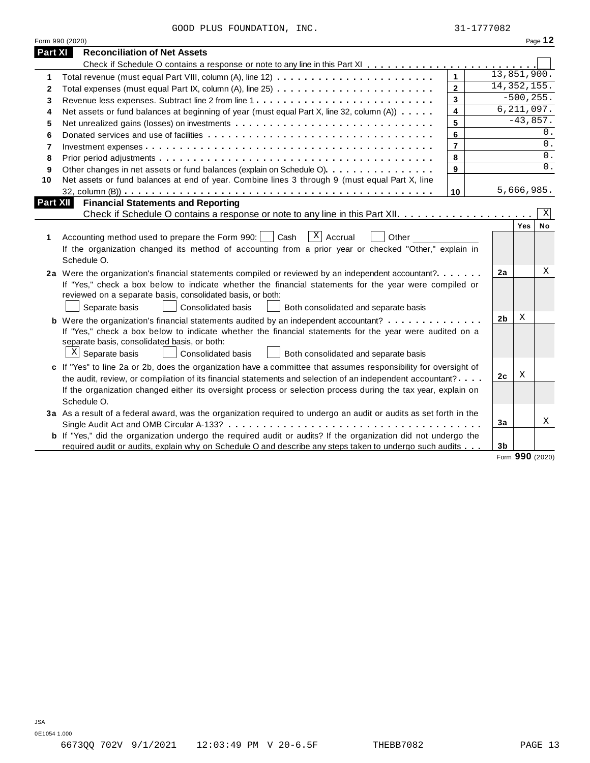GOOD PLUS FOUNDATION, INC. 31-1777082

Form 990 (2020)

## Part XI Reconciliation of Net Assets

Check if Schedule O contains a response or note to any line in this Part XI . . . . . . . . . . . . . . . . . . . . . . . . . ☐

| | | | |
|---|---|---|---|
| 1 | Total revenue (must equal Part VIII, column (A), line 12) | 1 | 13,851,900. |
| 2 | Total expenses (must equal Part IX, column (A), line 25) | 2 | 14,352,155. |
| 3 | Revenue less expenses. Subtract line 2 from line 1 | 3 | -500,255. |
| 4 | Net assets or fund balances at beginning of year (must equal Part X, line 32, column (A)) | 4 | 6,211,097. |
| 5 | Net unrealized gains (losses) on investments | 5 | -43,857. |
| 6 | Donated services and use of facilities | 6 | 0. |
| 7 | Investment expenses | 7 | 0. |
| 8 | Prior period adjustments | 8 | 0. |
| 9 | Other changes in net assets or fund balances (explain on Schedule O) | 9 | 0. |
| 10 | Net assets or fund balances at end of year. Combine lines 3 through 9 (must equal Part X, line 32, column (B)) | 10 | 5,666,985. |

## Part XII Financial Statements and Reporting

Check if Schedule O contains a response or note to any line in this Part XII . . . . . . . . . . . . . . . . . . . . ☒

| | | | Yes | No |
|---|---|---|---|---|
| **1** | Accounting method used to prepare the Form 990: ☐ Cash ☒ Accrual ☐ Other ______<br>If the organization changed its method of accounting from a prior year or checked "Other," explain in Schedule O. | | | |
| **2a** | Were the organization's financial statements compiled or reviewed by an independent accountant?<br>If "Yes," check a box below to indicate whether the financial statements for the year were compiled or reviewed on a separate basis, consolidated basis, or both:<br>☐ Separate basis ☐ Consolidated basis ☐ Both consolidated and separate basis | 2a | | X |
| **b** | Were the organization's financial statements audited by an independent accountant?<br>If "Yes," check a box below to indicate whether the financial statements for the year were audited on a separate basis, consolidated basis, or both:<br>☒ Separate basis ☐ Consolidated basis ☐ Both consolidated and separate basis | 2b | X | |
| **c** | If "Yes" to line 2a or 2b, does the organization have a committee that assumes responsibility for oversight of the audit, review, or compilation of its financial statements and selection of an independent accountant?<br>If the organization changed either its oversight process or selection process during the tax year, explain on Schedule O. | 2c | X | |
| **3a** | As a result of a federal award, was the organization required to undergo an audit or audits as set forth in the Single Audit Act and OMB Circular A-133? | 3a | | X |
| **b** | If "Yes," did the organization undergo the required audit or audits? If the organization did not undergo the required audit or audits, explain why on Schedule O and describe any steps taken to undergo such audits | 3b | | |

Form **990** (2020)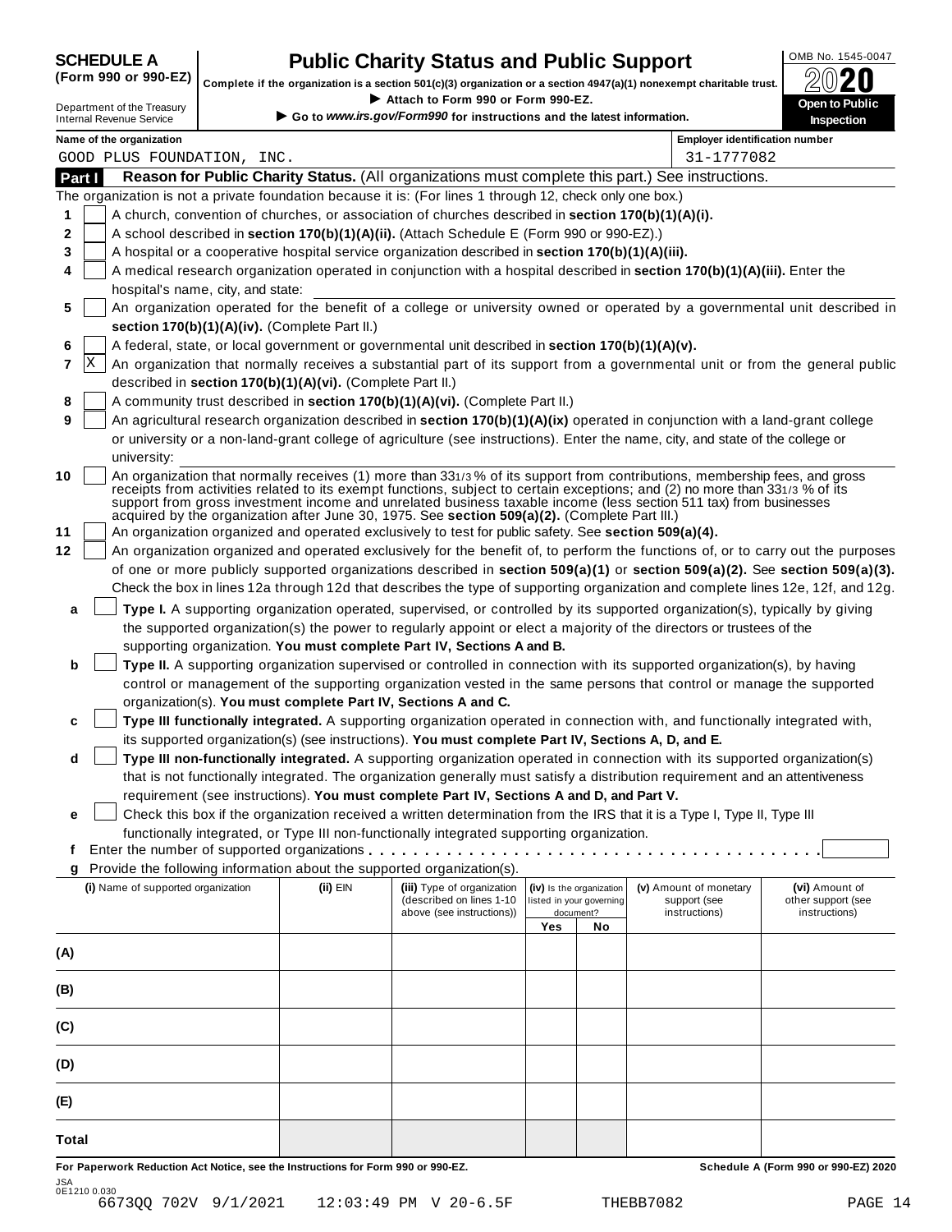**SCHEDULE A**
**(Form 990 or 990-EZ)**

Department of the Treasury
Internal Revenue Service

# Public Charity Status and Public Support

**Complete if the organization is a section 501(c)(3) organization or a section 4947(a)(1) nonexempt charitable trust.**
▶ **Attach to Form 990 or Form 990-EZ.**
▶ **Go to *www.irs.gov/Form990* for instructions and the latest information.**

OMB No. 1545-0047
**2020**
**Open to Public Inspection**

**Name of the organization**
GOOD PLUS FOUNDATION, INC.

**Employer identification number**
31-1777082

## Part I — Reason for Public Charity Status. (All organizations must complete this part.) See instructions.

The organization is not a private foundation because it is: (For lines 1 through 12, check only one box.)

1. [ ] A church, convention of churches, or association of churches described in **section 170(b)(1)(A)(i).**
2. [ ] A school described in **section 170(b)(1)(A)(ii).** (Attach Schedule E (Form 990 or 990-EZ).)
3. [ ] A hospital or a cooperative hospital service organization described in **section 170(b)(1)(A)(iii).**
4. [ ] A medical research organization operated in conjunction with a hospital described in **section 170(b)(1)(A)(iii).** Enter the hospital's name, city, and state:
5. [ ] An organization operated for the benefit of a college or university owned or operated by a governmental unit described in **section 170(b)(1)(A)(iv).** (Complete Part II.)
6. [ ] A federal, state, or local government or governmental unit described in **section 170(b)(1)(A)(v).**
7. [X] An organization that normally receives a substantial part of its support from a governmental unit or from the general public described in **section 170(b)(1)(A)(vi).** (Complete Part II.)
8. [ ] A community trust described in **section 170(b)(1)(A)(vi).** (Complete Part II.)
9. [ ] An agricultural research organization described in **section 170(b)(1)(A)(ix)** operated in conjunction with a land-grant college or university or a non-land-grant college of agriculture (see instructions). Enter the name, city, and state of the college or university:
10. [ ] An organization that normally receives (1) more than 33 1/3 % of its support from contributions, membership fees, and gross receipts from activities related to its exempt functions, subject to certain exceptions; and (2) no more than 33 1/3 % of its support from gross investment income and unrelated business taxable income (less section 511 tax) from businesses acquired by the organization after June 30, 1975. See **section 509(a)(2).** (Complete Part III.)
11. [ ] An organization organized and operated exclusively to test for public safety. See **section 509(a)(4).**
12. [ ] An organization organized and operated exclusively for the benefit of, to perform the functions of, or to carry out the purposes of one or more publicly supported organizations described in **section 509(a)(1)** or **section 509(a)(2).** See **section 509(a)(3).** Check the box in lines 12a through 12d that describes the type of supporting organization and complete lines 12e, 12f, and 12g.

   a. [ ] **Type I.** A supporting organization operated, supervised, or controlled by its supported organization(s), typically by giving the supported organization(s) the power to regularly appoint or elect a majority of the directors or trustees of the supporting organization. **You must complete Part IV, Sections A and B.**

   b. [ ] **Type II.** A supporting organization supervised or controlled in connection with its supported organization(s), by having control or management of the supporting organization vested in the same persons that control or manage the supported organization(s). **You must complete Part IV, Sections A and C.**

   c. [ ] **Type III functionally integrated.** A supporting organization operated in connection with, and functionally integrated with, its supported organization(s) (see instructions). **You must complete Part IV, Sections A, D, and E.**

   d. [ ] **Type III non-functionally integrated.** A supporting organization operated in connection with its supported organization(s) that is not functionally integrated. The organization generally must satisfy a distribution requirement and an attentiveness requirement (see instructions). **You must complete Part IV, Sections A and D, and Part V.**

   e. [ ] Check this box if the organization received a written determination from the IRS that it is a Type I, Type II, Type III functionally integrated, or Type III non-functionally integrated supporting organization.

   f. Enter the number of supported organizations . . . . . . . . . . . .

   g. Provide the following information about the supported organization(s).

| (i) Name of supported organization | (ii) EIN | (iii) Type of organization (described on lines 1-10 above (see instructions)) | (iv) Is the organization listed in your governing document? Yes | No | (v) Amount of monetary support (see instructions) | (vi) Amount of other support (see instructions) |
|---|---|---|---|---|---|---|
| (A) | | | | | | |
| (B) | | | | | | |
| (C) | | | | | | |
| (D) | | | | | | |
| (E) | | | | | | |
| Total | | | | | | |

**For Paperwork Reduction Act Notice, see the Instructions for Form 990 or 990-EZ.** **Schedule A (Form 990 or 990-EZ) 2020**

JSA
0E1210 0.030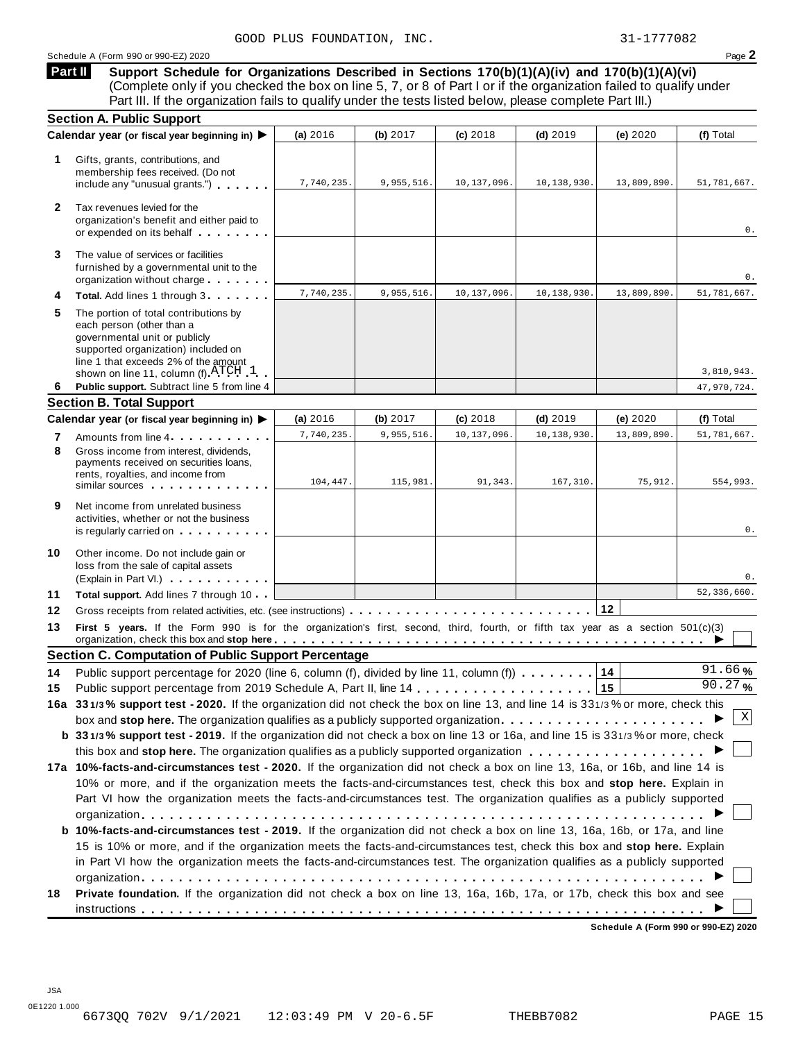GOOD PLUS FOUNDATION, INC. 31-1777082

Schedule A (Form 990 or 990-EZ) 2020 Page **2**

**Part II** **Support Schedule for Organizations Described in Sections 170(b)(1)(A)(iv) and 170(b)(1)(A)(vi)** (Complete only if you checked the box on line 5, 7, or 8 of Part I or if the organization failed to qualify under Part III. If the organization fails to qualify under the tests listed below, please complete Part III.)

## Section A. Public Support

| Calendar year (or fiscal year beginning in) ▶ | (a) 2016 | (b) 2017 | (c) 2018 | (d) 2019 | (e) 2020 | (f) Total |
|---|---|---|---|---|---|---|
| **1** Gifts, grants, contributions, and membership fees received. (Do not include any "unusual grants.") | 7,740,235. | 9,955,516. | 10,137,096. | 10,138,930. | 13,809,890. | 51,781,667. |
| **2** Tax revenues levied for the organization's benefit and either paid to or expended on its behalf | | | | | | 0. |
| **3** The value of services or facilities furnished by a governmental unit to the organization without charge | | | | | | 0. |
| **4** **Total.** Add lines 1 through 3 | 7,740,235. | 9,955,516. | 10,137,096. | 10,138,930. | 13,809,890. | 51,781,667. |
| **5** The portion of total contributions by each person (other than a governmental unit or publicly supported organization) included on line 1 that exceeds 2% of the amount shown on line 11, column (f) ATCH 1 | | | | | | 3,810,943. |
| **6** **Public support.** Subtract line 5 from line 4 | | | | | | 47,970,724. |

## Section B. Total Support

| Calendar year (or fiscal year beginning in) ▶ | (a) 2016 | (b) 2017 | (c) 2018 | (d) 2019 | (e) 2020 | (f) Total |
|---|---|---|---|---|---|---|
| **7** Amounts from line 4 | 7,740,235. | 9,955,516. | 10,137,096. | 10,138,930. | 13,809,890. | 51,781,667. |
| **8** Gross income from interest, dividends, payments received on securities loans, rents, royalties, and income from similar sources | 104,447. | 115,981. | 91,343. | 167,310. | 75,912. | 554,993. |
| **9** Net income from unrelated business activities, whether or not the business is regularly carried on | | | | | | 0. |
| **10** Other income. Do not include gain or loss from the sale of capital assets (Explain in Part VI.) | | | | | | 0. |
| **11** **Total support.** Add lines 7 through 10 | | | | | | 52,336,660. |

**12** Gross receipts from related activities, etc. (see instructions) . . . **12**

**13** **First 5 years.** If the Form 990 is for the organization's first, second, third, fourth, or fifth tax year as a section 501(c)(3) organization, check this box and **stop here** ▶ ☐

## Section C. Computation of Public Support Percentage

**14** Public support percentage for 2020 (line 6, column (f), divided by line 11, column (f)) . . . **14** 91.66 %

**15** Public support percentage from 2019 Schedule A, Part II, line 14 . . . **15** 90.27 %

**16a 33 1/3 % support test - 2020.** If the organization did not check the box on line 13, and line 14 is 33 1/3 % or more, check this box and **stop here.** The organization qualifies as a publicly supported organization ▶ ☒

**b 33 1/3 % support test - 2019.** If the organization did not check a box on line 13 or 16a, and line 15 is 33 1/3 % or more, check this box and **stop here.** The organization qualifies as a publicly supported organization ▶ ☐

**17a 10%-facts-and-circumstances test - 2020.** If the organization did not check a box on line 13, 16a, or 16b, and line 14 is 10% or more, and if the organization meets the facts-and-circumstances test, check this box and **stop here.** Explain in Part VI how the organization meets the facts-and-circumstances test. The organization qualifies as a publicly supported organization ▶ ☐

**b 10%-facts-and-circumstances test - 2019.** If the organization did not check a box on line 13, 16a, 16b, or 17a, and line 15 is 10% or more, and if the organization meets the facts-and-circumstances test, check this box and **stop here.** Explain in Part VI how the organization meets the facts-and-circumstances test. The organization qualifies as a publicly supported organization ▶ ☐

**18** **Private foundation.** If the organization did not check a box on line 13, 16a, 16b, 17a, or 17b, check this box and see instructions ▶ ☐

**Schedule A (Form 990 or 990-EZ) 2020**

JSA
0E1220 1.000
6673QQ 702V 9/1/2021 12:03:49 PM V 20-6.5F THEBB7082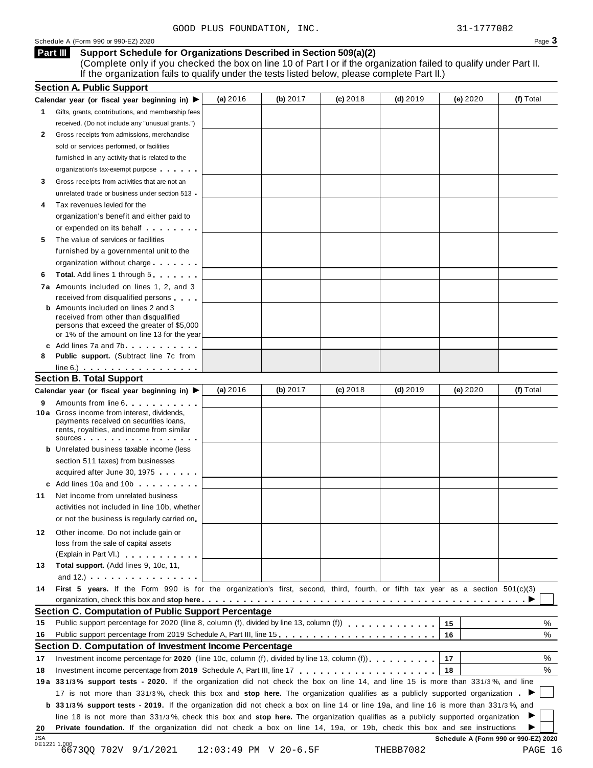GOOD PLUS FOUNDATION, INC. 31-1777082

Schedule A (Form 990 or 990-EZ) 2020

## Part III Support Schedule for Organizations Described in Section 509(a)(2)

(Complete only if you checked the box on line 10 of Part I or if the organization failed to qualify under Part II. If the organization fails to qualify under the tests listed below, please complete Part II.)

### Section A. Public Support

| Calendar year (or fiscal year beginning in) ▶ | (a) 2016 | (b) 2017 | (c) 2018 | (d) 2019 | (e) 2020 | (f) Total |
|---|---|---|---|---|---|---|
| **1** Gifts, grants, contributions, and membership fees received. (Do not include any "unusual grants.") | | | | | | |
| **2** Gross receipts from admissions, merchandise sold or services performed, or facilities furnished in any activity that is related to the organization's tax-exempt purpose | | | | | | |
| **3** Gross receipts from activities that are not an unrelated trade or business under section 513 | | | | | | |
| **4** Tax revenues levied for the organization's benefit and either paid to or expended on its behalf | | | | | | |
| **5** The value of services or facilities furnished by a governmental unit to the organization without charge | | | | | | |
| **6** **Total.** Add lines 1 through 5 | | | | | | |
| **7a** Amounts included on lines 1, 2, and 3 received from disqualified persons | | | | | | |
| **b** Amounts included on lines 2 and 3 received from other than disqualified persons that exceed the greater of $5,000 or 1% of the amount on line 13 for the year | | | | | | |
| **c** Add lines 7a and 7b | | | | | | |
| **8** **Public support.** (Subtract line 7c from line 6.) | | | | | | |

### Section B. Total Support

| Calendar year (or fiscal year beginning in) ▶ | (a) 2016 | (b) 2017 | (c) 2018 | (d) 2019 | (e) 2020 | (f) Total |
|---|---|---|---|---|---|---|
| **9** Amounts from line 6 | | | | | | |
| **10a** Gross income from interest, dividends, payments received on securities loans, rents, royalties, and income from similar sources | | | | | | |
| **b** Unrelated business taxable income (less section 511 taxes) from businesses acquired after June 30, 1975 | | | | | | |
| **c** Add lines 10a and 10b | | | | | | |
| **11** Net income from unrelated business activities not included in line 10b, whether or not the business is regularly carried on | | | | | | |
| **12** Other income. Do not include gain or loss from the sale of capital assets (Explain in Part VI.) | | | | | | |
| **13** **Total support.** (Add lines 9, 10c, 11, and 12.) | | | | | | |

**14** **First 5 years.** If the Form 990 is for the organization's first, second, third, fourth, or fifth tax year as a section 501(c)(3) organization, check this box and **stop here** ▶ ☐

### Section C. Computation of Public Support Percentage

| | | | |
|---|---|---|---|
| **15** | Public support percentage for 2020 (line 8, column (f), divided by line 13, column (f)) | 15 | % |
| **16** | Public support percentage from 2019 Schedule A, Part III, line 15 | 16 | % |

### Section D. Computation of Investment Income Percentage

| | | | |
|---|---|---|---|
| **17** | Investment income percentage for **2020** (line 10c, column (f), divided by line 13, column (f)) | 17 | % |
| **18** | Investment income percentage from **2019** Schedule A, Part III, line 17 | 18 | % |

**19a 33 1/3% support tests - 2020.** If the organization did not check the box on line 14, and line 15 is more than 33 1/3%, and line 17 is not more than 33 1/3%, check this box and **stop here.** The organization qualifies as a publicly supported organization ▶ ☐

**b 33 1/3% support tests - 2019.** If the organization did not check a box on line 14 or line 19a, and line 16 is more than 33 1/3%, and line 18 is not more than 33 1/3%, check this box and **stop here.** The organization qualifies as a publicly supported organization ▶ ☐

**20** **Private foundation.** If the organization did not check a box on line 14, 19a, or 19b, check this box and see instructions ▶ ☐

Schedule A (Form 990 or 990-EZ) 2020

JSA 0E1221 1.000
6673QQ 702V 9/1/2021 12:03:49 PM V 20-6.5F THEBB7082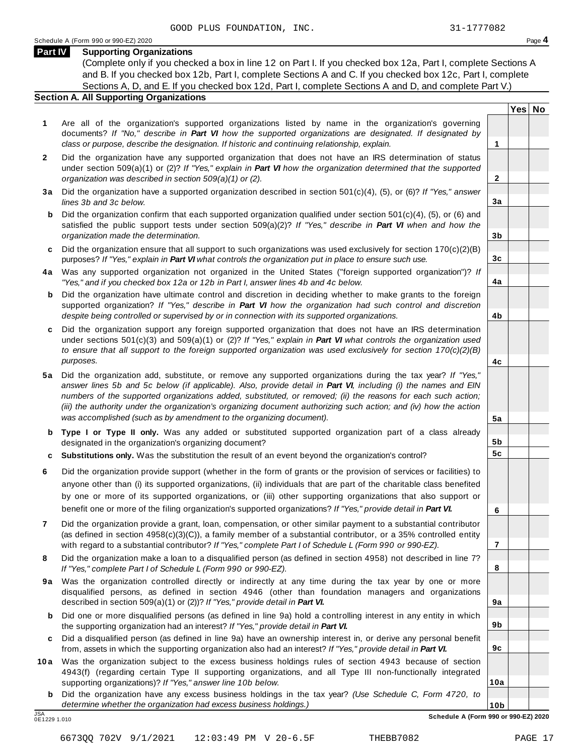GOOD PLUS FOUNDATION, INC. 31-1777082

Schedule A (Form 990 or 990-EZ) 2020 Page **4**

## Part IV Supporting Organizations

(Complete only if you checked a box in line 12 on Part I. If you checked box 12a, Part I, complete Sections A and B. If you checked box 12b, Part I, complete Sections A and C. If you checked box 12c, Part I, complete Sections A, D, and E. If you checked box 12d, Part I, complete Sections A and D, and complete Part V.)

### Section A. All Supporting Organizations

| | | | Yes | No |
|---|---|---|---|---|
| **1** | Are all of the organization's supported organizations listed by name in the organization's governing documents? *If "No," describe in **Part VI** how the supported organizations are designated. If designated by class or purpose, describe the designation. If historic and continuing relationship, explain.* | 1 | | |
| **2** | Did the organization have any supported organization that does not have an IRS determination of status under section 509(a)(1) or (2)? *If "Yes," explain in **Part VI** how the organization determined that the supported organization was described in section 509(a)(1) or (2).* | 2 | | |
| **3a** | Did the organization have a supported organization described in section 501(c)(4), (5), or (6)? *If "Yes," answer lines 3b and 3c below.* | 3a | | |
| **b** | Did the organization confirm that each supported organization qualified under section 501(c)(4), (5), or (6) and satisfied the public support tests under section 509(a)(2)? *If "Yes," describe in **Part VI** when and how the organization made the determination.* | 3b | | |
| **c** | Did the organization ensure that all support to such organizations was used exclusively for section 170(c)(2)(B) purposes? *If "Yes," explain in **Part VI** what controls the organization put in place to ensure such use.* | 3c | | |
| **4a** | Was any supported organization not organized in the United States ("foreign supported organization")? *If "Yes," and if you checked box 12a or 12b in Part I, answer lines 4b and 4c below.* | 4a | | |
| **b** | Did the organization have ultimate control and discretion in deciding whether to make grants to the foreign supported organization? *If "Yes," describe in **Part VI** how the organization had such control and discretion despite being controlled or supervised by or in connection with its supported organizations.* | 4b | | |
| **c** | Did the organization support any foreign supported organization that does not have an IRS determination under sections 501(c)(3) and 509(a)(1) or (2)? *If "Yes," explain in **Part VI** what controls the organization used to ensure that all support to the foreign supported organization was used exclusively for section 170(c)(2)(B) purposes.* | 4c | | |
| **5a** | Did the organization add, substitute, or remove any supported organizations during the tax year? *If "Yes," answer lines 5b and 5c below (if applicable). Also, provide detail in **Part VI**, including (i) the names and EIN numbers of the supported organizations added, substituted, or removed; (ii) the reasons for each such action; (iii) the authority under the organization's organizing document authorizing such action; and (iv) how the action was accomplished (such as by amendment to the organizing document).* | 5a | | |
| **b** | **Type I or Type II only.** Was any added or substituted supported organization part of a class already designated in the organization's organizing document? | 5b | | |
| **c** | **Substitutions only.** Was the substitution the result of an event beyond the organization's control? | 5c | | |
| **6** | Did the organization provide support (whether in the form of grants or the provision of services or facilities) to anyone other than (i) its supported organizations, (ii) individuals that are part of the charitable class benefited by one or more of its supported organizations, or (iii) other supporting organizations that also support or benefit one or more of the filing organization's supported organizations? *If "Yes," provide detail in **Part VI.*** | 6 | | |
| **7** | Did the organization provide a grant, loan, compensation, or other similar payment to a substantial contributor (as defined in section 4958(c)(3)(C)), a family member of a substantial contributor, or a 35% controlled entity with regard to a substantial contributor? *If "Yes," complete Part I of Schedule L (Form 990 or 990-EZ).* | 7 | | |
| **8** | Did the organization make a loan to a disqualified person (as defined in section 4958) not described in line 7? *If "Yes," complete Part I of Schedule L (Form 990 or 990-EZ).* | 8 | | |
| **9a** | Was the organization controlled directly or indirectly at any time during the tax year by one or more disqualified persons, as defined in section 4946 (other than foundation managers and organizations described in section 509(a)(1) or (2))? *If "Yes," provide detail in **Part VI.*** | 9a | | |
| **b** | Did one or more disqualified persons (as defined in line 9a) hold a controlling interest in any entity in which the supporting organization had an interest? *If "Yes," provide detail in **Part VI.*** | 9b | | |
| **c** | Did a disqualified person (as defined in line 9a) have an ownership interest in, or derive any personal benefit from, assets in which the supporting organization also had an interest? *If "Yes," provide detail in **Part VI.*** | 9c | | |
| **10a** | Was the organization subject to the excess business holdings rules of section 4943 because of section 4943(f) (regarding certain Type II supporting organizations, and all Type III non-functionally integrated supporting organizations)? *If "Yes," answer line 10b below.* | 10a | | |
| **b** | Did the organization have any excess business holdings in the tax year? *(Use Schedule C, Form 4720, to determine whether the organization had excess business holdings.)* | 10b | | |

JSA 0E1229 1.010 **Schedule A (Form 990 or 990-EZ) 2020**

6673QQ 702V 9/1/2021 12:03:49 PM V 20-6.5F THEBB7082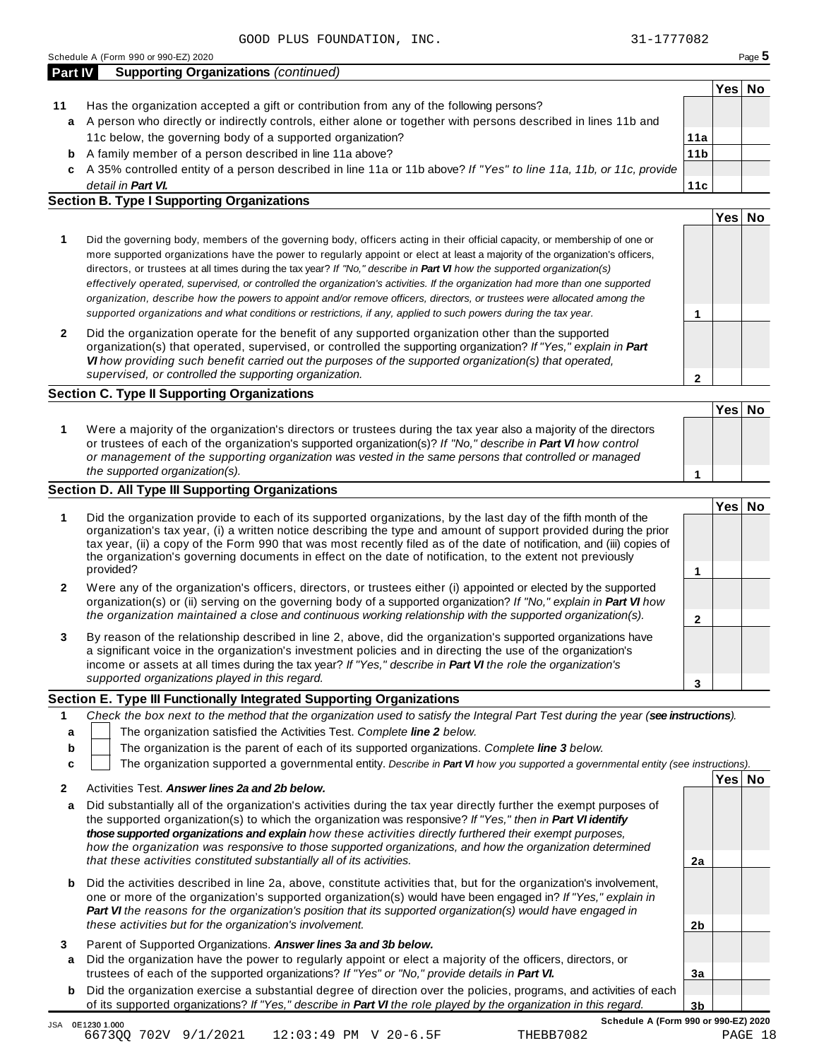GOOD PLUS FOUNDATION, INC. 31-1777082

Schedule A (Form 990 or 990-EZ) 2020

**Part IV** **Supporting Organizations** *(continued)*

| | | | Yes | No |
|---|---|---|---|---|
| **11** | Has the organization accepted a gift or contribution from any of the following persons? | | | |
| **a** | A person who directly or indirectly controls, either alone or together with persons described in lines 11b and 11c below, the governing body of a supported organization? | **11a** | | |
| **b** | A family member of a person described in line 11a above? | **11b** | | |
| **c** | A 35% controlled entity of a person described in line 11a or 11b above? *If "Yes" to line 11a, 11b, or 11c, provide detail in **Part VI.*** | **11c** | | |

**Section B. Type I Supporting Organizations**

| | | | Yes | No |
|---|---|---|---|---|
| **1** | Did the governing body, members of the governing body, officers acting in their official capacity, or membership of one or more supported organizations have the power to regularly appoint or elect at least a majority of the organization's officers, directors, or trustees at all times during the tax year? *If "No," describe in **Part VI** how the supported organization(s) effectively operated, supervised, or controlled the organization's activities. If the organization had more than one supported organization, describe how the powers to appoint and/or remove officers, directors, or trustees were allocated among the supported organizations and what conditions or restrictions, if any, applied to such powers during the tax year.* | **1** | | |
| **2** | Did the organization operate for the benefit of any supported organization other than the supported organization(s) that operated, supervised, or controlled the supporting organization? *If "Yes," explain in **Part VI** how providing such benefit carried out the purposes of the supported organization(s) that operated, supervised, or controlled the supporting organization.* | **2** | | |

**Section C. Type II Supporting Organizations**

| | | | Yes | No |
|---|---|---|---|---|
| **1** | Were a majority of the organization's directors or trustees during the tax year also a majority of the directors or trustees of each of the organization's supported organization(s)? *If "No," describe in **Part VI** how control or management of the supporting organization was vested in the same persons that controlled or managed the supported organization(s).* | **1** | | |

**Section D. All Type III Supporting Organizations**

| | | | Yes | No |
|---|---|---|---|---|
| **1** | Did the organization provide to each of its supported organizations, by the last day of the fifth month of the organization's tax year, (i) a written notice describing the type and amount of support provided during the prior tax year, (ii) a copy of the Form 990 that was most recently filed as of the date of notification, and (iii) copies of the organization's governing documents in effect on the date of notification, to the extent not previously provided? | **1** | | |
| **2** | Were any of the organization's officers, directors, or trustees either (i) appointed or elected by the supported organization(s) or (ii) serving on the governing body of a supported organization? *If "No," explain in **Part VI** how the organization maintained a close and continuous working relationship with the supported organization(s).* | **2** | | |
| **3** | By reason of the relationship described in line 2, above, did the organization's supported organizations have a significant voice in the organization's investment policies and in directing the use of the organization's income or assets at all times during the tax year? *If "Yes," describe in **Part VI** the role the organization's supported organizations played in this regard.* | **3** | | |

**Section E. Type III Functionally Integrated Supporting Organizations**

**1** *Check the box next to the method that the organization used to satisfy the Integral Part Test during the year (**see instructions**).*

- **a** ☐ The organization satisfied the Activities Test. *Complete **line 2** below.*
- **b** ☐ The organization is the parent of each of its supported organizations. *Complete **line 3** below.*
- **c** ☐ The organization supported a governmental entity. *Describe in **Part VI** how you supported a governmental entity (see instructions).*

| | | | Yes | No |
|---|---|---|---|---|
| **2** | Activities Test. ***Answer lines 2a and 2b below.*** | | | |
| **a** | Did substantially all of the organization's activities during the tax year directly further the exempt purposes of the supported organization(s) to which the organization was responsive? *If "Yes," then in **Part VI identify those supported organizations and explain** how these activities directly furthered their exempt purposes, how the organization was responsive to those supported organizations, and how the organization determined that these activities constituted substantially all of its activities.* | **2a** | | |
| **b** | Did the activities described in line 2a, above, constitute activities that, but for the organization's involvement, one or more of the organization's supported organization(s) would have been engaged in? *If "Yes," explain in **Part VI** the reasons for the organization's position that its supported organization(s) would have engaged in these activities but for the organization's involvement.* | **2b** | | |
| **3** | Parent of Supported Organizations. ***Answer lines 3a and 3b below.*** | | | |
| **a** | Did the organization have the power to regularly appoint or elect a majority of the officers, directors, or trustees of each of the supported organizations? *If "Yes" or "No," provide details in **Part VI.*** | **3a** | | |
| **b** | Did the organization exercise a substantial degree of direction over the policies, programs, and activities of each of its supported organizations? *If "Yes," describe in **Part VI** the role played by the organization in this regard.* | **3b** | | |

**Schedule A (Form 990 or 990-EZ) 2020**

JSA 0E1230 1.000
6673QQ 702V 9/1/2021 12:03:49 PM V 20-6.5F THEBB7082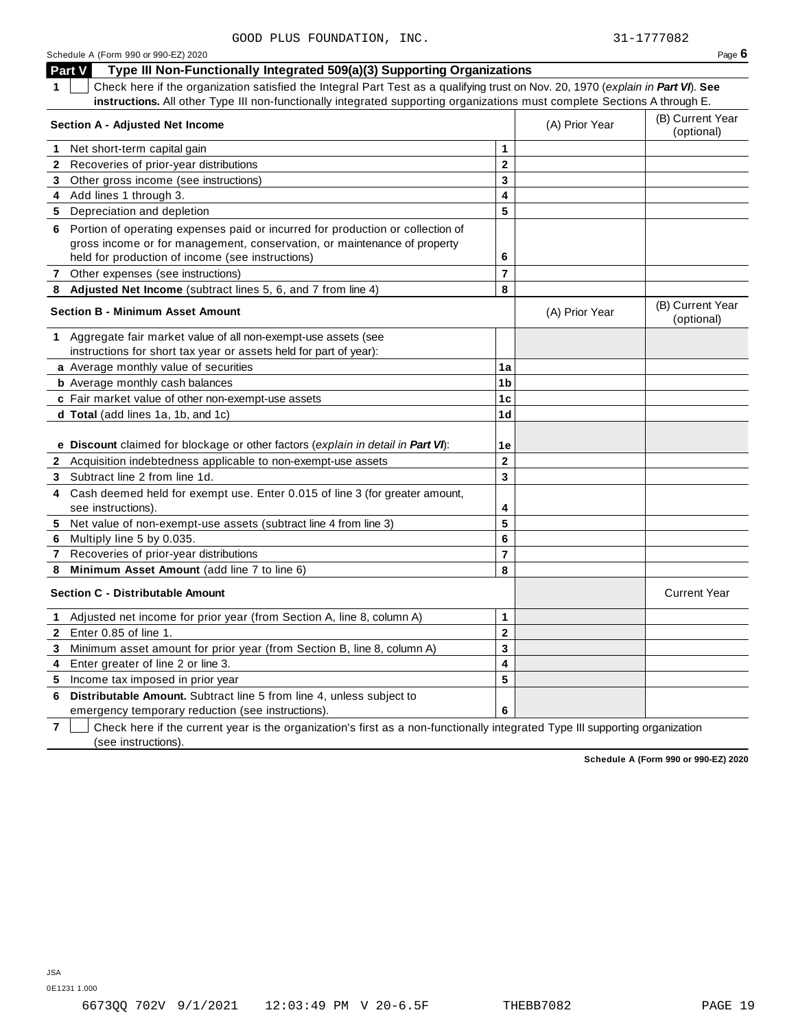GOOD PLUS FOUNDATION, INC. 31-1777082

Schedule A (Form 990 or 990-EZ) 2020 Page **6**

## Part V Type III Non-Functionally Integrated 509(a)(3) Supporting Organizations

**1** ☐ Check here if the organization satisfied the Integral Part Test as a qualifying trust on Nov. 20, 1970 (*explain in* ***Part VI***). **See instructions.** All other Type III non-functionally integrated supporting organizations must complete Sections A through E.

| **Section A - Adjusted Net Income** | | (A) Prior Year | (B) Current Year (optional) |
|---|---|---|---|
| **1** Net short-term capital gain | 1 | | |
| **2** Recoveries of prior-year distributions | 2 | | |
| **3** Other gross income (see instructions) | 3 | | |
| **4** Add lines 1 through 3. | 4 | | |
| **5** Depreciation and depletion | 5 | | |
| **6** Portion of operating expenses paid or incurred for production or collection of gross income or for management, conservation, or maintenance of property held for production of income (see instructions) | 6 | | |
| **7** Other expenses (see instructions) | 7 | | |
| **8** **Adjusted Net Income** (subtract lines 5, 6, and 7 from line 4) | 8 | | |

| **Section B - Minimum Asset Amount** | | (A) Prior Year | (B) Current Year (optional) |
|---|---|---|---|
| **1** Aggregate fair market value of all non-exempt-use assets (see instructions for short tax year or assets held for part of year): | | | |
| **a** Average monthly value of securities | 1a | | |
| **b** Average monthly cash balances | 1b | | |
| **c** Fair market value of other non-exempt-use assets | 1c | | |
| **d** **Total** (add lines 1a, 1b, and 1c) | 1d | | |
| **e** **Discount** claimed for blockage or other factors (*explain in detail in* ***Part VI***): | 1e | | |
| **2** Acquisition indebtedness applicable to non-exempt-use assets | 2 | | |
| **3** Subtract line 2 from line 1d. | 3 | | |
| **4** Cash deemed held for exempt use. Enter 0.015 of line 3 (for greater amount, see instructions). | 4 | | |
| **5** Net value of non-exempt-use assets (subtract line 4 from line 3) | 5 | | |
| **6** Multiply line 5 by 0.035. | 6 | | |
| **7** Recoveries of prior-year distributions | 7 | | |
| **8** **Minimum Asset Amount** (add line 7 to line 6) | 8 | | |

| **Section C - Distributable Amount** | | | Current Year |
|---|---|---|---|
| **1** Adjusted net income for prior year (from Section A, line 8, column A) | 1 | | |
| **2** Enter 0.85 of line 1. | 2 | | |
| **3** Minimum asset amount for prior year (from Section B, line 8, column A) | 3 | | |
| **4** Enter greater of line 2 or line 3. | 4 | | |
| **5** Income tax imposed in prior year | 5 | | |
| **6** **Distributable Amount.** Subtract line 5 from line 4, unless subject to emergency temporary reduction (see instructions). | 6 | | |

**7** ☐ Check here if the current year is the organization's first as a non-functionally integrated Type III supporting organization (see instructions).

**Schedule A (Form 990 or 990-EZ) 2020**

JSA
0E1231 1.000

6673QQ 702V 9/1/2021 12:03:49 PM V 20-6.5F THEBB7082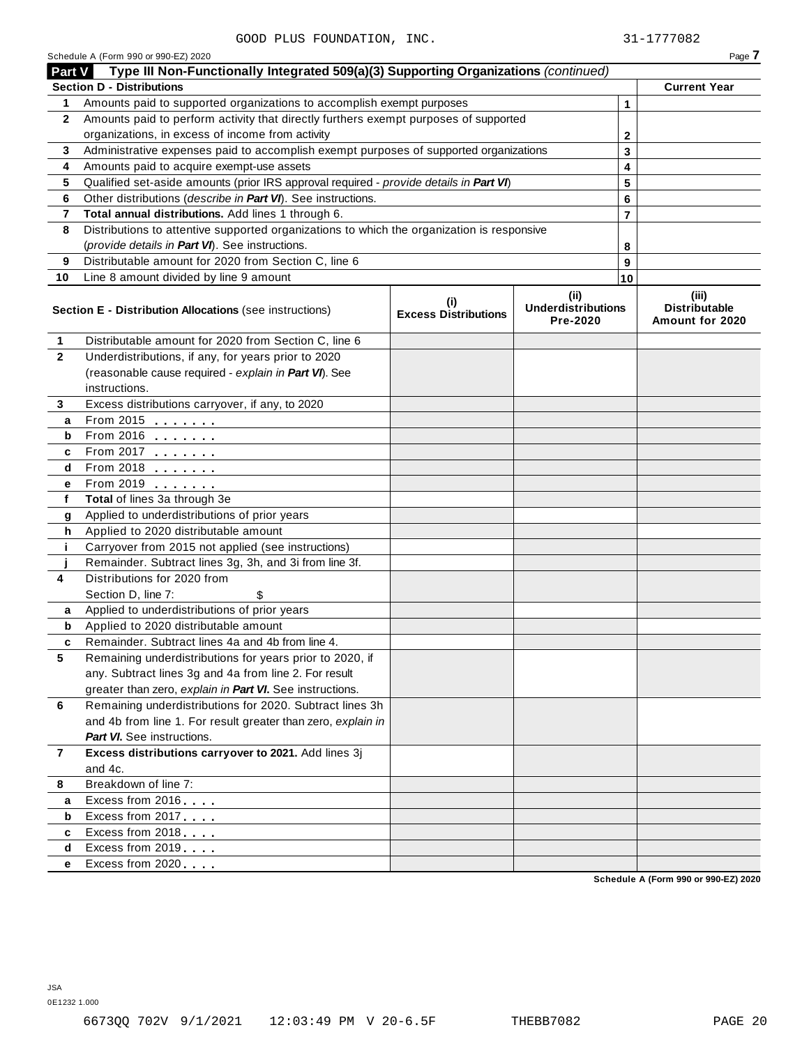GOOD PLUS FOUNDATION, INC. 31-1777082

Schedule A (Form 990 or 990-EZ) 2020

## Part V Type III Non-Functionally Integrated 509(a)(3) Supporting Organizations *(continued)*

| **Section D - Distributions** | | | **Current Year** |
|---|---|---|---|
| 1 | Amounts paid to supported organizations to accomplish exempt purposes | 1 | |
| 2 | Amounts paid to perform activity that directly furthers exempt purposes of supported organizations, in excess of income from activity | 2 | |
| 3 | Administrative expenses paid to accomplish exempt purposes of supported organizations | 3 | |
| 4 | Amounts paid to acquire exempt-use assets | 4 | |
| 5 | Qualified set-aside amounts (prior IRS approval required - *provide details in **Part VI***) | 5 | |
| 6 | Other distributions (*describe in **Part VI***). See instructions. | 6 | |
| 7 | **Total annual distributions.** Add lines 1 through 6. | 7 | |
| 8 | Distributions to attentive supported organizations to which the organization is responsive (*provide details in **Part VI***). See instructions. | 8 | |
| 9 | Distributable amount for 2020 from Section C, line 6 | 9 | |
| 10 | Line 8 amount divided by line 9 amount | 10 | |

| | **Section E - Distribution Allocations** (see instructions) | **(i) Excess Distributions** | **(ii) Underdistributions Pre-2020** | **(iii) Distributable Amount for 2020** |
|---|---|---|---|---|
| 1 | Distributable amount for 2020 from Section C, line 6 | | | |
| 2 | Underdistributions, if any, for years prior to 2020 (reasonable cause required - *explain in **Part VI***). See instructions. | | | |
| 3 | Excess distributions carryover, if any, to 2020 | | | |
| a | From 2015 | | | |
| b | From 2016 | | | |
| c | From 2017 | | | |
| d | From 2018 | | | |
| e | From 2019 | | | |
| f | **Total** of lines 3a through 3e | | | |
| g | Applied to underdistributions of prior years | | | |
| h | Applied to 2020 distributable amount | | | |
| i | Carryover from 2015 not applied (see instructions) | | | |
| j | Remainder. Subtract lines 3g, 3h, and 3i from line 3f. | | | |
| 4 | Distributions for 2020 from Section D, line 7: $ | | | |
| a | Applied to underdistributions of prior years | | | |
| b | Applied to 2020 distributable amount | | | |
| c | Remainder. Subtract lines 4a and 4b from line 4. | | | |
| 5 | Remaining underdistributions for years prior to 2020, if any. Subtract lines 3g and 4a from line 2. For result greater than zero, *explain in **Part VI***. See instructions. | | | |
| 6 | Remaining underdistributions for 2020. Subtract lines 3h and 4b from line 1. For result greater than zero, *explain in **Part VI***. See instructions. | | | |
| 7 | **Excess distributions carryover to 2021.** Add lines 3j and 4c. | | | |
| 8 | Breakdown of line 7: | | | |
| a | Excess from 2016 | | | |
| b | Excess from 2017 | | | |
| c | Excess from 2018 | | | |
| d | Excess from 2019 | | | |
| e | Excess from 2020 | | | |

Schedule A (Form 990 or 990-EZ) 2020

JSA
0E1232 1.000

6673QQ 702V 9/1/2021 12:03:49 PM V 20-6.5F THEBB7082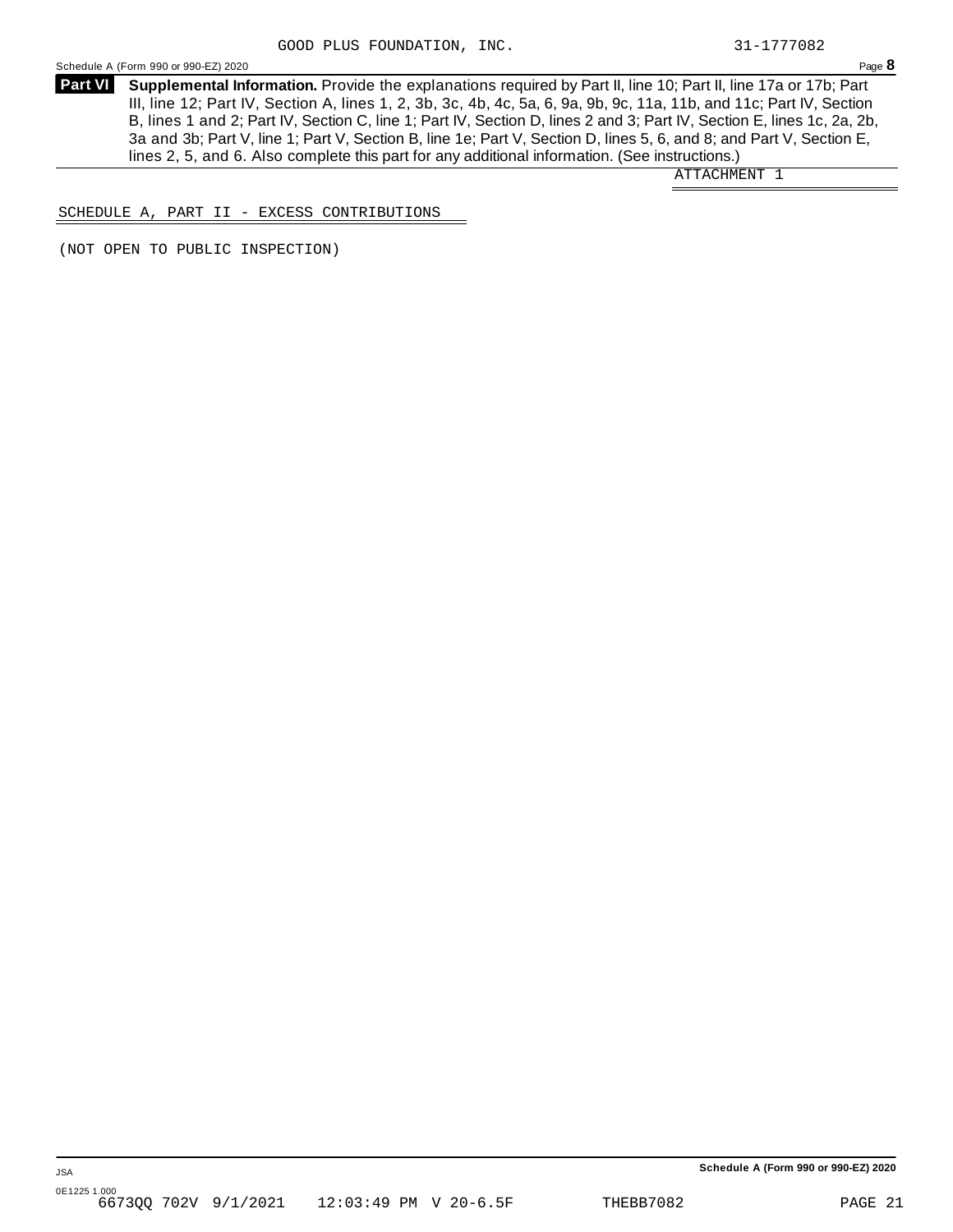GOOD PLUS FOUNDATION, INC. 31-1777082

Schedule A (Form 990 or 990-EZ) 2020

**Part VI** **Supplemental Information.** Provide the explanations required by Part II, line 10; Part II, line 17a or 17b; Part III, line 12; Part IV, Section A, lines 1, 2, 3b, 3c, 4b, 4c, 5a, 6, 9a, 9b, 9c, 11a, 11b, and 11c; Part IV, Section B, lines 1 and 2; Part IV, Section C, line 1; Part IV, Section D, lines 2 and 3; Part IV, Section E, lines 1c, 2a, 2b, 3a and 3b; Part V, line 1; Part V, Section B, line 1e; Part V, Section D, lines 5, 6, and 8; and Part V, Section E, lines 2, 5, and 6. Also complete this part for any additional information. (See instructions.)

ATTACHMENT 1

SCHEDULE A, PART II - EXCESS CONTRIBUTIONS

(NOT OPEN TO PUBLIC INSPECTION)

JSA

0E1225 1.000

6673QQ 702V 9/1/2021 12:03:49 PM V 20-6.5F THEBB7082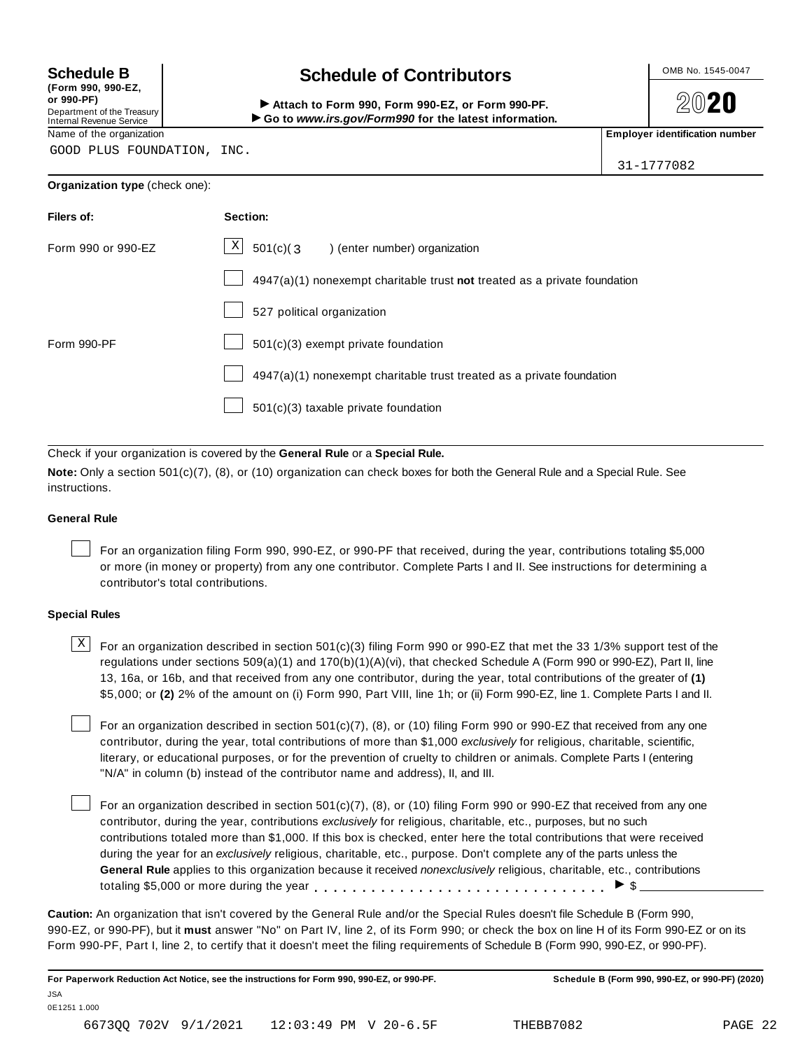**Schedule B**
**(Form 990, 990-EZ, or 990-PF)**
Department of the Treasury
Internal Revenue Service

# Schedule of Contributors

▶ **Attach to Form 990, Form 990-EZ, or Form 990-PF.**
▶ **Go to *www.irs.gov/Form990* for the latest information.**

OMB No. 1545-0047

**2020**

Name of the organization: GOOD PLUS FOUNDATION, INC.

**Employer identification number:** 31-1777082

**Organization type** (check one):

| **Filers of:** | **Section:** |
|---|---|
| Form 990 or 990-EZ | [X] 501(c)( 3 ) (enter number) organization |
| | [ ] 4947(a)(1) nonexempt charitable trust **not** treated as a private foundation |
| | [ ] 527 political organization |
| Form 990-PF | [ ] 501(c)(3) exempt private foundation |
| | [ ] 4947(a)(1) nonexempt charitable trust treated as a private foundation |
| | [ ] 501(c)(3) taxable private foundation |

Check if your organization is covered by the **General Rule** or a **Special Rule.**

**Note:** Only a section 501(c)(7), (8), or (10) organization can check boxes for both the General Rule and a Special Rule. See instructions.

### General Rule

[ ] For an organization filing Form 990, 990-EZ, or 990-PF that received, during the year, contributions totaling $5,000 or more (in money or property) from any one contributor. Complete Parts I and II. See instructions for determining a contributor's total contributions.

### Special Rules

[X] For an organization described in section 501(c)(3) filing Form 990 or 990-EZ that met the 33 1/3% support test of the regulations under sections 509(a)(1) and 170(b)(1)(A)(vi), that checked Schedule A (Form 990 or 990-EZ), Part II, line 13, 16a, or 16b, and that received from any one contributor, during the year, total contributions of the greater of **(1)** $5,000; or **(2)** 2% of the amount on (i) Form 990, Part VIII, line 1h; or (ii) Form 990-EZ, line 1. Complete Parts I and II.

[ ] For an organization described in section 501(c)(7), (8), or (10) filing Form 990 or 990-EZ that received from any one contributor, during the year, total contributions of more than $1,000 *exclusively* for religious, charitable, scientific, literary, or educational purposes, or for the prevention of cruelty to children or animals. Complete Parts I (entering "N/A" in column (b) instead of the contributor name and address), II, and III.

[ ] For an organization described in section 501(c)(7), (8), or (10) filing Form 990 or 990-EZ that received from any one contributor, during the year, contributions *exclusively* for religious, charitable, etc., purposes, but no such contributions totaled more than $1,000. If this box is checked, enter here the total contributions that were received during the year for an *exclusively* religious, charitable, etc., purpose. Don't complete any of the parts unless the **General Rule** applies to this organization because it received *nonexclusively* religious, charitable, etc., contributions totaling $5,000 or more during the year . . . . . . . . . . . . . . . . . . . . . . . . . . . . . ▶ $ ________

**Caution:** An organization that isn't covered by the General Rule and/or the Special Rules doesn't file Schedule B (Form 990, 990-EZ, or 990-PF), but it **must** answer "No" on Part IV, line 2, of its Form 990; or check the box on line H of its Form 990-EZ or on its Form 990-PF, Part I, line 2, to certify that it doesn't meet the filing requirements of Schedule B (Form 990, 990-EZ, or 990-PF).

**For Paperwork Reduction Act Notice, see the instructions for Form 990, 990-EZ, or 990-PF.** **Schedule B (Form 990, 990-EZ, or 990-PF) (2020)**

JSA
0E1251 1.000

6673QQ 702V 9/1/2021 12:03:49 PM V 20-6.5F THEBB7082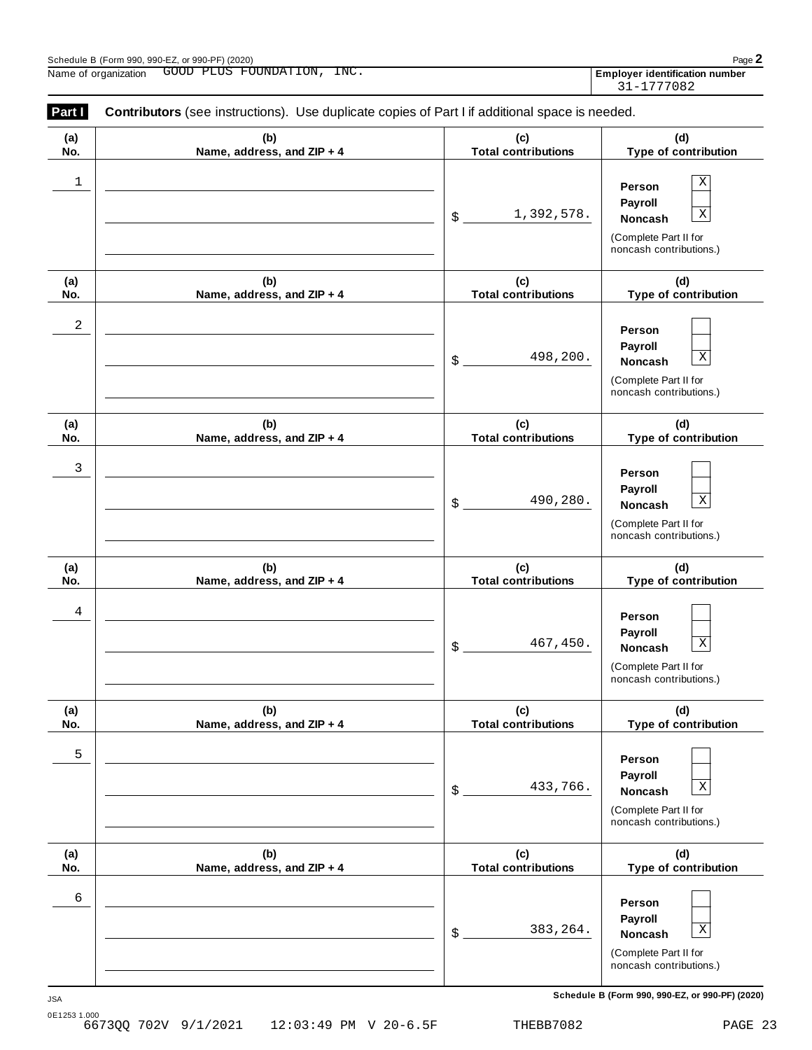Schedule B (Form 990, 990-EZ, or 990-PF) (2020)

Name of organization GOOD PLUS FOUNDATION, INC.

**Employer identification number** 31-1777082

**Part I** **Contributors** (see instructions). Use duplicate copies of Part I if additional space is needed.

| (a) No. | (b) Name, address, and ZIP + 4 | (c) Total contributions | (d) Type of contribution |
|---|---|---|---|
| 1 | | $ 1,392,578. | Person [X] Payroll [ ] Noncash [X] (Complete Part II for noncash contributions.) |
| 2 | | $ 498,200. | Person [ ] Payroll [ ] Noncash [X] (Complete Part II for noncash contributions.) |
| 3 | | $ 490,280. | Person [ ] Payroll [ ] Noncash [X] (Complete Part II for noncash contributions.) |
| 4 | | $ 467,450. | Person [ ] Payroll [ ] Noncash [X] (Complete Part II for noncash contributions.) |
| 5 | | $ 433,766. | Person [ ] Payroll [ ] Noncash [X] (Complete Part II for noncash contributions.) |
| 6 | | $ 383,264. | Person [ ] Payroll [ ] Noncash [X] (Complete Part II for noncash contributions.) |

Schedule B (Form 990, 990-EZ, or 990-PF) (2020)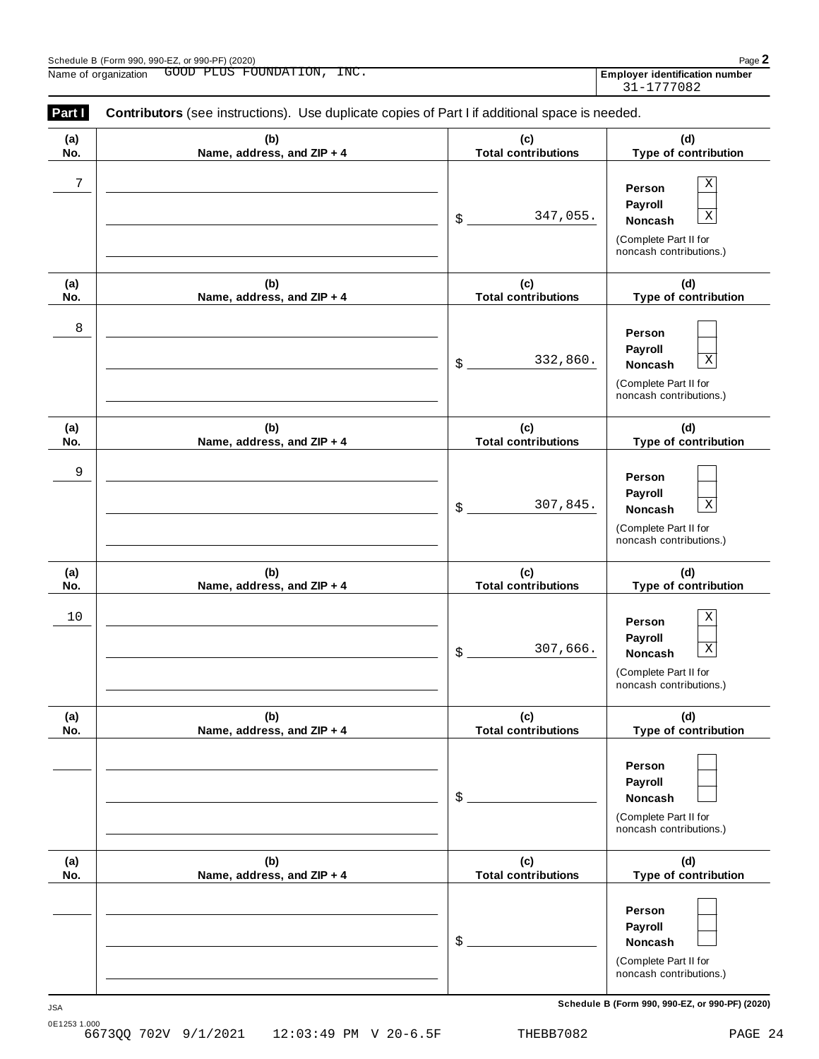Schedule B (Form 990, 990-EZ, or 990-PF) (2020)

Name of organization GOOD PLUS FOUNDATION, INC.

**Employer identification number** 31-1777082

**Part I** **Contributors** (see instructions). Use duplicate copies of Part I if additional space is needed.

| (a) No. | (b) Name, address, and ZIP + 4 | (c) Total contributions | (d) Type of contribution |
|---|---|---|---|
| 7 | | $ 347,055. | Person X<br>Payroll<br>Noncash X<br>(Complete Part II for noncash contributions.) |
| 8 | | $ 332,860. | Person<br>Payroll<br>Noncash X<br>(Complete Part II for noncash contributions.) |
| 9 | | $ 307,845. | Person<br>Payroll<br>Noncash X<br>(Complete Part II for noncash contributions.) |
| 10 | | $ 307,666. | Person X<br>Payroll<br>Noncash X<br>(Complete Part II for noncash contributions.) |
| | | $ | Person<br>Payroll<br>Noncash<br>(Complete Part II for noncash contributions.) |
| | | $ | Person<br>Payroll<br>Noncash<br>(Complete Part II for noncash contributions.) |

JSA

0E1253 1.000

Schedule B (Form 990, 990-EZ, or 990-PF) (2020)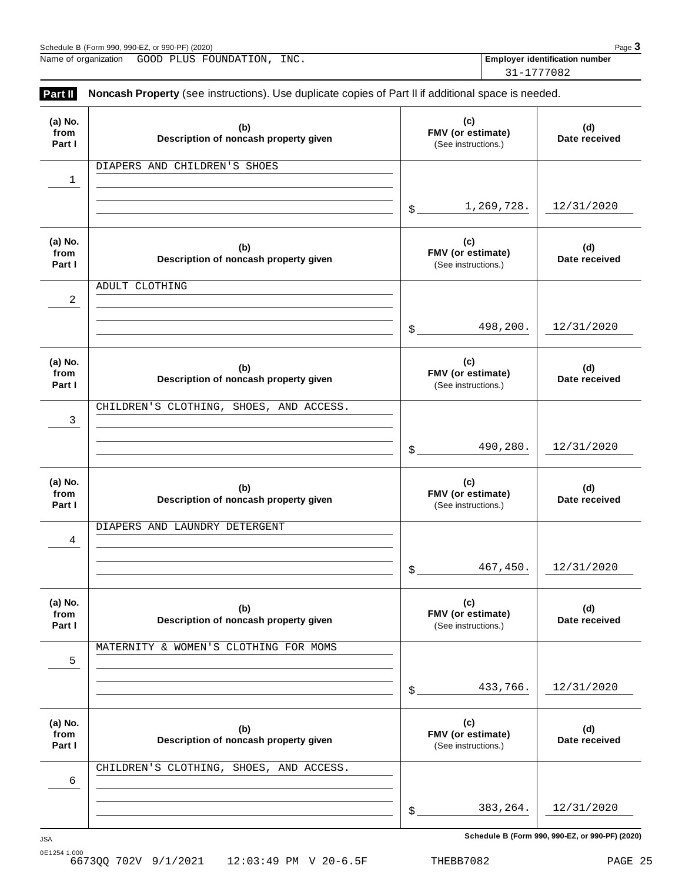Name of organization GOOD PLUS FOUNDATION, INC.

**Employer identification number** 31-1777082

## Part II Noncash Property

**Noncash Property** (see instructions). Use duplicate copies of Part II if additional space is needed.

| (a) No. from Part I | (b) Description of noncash property given | (c) FMV (or estimate) (See instructions.) | (d) Date received |
|---|---|---|---|
| 1 | DIAPERS AND CHILDREN'S SHOES | $ 1,269,728. | 12/31/2020 |
| 2 | ADULT CLOTHING | $ 498,200. | 12/31/2020 |
| 3 | CHILDREN'S CLOTHING, SHOES, AND ACCESS. | $ 490,280. | 12/31/2020 |
| 4 | DIAPERS AND LAUNDRY DETERGENT | $ 467,450. | 12/31/2020 |
| 5 | MATERNITY & WOMEN'S CLOTHING FOR MOMS | $ 433,766. | 12/31/2020 |
| 6 | CHILDREN'S CLOTHING, SHOES, AND ACCESS. | $ 383,264. | 12/31/2020 |

**Schedule B (Form 990, 990-EZ, or 990-PF) (2020)**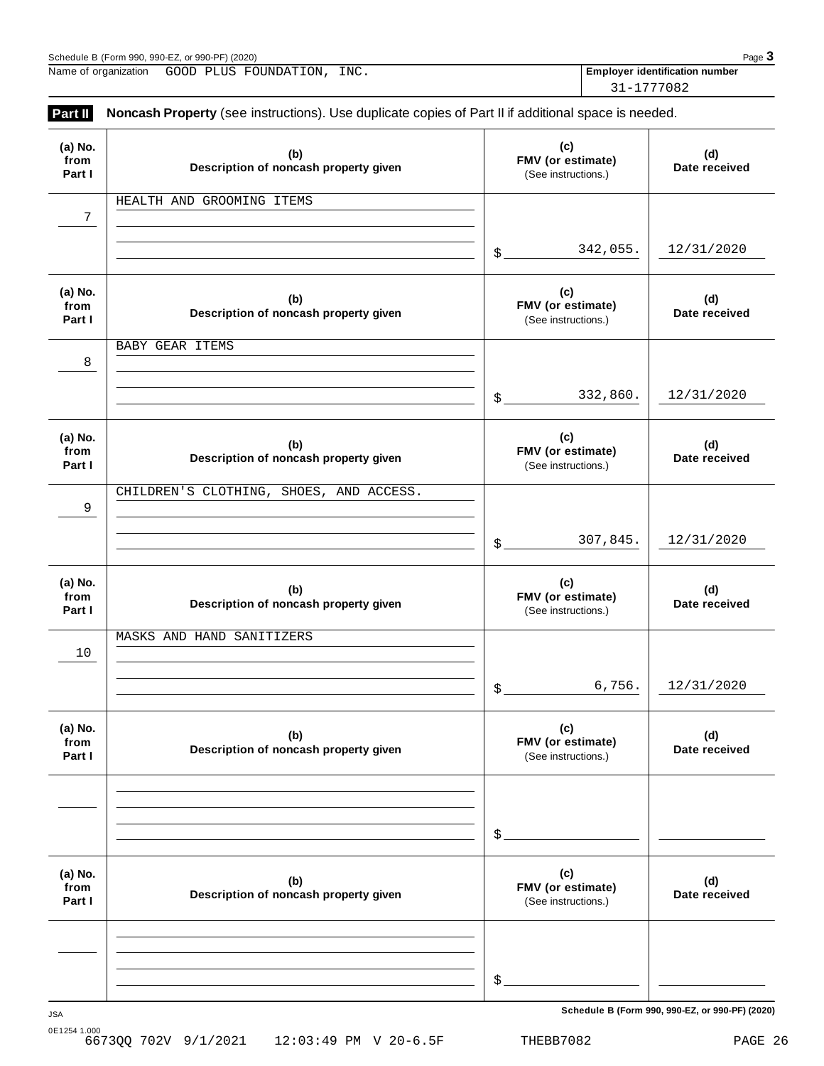Schedule B (Form 990, 990-EZ, or 990-PF) (2020)

Name of organization GOOD PLUS FOUNDATION, INC.

Employer identification number 31-1777082

**Part II** **Noncash Property** (see instructions). Use duplicate copies of Part II if additional space is needed.

| (a) No. from Part I | (b) Description of noncash property given | (c) FMV (or estimate) (See instructions.) | (d) Date received |
|---|---|---|---|
| 7 | HEALTH AND GROOMING ITEMS | $ 342,055. | 12/31/2020 |
| 8 | BABY GEAR ITEMS | $ 332,860. | 12/31/2020 |
| 9 | CHILDREN'S CLOTHING, SHOES, AND ACCESS. | $ 307,845. | 12/31/2020 |
| 10 | MASKS AND HAND SANITIZERS | $ 6,756. | 12/31/2020 |
| | | $ | |
| | | $ | |

Schedule B (Form 990, 990-EZ, or 990-PF) (2020)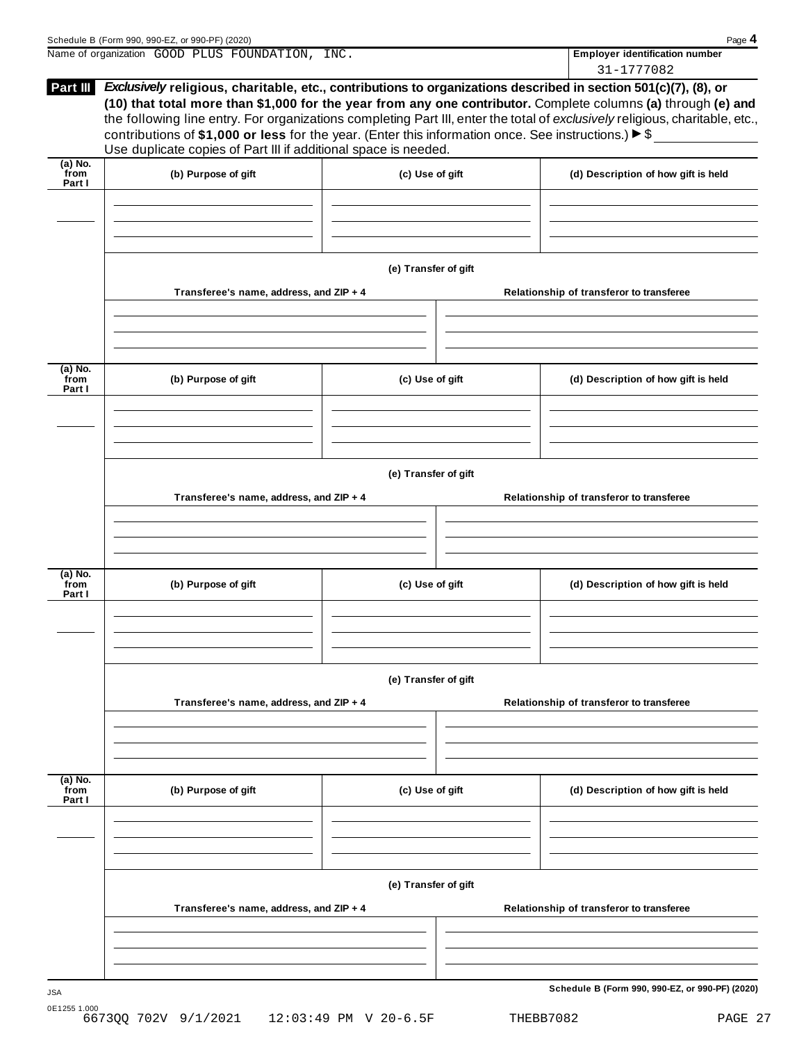Name of organization GOOD PLUS FOUNDATION, INC.

**Employer identification number**

31-1777082

**Part III** ***Exclusively*** **religious, charitable, etc., contributions to organizations described in section 501(c)(7), (8), or (10) that total more than $1,000 for the year from any one contributor.** Complete columns **(a)** through **(e)** and the following line entry. For organizations completing Part III, enter the total of *exclusively* religious, charitable, etc., contributions of **$1,000 or less** for the year. (Enter this information once. See instructions.) ▶ $

Use duplicate copies of Part III if additional space is needed.

| (a) No. from Part I | (b) Purpose of gift | (c) Use of gift | (d) Description of how gift is held |
|---|---|---|---|
| | | | |

| (e) Transfer of gift | |
|---|---|
| Transferee's name, address, and ZIP + 4 | Relationship of transferor to transferee |
| | |

| (a) No. from Part I | (b) Purpose of gift | (c) Use of gift | (d) Description of how gift is held |
|---|---|---|---|
| | | | |

| (e) Transfer of gift | |
|---|---|
| Transferee's name, address, and ZIP + 4 | Relationship of transferor to transferee |
| | |

| (a) No. from Part I | (b) Purpose of gift | (c) Use of gift | (d) Description of how gift is held |
|---|---|---|---|
| | | | |

| (e) Transfer of gift | |
|---|---|
| Transferee's name, address, and ZIP + 4 | Relationship of transferor to transferee |
| | |

| (a) No. from Part I | (b) Purpose of gift | (c) Use of gift | (d) Description of how gift is held |
|---|---|---|---|
| | | | |

| (e) Transfer of gift | |
|---|---|
| Transferee's name, address, and ZIP + 4 | Relationship of transferor to transferee |
| | |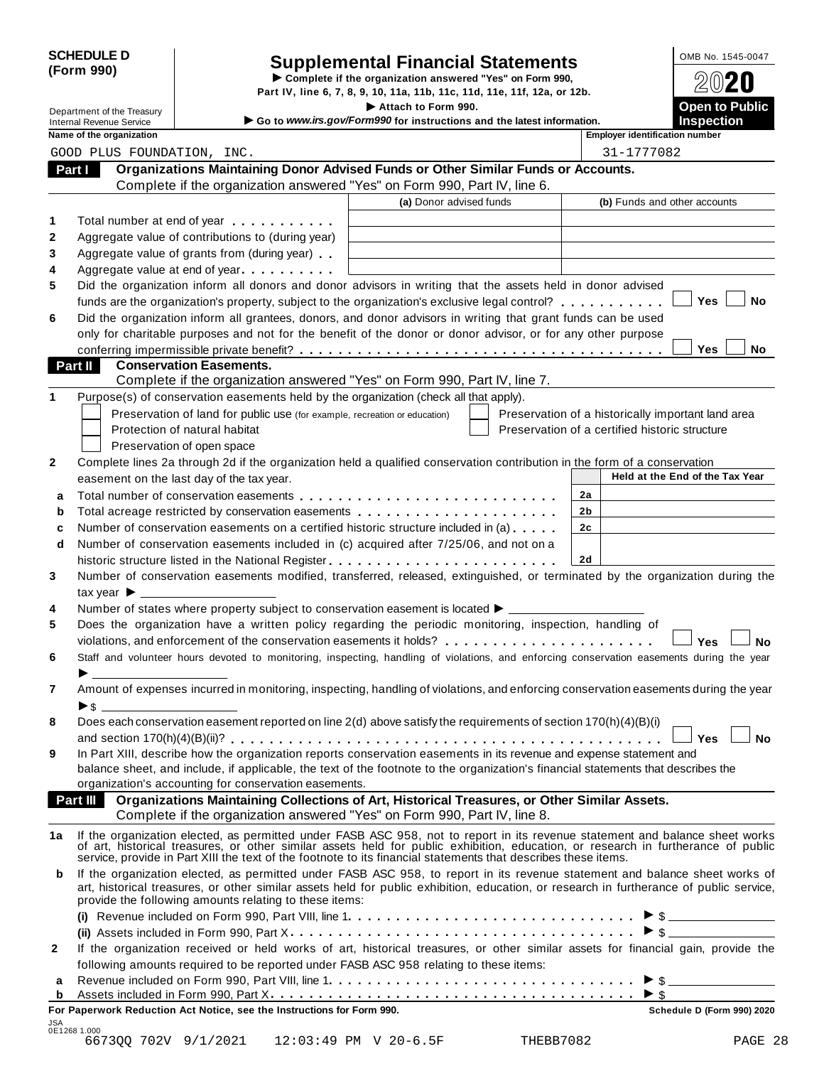**SCHEDULE D (Form 990)**

Department of the Treasury
Internal Revenue Service

# Supplemental Financial Statements

▶ Complete if the organization answered "Yes" on Form 990, Part IV, line 6, 7, 8, 9, 10, 11a, 11b, 11c, 11d, 11e, 11f, 12a, or 12b.

▶ Attach to Form 990.

▶ Go to *www.irs.gov/Form990* for instructions and the latest information.

OMB No. 1545-0047

2020

**Open to Public Inspection**

**Name of the organization:** GOOD PLUS FOUNDATION, INC.

**Employer identification number:** 31-1777082

## Part I Organizations Maintaining Donor Advised Funds or Other Similar Funds or Accounts.

Complete if the organization answered "Yes" on Form 990, Part IV, line 6.

| | | (a) Donor advised funds | (b) Funds and other accounts |
|---|---|---|---|
| 1 | Total number at end of year | | |
| 2 | Aggregate value of contributions to (during year) | | |
| 3 | Aggregate value of grants from (during year) | | |
| 4 | Aggregate value at end of year | | |

5 Did the organization inform all donors and donor advisors in writing that the assets held in donor advised funds are the organization's property, subject to the organization's exclusive legal control? ☐ Yes ☐ No

6 Did the organization inform all grantees, donors, and donor advisors in writing that grant funds can be used only for charitable purposes and not for the benefit of the donor or donor advisor, or for any other purpose conferring impermissible private benefit? ☐ Yes ☐ No

## Part II Conservation Easements.

Complete if the organization answered "Yes" on Form 990, Part IV, line 7.

1 Purpose(s) of conservation easements held by the organization (check all that apply).

- ☐ Preservation of land for public use (for example, recreation or education)
- ☐ Protection of natural habitat
- ☐ Preservation of open space
- ☐ Preservation of a historically important land area
- ☐ Preservation of a certified historic structure

2 Complete lines 2a through 2d if the organization held a qualified conservation contribution in the form of a conservation easement on the last day of the tax year.

| | | | Held at the End of the Tax Year |
|---|---|---|---|
| a | Total number of conservation easements | 2a | |
| b | Total acreage restricted by conservation easements | 2b | |
| c | Number of conservation easements on a certified historic structure included in (a) | 2c | |
| d | Number of conservation easements included in (c) acquired after 7/25/06, and not on a historic structure listed in the National Register | 2d | |

3 Number of conservation easements modified, transferred, released, extinguished, or terminated by the organization during the tax year ▶

4 Number of states where property subject to conservation easement is located ▶

5 Does the organization have a written policy regarding the periodic monitoring, inspection, handling of violations, and enforcement of the conservation easements it holds? ☐ Yes ☐ No

6 Staff and volunteer hours devoted to monitoring, inspecting, handling of violations, and enforcing conservation easements during the year ▶

7 Amount of expenses incurred in monitoring, inspecting, handling of violations, and enforcing conservation easements during the year ▶ $

8 Does each conservation easement reported on line 2(d) above satisfy the requirements of section 170(h)(4)(B)(i) and section 170(h)(4)(B)(ii)? ☐ Yes ☐ No

9 In Part XIII, describe how the organization reports conservation easements in its revenue and expense statement and balance sheet, and include, if applicable, the text of the footnote to the organization's financial statements that describes the organization's accounting for conservation easements.

## Part III Organizations Maintaining Collections of Art, Historical Treasures, or Other Similar Assets.

Complete if the organization answered "Yes" on Form 990, Part IV, line 8.

1a If the organization elected, as permitted under FASB ASC 958, not to report in its revenue statement and balance sheet works of art, historical treasures, or other similar assets held for public exhibition, education, or research in furtherance of public service, provide in Part XIII the text of the footnote to its financial statements that describes these items.

b If the organization elected, as permitted under FASB ASC 958, to report in its revenue statement and balance sheet works of art, historical treasures, or other similar assets held for public exhibition, education, or research in furtherance of public service, provide the following amounts relating to these items:

(i) Revenue included on Form 990, Part VIII, line 1 ▶ $

(ii) Assets included in Form 990, Part X ▶ $

2 If the organization received or held works of art, historical treasures, or other similar assets for financial gain, provide the following amounts required to be reported under FASB ASC 958 relating to these items:

a Revenue included on Form 990, Part VIII, line 1 ▶ $

b Assets included in Form 990, Part X ▶ $

**For Paperwork Reduction Act Notice, see the Instructions for Form 990.** **Schedule D (Form 990) 2020**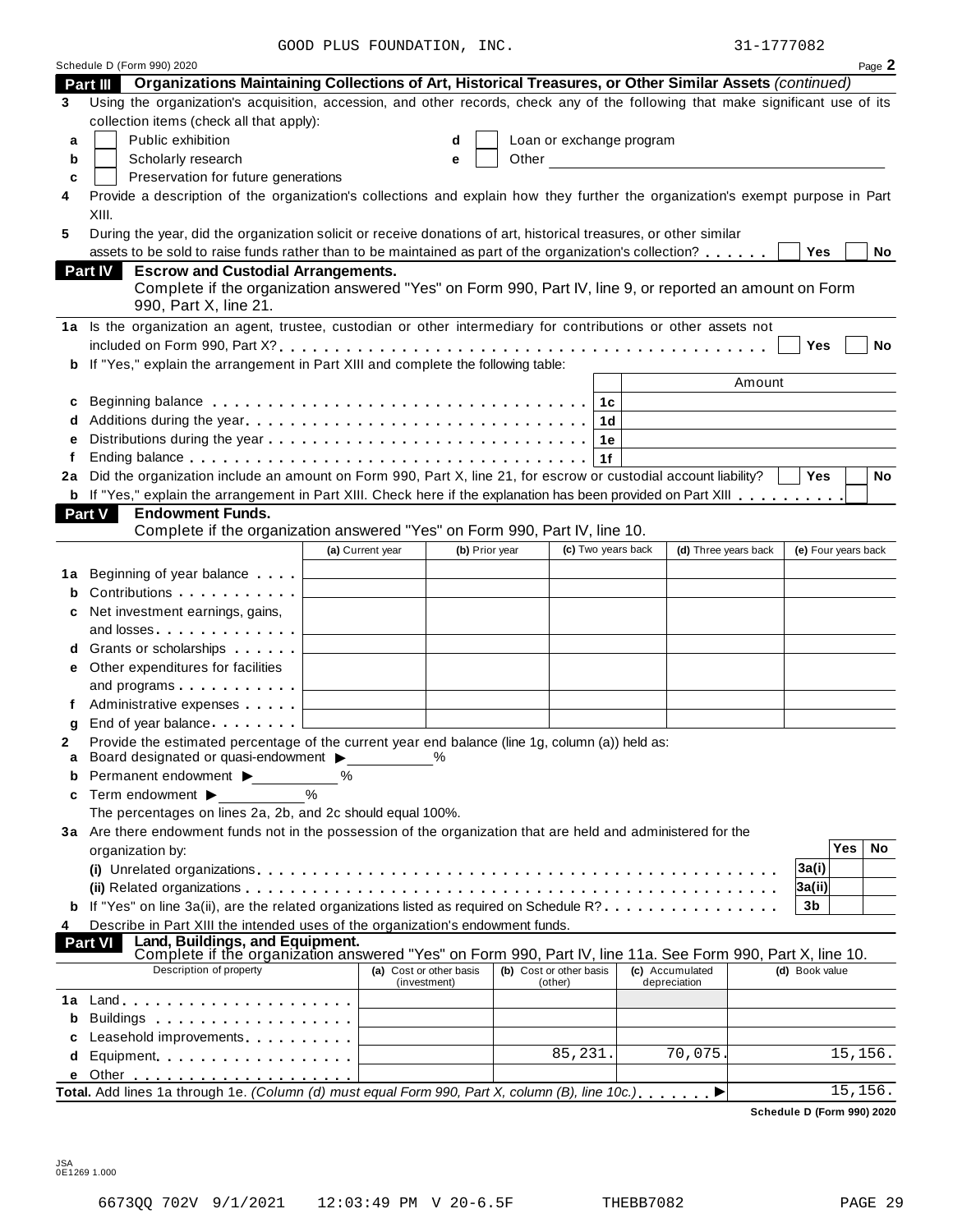GOOD PLUS FOUNDATION, INC. 31-1777082

Schedule D (Form 990) 2020

## Part III Organizations Maintaining Collections of Art, Historical Treasures, or Other Similar Assets *(continued)*

**3** Using the organization's acquisition, accession, and other records, check any of the following that make significant use of its collection items (check all that apply):

- **a** ☐ Public exhibition
- **b** ☐ Scholarly research
- **c** ☐ Preservation for future generations
- **d** ☐ Loan or exchange program
- **e** ☐ Other

**4** Provide a description of the organization's collections and explain how they further the organization's exempt purpose in Part XIII.

**5** During the year, did the organization solicit or receive donations of art, historical treasures, or other similar assets to be sold to raise funds rather than to be maintained as part of the organization's collection? ☐ Yes ☐ No

## Part IV Escrow and Custodial Arrangements.

Complete if the organization answered "Yes" on Form 990, Part IV, line 9, or reported an amount on Form 990, Part X, line 21.

**1a** Is the organization an agent, trustee, custodian or other intermediary for contributions or other assets not included on Form 990, Part X? ☐ Yes ☐ No

**b** If "Yes," explain the arrangement in Part XIII and complete the following table:

| | | | Amount |
|---|---|---|---|
| c | Beginning balance | 1c | |
| d | Additions during the year | 1d | |
| e | Distributions during the year | 1e | |
| f | Ending balance | 1f | |

**2a** Did the organization include an amount on Form 990, Part X, line 21, for escrow or custodial account liability? ☐ Yes ☐ No

**b** If "Yes," explain the arrangement in Part XIII. Check here if the explanation has been provided on Part XIII ☐

## Part V Endowment Funds.

Complete if the organization answered "Yes" on Form 990, Part IV, line 10.

| | | (a) Current year | (b) Prior year | (c) Two years back | (d) Three years back | (e) Four years back |
|---|---|---|---|---|---|---|
| 1a | Beginning of year balance | | | | | |
| b | Contributions | | | | | |
| c | Net investment earnings, gains, and losses | | | | | |
| d | Grants or scholarships | | | | | |
| e | Other expenditures for facilities and programs | | | | | |
| f | Administrative expenses | | | | | |
| g | End of year balance | | | | | |

**2** Provide the estimated percentage of the current year end balance (line 1g, column (a)) held as:

- **a** Board designated or quasi-endowment ▶ %
- **b** Permanent endowment ▶ %
- **c** Term endowment ▶ %

The percentages on lines 2a, 2b, and 2c should equal 100%.

**3a** Are there endowment funds not in the possession of the organization that are held and administered for the organization by:

| | | | Yes | No |
|---|---|---|---|---|
| | (i) Unrelated organizations | 3a(i) | | |
| | (ii) Related organizations | 3a(ii) | | |
| b | If "Yes" on line 3a(ii), are the related organizations listed as required on Schedule R? | 3b | | |

**4** Describe in Part XIII the intended uses of the organization's endowment funds.

## Part VI Land, Buildings, and Equipment.

Complete if the organization answered "Yes" on Form 990, Part IV, line 11a. See Form 990, Part X, line 10.

| | Description of property | (a) Cost or other basis (investment) | (b) Cost or other basis (other) | (c) Accumulated depreciation | (d) Book value |
|---|---|---|---|---|---|
| 1a | Land | | | | |
| b | Buildings | | | | |
| c | Leasehold improvements | | | | |
| d | Equipment | | 85,231. | 70,075. | 15,156. |
| e | Other | | | | |
| | **Total.** Add lines 1a through 1e. *(Column (d) must equal Form 990, Part X, column (B), line 10c.)* ▶ | | | | 15,156. |

**Schedule D (Form 990) 2020**

JSA 0E1269 1.000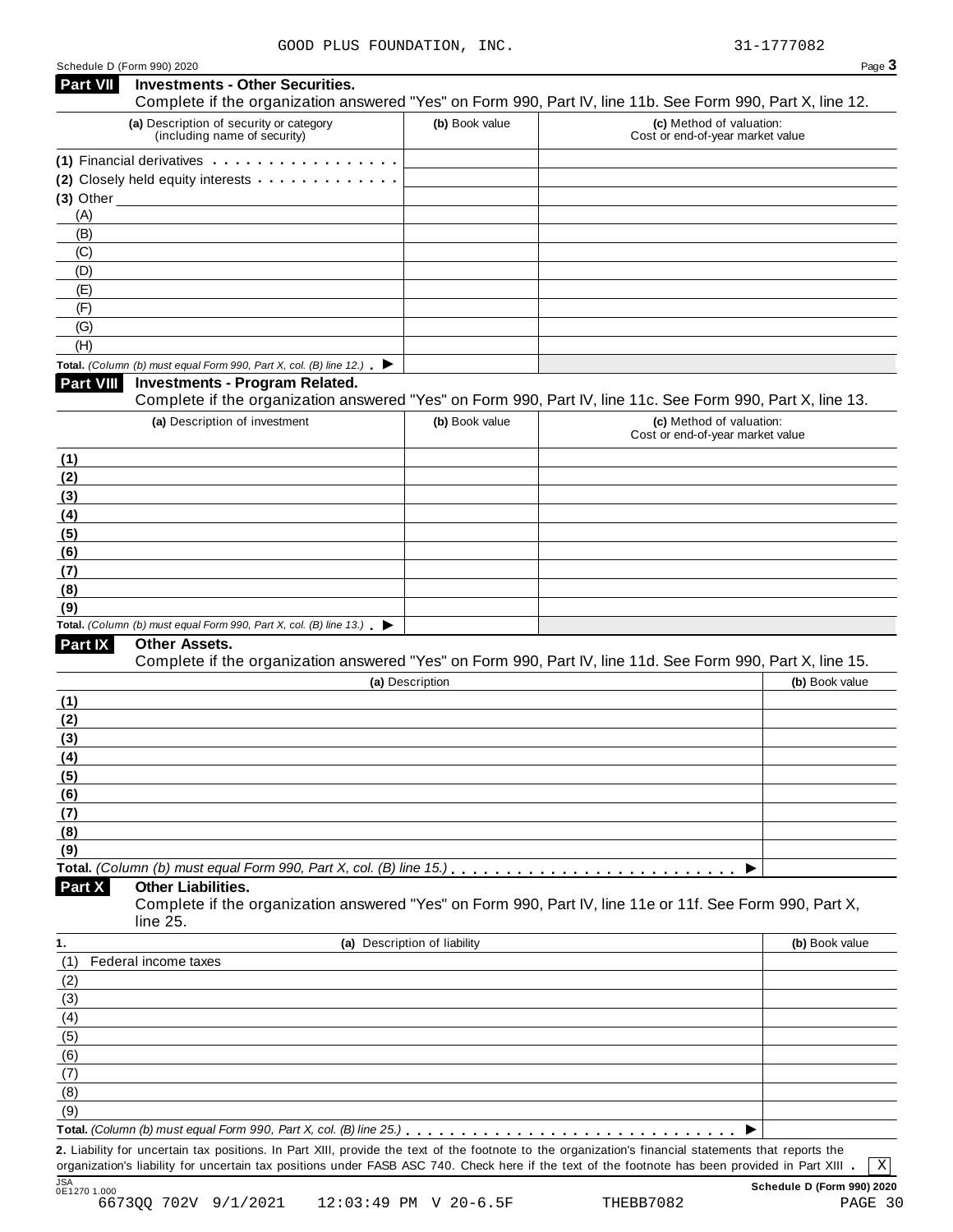GOOD PLUS FOUNDATION, INC. 31-1777082

Schedule D (Form 990) 2020

## Part VII Investments - Other Securities.

Complete if the organization answered "Yes" on Form 990, Part IV, line 11b. See Form 990, Part X, line 12.

| (a) Description of security or category (including name of security) | (b) Book value | (c) Method of valuation: Cost or end-of-year market value |
|---|---|---|
| (1) Financial derivatives | | |
| (2) Closely held equity interests | | |
| (3) Other | | |
| (A) | | |
| (B) | | |
| (C) | | |
| (D) | | |
| (E) | | |
| (F) | | |
| (G) | | |
| (H) | | |
| **Total.** *(Column (b) must equal Form 990, Part X, col. (B) line 12.)* ▶ | | |

## Part VIII Investments - Program Related.

Complete if the organization answered "Yes" on Form 990, Part IV, line 11c. See Form 990, Part X, line 13.

| (a) Description of investment | (b) Book value | (c) Method of valuation: Cost or end-of-year market value |
|---|---|---|
| (1) | | |
| (2) | | |
| (3) | | |
| (4) | | |
| (5) | | |
| (6) | | |
| (7) | | |
| (8) | | |
| (9) | | |
| **Total.** *(Column (b) must equal Form 990, Part X, col. (B) line 13.)* ▶ | | |

## Part IX Other Assets.

Complete if the organization answered "Yes" on Form 990, Part IV, line 11d. See Form 990, Part X, line 15.

| (a) Description | (b) Book value |
|---|---|
| (1) | |
| (2) | |
| (3) | |
| (4) | |
| (5) | |
| (6) | |
| (7) | |
| (8) | |
| (9) | |
| **Total.** *(Column (b) must equal Form 990, Part X, col. (B) line 15.)* ▶ | |

## Part X Other Liabilities.

Complete if the organization answered "Yes" on Form 990, Part IV, line 11e or 11f. See Form 990, Part X, line 25.

| 1. (a) Description of liability | (b) Book value |
|---|---|
| (1) Federal income taxes | |
| (2) | |
| (3) | |
| (4) | |
| (5) | |
| (6) | |
| (7) | |
| (8) | |
| (9) | |
| **Total.** *(Column (b) must equal Form 990, Part X, col. (B) line 25.)* ▶ | |

**2.** Liability for uncertain tax positions. In Part XIII, provide the text of the footnote to the organization's financial statements that reports the organization's liability for uncertain tax positions under FASB ASC 740. Check here if the text of the footnote has been provided in Part XIII . [X]

JSA 0E1270 1.000

**Schedule D (Form 990) 2020**

6673QQ 702V 9/1/2021 12:03:49 PM V 20-6.5F THEBB7082 PAGE 30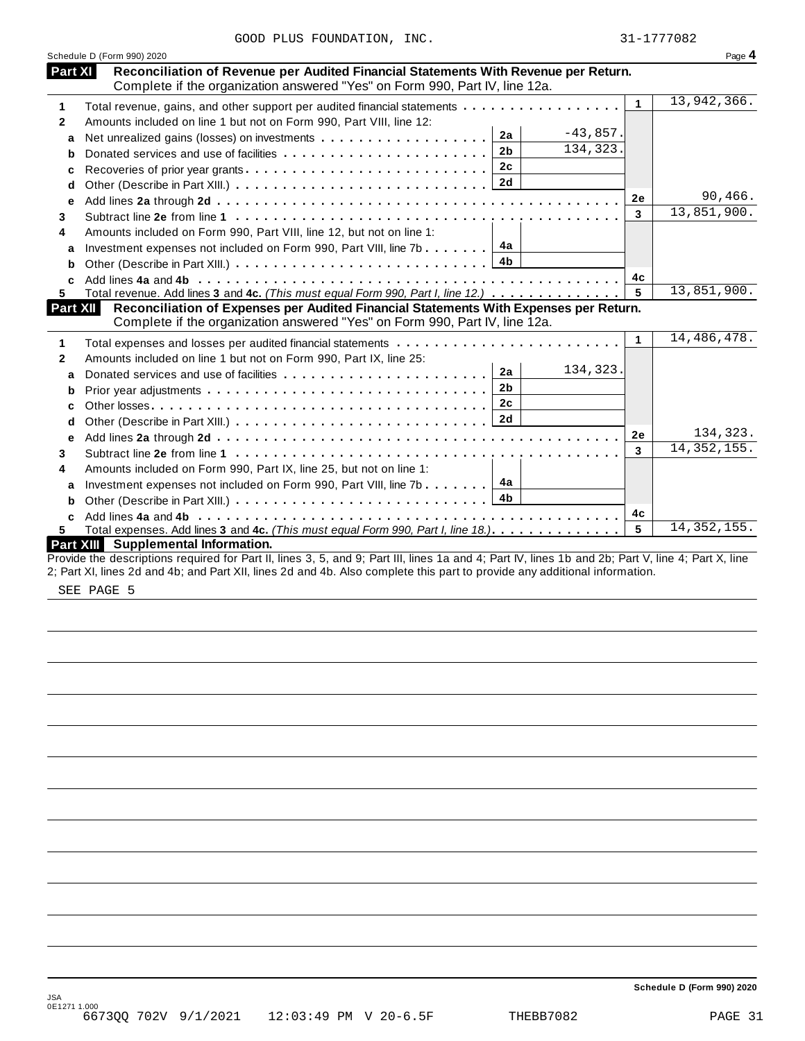GOOD PLUS FOUNDATION, INC. 31-1777082

Schedule D (Form 990) 2020 Page 4

## Part XI Reconciliation of Revenue per Audited Financial Statements With Revenue per Return.

Complete if the organization answered "Yes" on Form 990, Part IV, line 12a.

| | | | | | |
|---|---|---|---|---|---|
| 1 | Total revenue, gains, and other support per audited financial statements | | | 1 | 13,942,366. |
| 2 | Amounts included on line 1 but not on Form 990, Part VIII, line 12: | | | | |
| a | Net unrealized gains (losses) on investments | 2a | -43,857. | | |
| b | Donated services and use of facilities | 2b | 134,323. | | |
| c | Recoveries of prior year grants | 2c | | | |
| d | Other (Describe in Part XIII.) | 2d | | | |
| e | Add lines **2a** through **2d** | | | 2e | 90,466. |
| 3 | Subtract line **2e** from line **1** | | | 3 | 13,851,900. |
| 4 | Amounts included on Form 990, Part VIII, line 12, but not on line 1: | | | | |
| a | Investment expenses not included on Form 990, Part VIII, line 7b | 4a | | | |
| b | Other (Describe in Part XIII.) | 4b | | | |
| c | Add lines **4a** and **4b** | | | 4c | |
| 5 | Total revenue. Add lines **3** and **4c.** *(This must equal Form 990, Part I, line 12.)* | | | 5 | 13,851,900. |

## Part XII Reconciliation of Expenses per Audited Financial Statements With Expenses per Return.

Complete if the organization answered "Yes" on Form 990, Part IV, line 12a.

| | | | | | |
|---|---|---|---|---|---|
| 1 | Total expenses and losses per audited financial statements | | | 1 | 14,486,478. |
| 2 | Amounts included on line 1 but not on Form 990, Part IX, line 25: | | | | |
| a | Donated services and use of facilities | 2a | 134,323. | | |
| b | Prior year adjustments | 2b | | | |
| c | Other losses | 2c | | | |
| d | Other (Describe in Part XIII.) | 2d | | | |
| e | Add lines **2a** through **2d** | | | 2e | 134,323. |
| 3 | Subtract line **2e** from line **1** | | | 3 | 14,352,155. |
| 4 | Amounts included on Form 990, Part IX, line 25, but not on line 1: | | | | |
| a | Investment expenses not included on Form 990, Part VIII, line 7b | 4a | | | |
| b | Other (Describe in Part XIII.) | 4b | | | |
| c | Add lines **4a** and **4b** | | | 4c | |
| 5 | Total expenses. Add lines **3** and **4c.** *(This must equal Form 990, Part I, line 18.)* | | | 5 | 14,352,155. |

## Part XIII Supplemental Information.

Provide the descriptions required for Part II, lines 3, 5, and 9; Part III, lines 1a and 4; Part IV, lines 1b and 2b; Part V, line 4; Part X, line 2; Part XI, lines 2d and 4b; and Part XII, lines 2d and 4b. Also complete this part to provide any additional information.

SEE PAGE 5

Schedule D (Form 990) 2020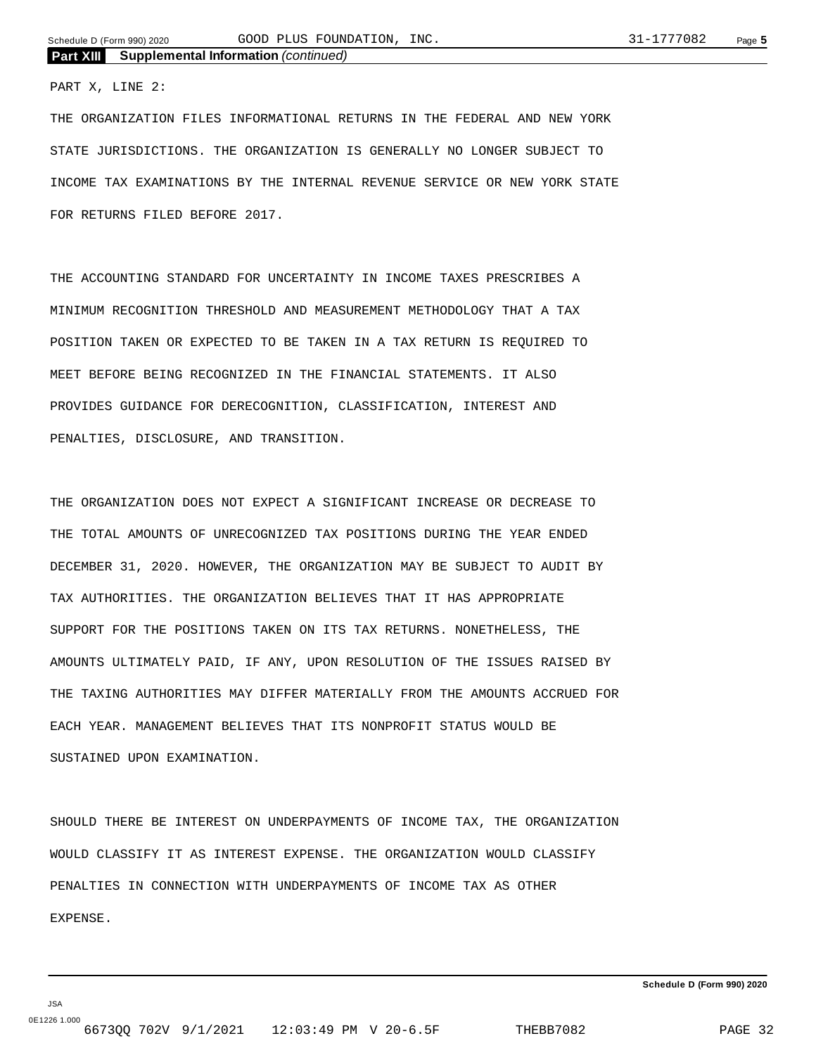**Part XIII Supplemental Information** *(continued)*

PART X, LINE 2:

THE ORGANIZATION FILES INFORMATIONAL RETURNS IN THE FEDERAL AND NEW YORK STATE JURISDICTIONS. THE ORGANIZATION IS GENERALLY NO LONGER SUBJECT TO INCOME TAX EXAMINATIONS BY THE INTERNAL REVENUE SERVICE OR NEW YORK STATE FOR RETURNS FILED BEFORE 2017.

THE ACCOUNTING STANDARD FOR UNCERTAINTY IN INCOME TAXES PRESCRIBES A MINIMUM RECOGNITION THRESHOLD AND MEASUREMENT METHODOLOGY THAT A TAX POSITION TAKEN OR EXPECTED TO BE TAKEN IN A TAX RETURN IS REQUIRED TO MEET BEFORE BEING RECOGNIZED IN THE FINANCIAL STATEMENTS. IT ALSO PROVIDES GUIDANCE FOR DERECOGNITION, CLASSIFICATION, INTEREST AND PENALTIES, DISCLOSURE, AND TRANSITION.

THE ORGANIZATION DOES NOT EXPECT A SIGNIFICANT INCREASE OR DECREASE TO THE TOTAL AMOUNTS OF UNRECOGNIZED TAX POSITIONS DURING THE YEAR ENDED DECEMBER 31, 2020. HOWEVER, THE ORGANIZATION MAY BE SUBJECT TO AUDIT BY TAX AUTHORITIES. THE ORGANIZATION BELIEVES THAT IT HAS APPROPRIATE SUPPORT FOR THE POSITIONS TAKEN ON ITS TAX RETURNS. NONETHELESS, THE AMOUNTS ULTIMATELY PAID, IF ANY, UPON RESOLUTION OF THE ISSUES RAISED BY THE TAXING AUTHORITIES MAY DIFFER MATERIALLY FROM THE AMOUNTS ACCRUED FOR EACH YEAR. MANAGEMENT BELIEVES THAT ITS NONPROFIT STATUS WOULD BE SUSTAINED UPON EXAMINATION.

SHOULD THERE BE INTEREST ON UNDERPAYMENTS OF INCOME TAX, THE ORGANIZATION WOULD CLASSIFY IT AS INTEREST EXPENSE. THE ORGANIZATION WOULD CLASSIFY PENALTIES IN CONNECTION WITH UNDERPAYMENTS OF INCOME TAX AS OTHER EXPENSE.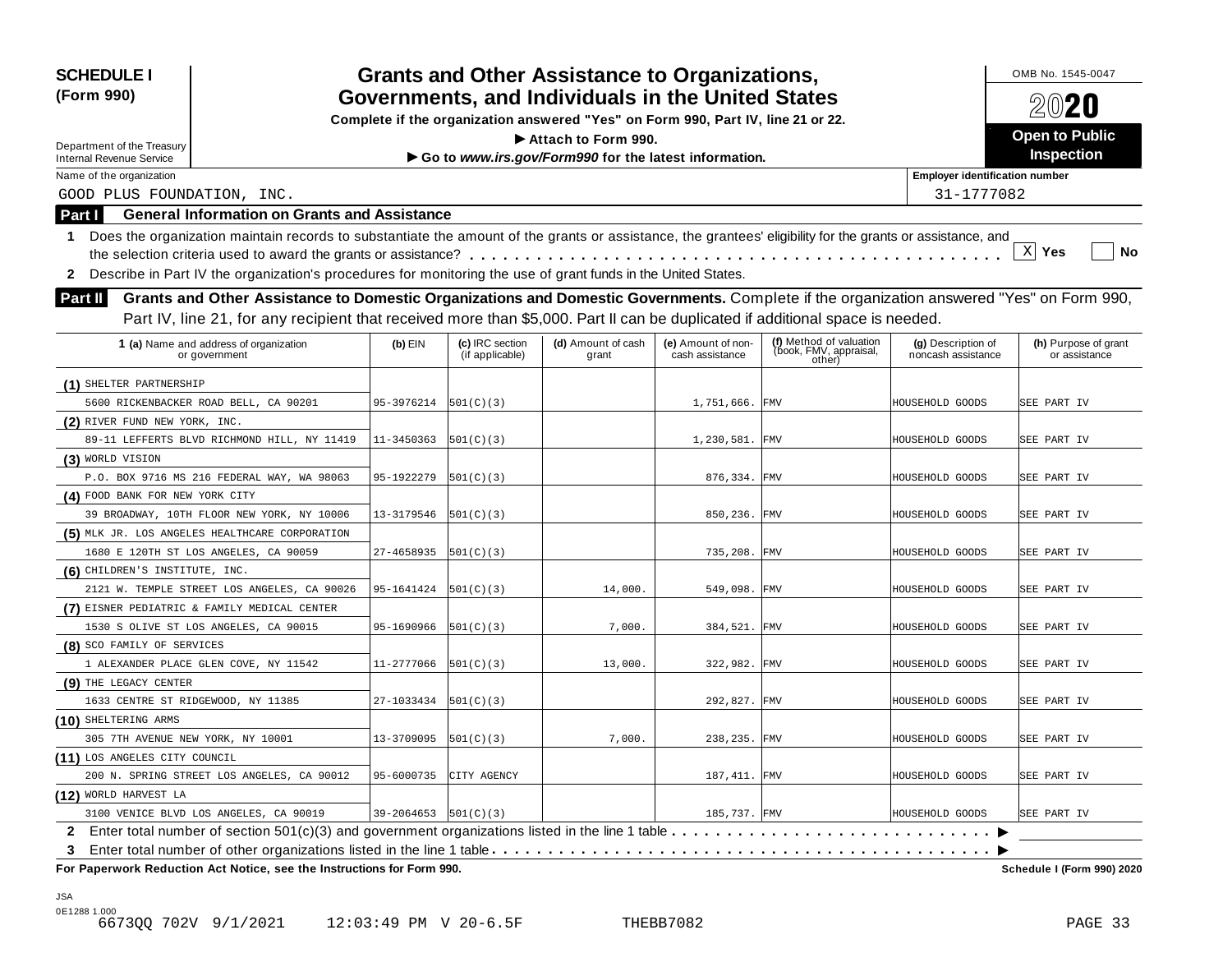**SCHEDULE I (Form 990)**

Department of the Treasury
Internal Revenue Service

# Grants and Other Assistance to Organizations, Governments, and Individuals in the United States

**Complete if the organization answered "Yes" on Form 990, Part IV, line 21 or 22.**

**▶ Attach to Form 990.**

**▶ Go to *www.irs.gov/Form990* for the latest information.**

OMB No. 1545-0047

**2020**

**Open to Public Inspection**

Name of the organization: GOOD PLUS FOUNDATION, INC.

Employer identification number: 31-1777082

## Part I General Information on Grants and Assistance

**1** Does the organization maintain records to substantiate the amount of the grants or assistance, the grantees' eligibility for the grants or assistance, and the selection criteria used to award the grants or assistance? . . . . . [X] Yes [ ] No

**2** Describe in Part IV the organization's procedures for monitoring the use of grant funds in the United States.

## Part II Grants and Other Assistance to Domestic Organizations and Domestic Governments.

Complete if the organization answered "Yes" on Form 990, Part IV, line 21, for any recipient that received more than $5,000. Part II can be duplicated if additional space is needed.

| 1 (a) Name and address of organization or government | (b) EIN | (c) IRC section (if applicable) | (d) Amount of cash grant | (e) Amount of non-cash assistance | (f) Method of valuation (book, FMV, appraisal, other) | (g) Description of noncash assistance | (h) Purpose of grant or assistance |
|---|---|---|---|---|---|---|---|
| (1) SHELTER PARTNERSHIP<br>5600 RICKENBACKER ROAD BELL, CA 90201 | 95-3976214 | 501(C)(3) | | 1,751,666. | FMV | HOUSEHOLD GOODS | SEE PART IV |
| (2) RIVER FUND NEW YORK, INC.<br>89-11 LEFFERTS BLVD RICHMOND HILL, NY 11419 | 11-3450363 | 501(C)(3) | | 1,230,581. | FMV | HOUSEHOLD GOODS | SEE PART IV |
| (3) WORLD VISION<br>P.O. BOX 9716 MS 216 FEDERAL WAY, WA 98063 | 95-1922279 | 501(C)(3) | | 876,334. | FMV | HOUSEHOLD GOODS | SEE PART IV |
| (4) FOOD BANK FOR NEW YORK CITY<br>39 BROADWAY, 10TH FLOOR NEW YORK, NY 10006 | 13-3179546 | 501(C)(3) | | 850,236. | FMV | HOUSEHOLD GOODS | SEE PART IV |
| (5) MLK JR. LOS ANGELES HEALTHCARE CORPORATION<br>1680 E 120TH ST LOS ANGELES, CA 90059 | 27-4658935 | 501(C)(3) | | 735,208. | FMV | HOUSEHOLD GOODS | SEE PART IV |
| (6) CHILDREN'S INSTITUTE, INC.<br>2121 W. TEMPLE STREET LOS ANGELES, CA 90026 | 95-1641424 | 501(C)(3) | 14,000. | 549,098. | FMV | HOUSEHOLD GOODS | SEE PART IV |
| (7) EISNER PEDIATRIC & FAMILY MEDICAL CENTER<br>1530 S OLIVE ST LOS ANGELES, CA 90015 | 95-1690966 | 501(C)(3) | 7,000. | 384,521. | FMV | HOUSEHOLD GOODS | SEE PART IV |
| (8) SCO FAMILY OF SERVICES<br>1 ALEXANDER PLACE GLEN COVE, NY 11542 | 11-2777066 | 501(C)(3) | 13,000. | 322,982. | FMV | HOUSEHOLD GOODS | SEE PART IV |
| (9) THE LEGACY CENTER<br>1633 CENTRE ST RIDGEWOOD, NY 11385 | 27-1033434 | 501(C)(3) | | 292,827. | FMV | HOUSEHOLD GOODS | SEE PART IV |
| (10) SHELTERING ARMS<br>305 7TH AVENUE NEW YORK, NY 10001 | 13-3709095 | 501(C)(3) | 7,000. | 238,235. | FMV | HOUSEHOLD GOODS | SEE PART IV |
| (11) LOS ANGELES CITY COUNCIL<br>200 N. SPRING STREET LOS ANGELES, CA 90012 | 95-6000735 | CITY AGENCY | | 187,411. | FMV | HOUSEHOLD GOODS | SEE PART IV |
| (12) WORLD HARVEST LA<br>3100 VENICE BLVD LOS ANGELES, CA 90019 | 39-2064653 | 501(C)(3) | | 185,737. | FMV | HOUSEHOLD GOODS | SEE PART IV |

**2** Enter total number of section 501(c)(3) and government organizations listed in the line 1 table . . . . . ▶

**3** Enter total number of other organizations listed in the line 1 table . . . . . ▶

**For Paperwork Reduction Act Notice, see the Instructions for Form 990.** **Schedule I (Form 990) 2020**

JSA
0E1288 1.000
6673QQ 702V 9/1/2021 12:03:49 PM V 20-6.5F THEBB7082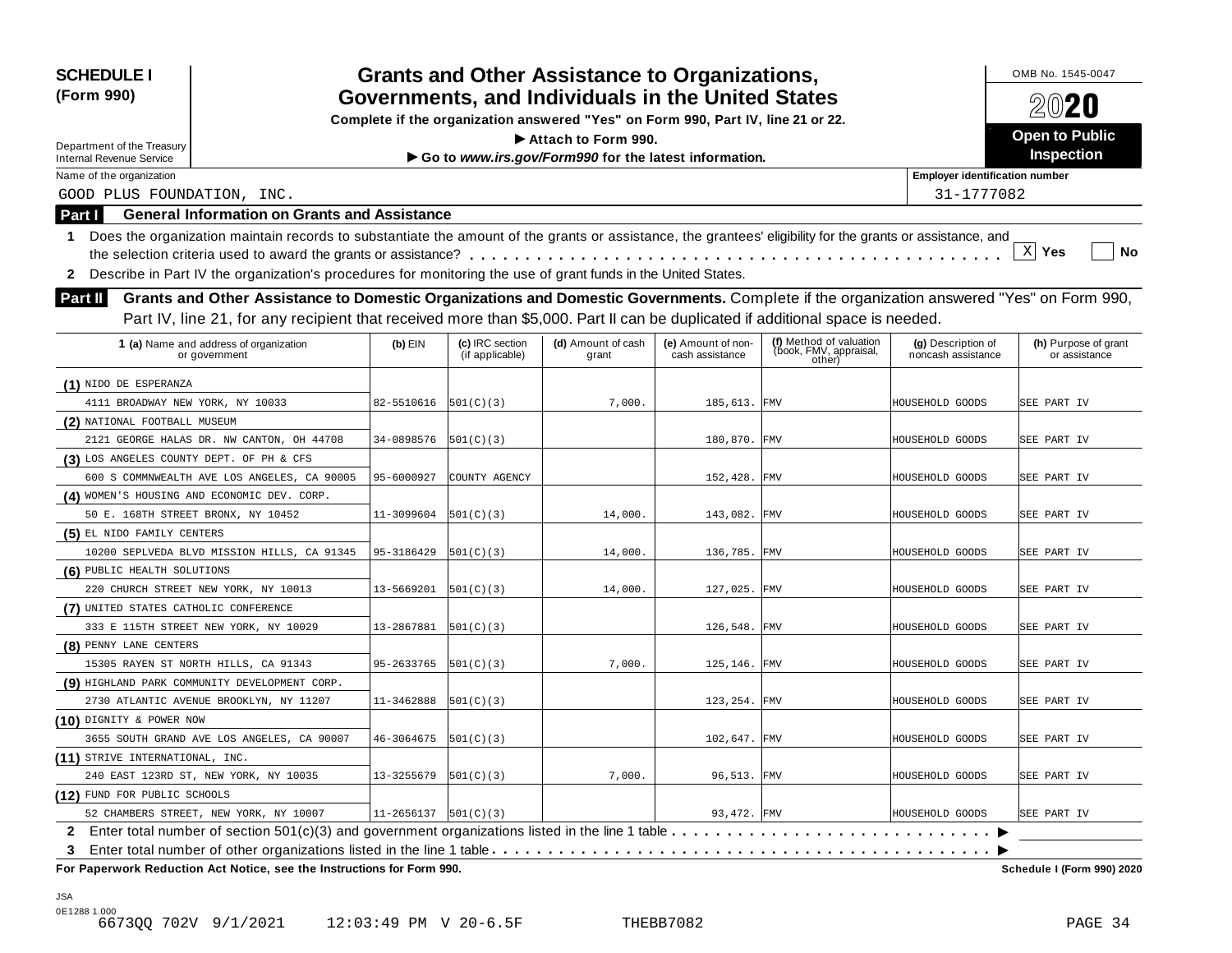**SCHEDULE I**
**(Form 990)**

Department of the Treasury
Internal Revenue Service

# Grants and Other Assistance to Organizations, Governments, and Individuals in the United States

**Complete if the organization answered "Yes" on Form 990, Part IV, line 21 or 22.**
**▶ Attach to Form 990.**
**▶ Go to *www.irs.gov/Form990* for the latest information.**

OMB No. 1545-0047
**2020**
**Open to Public Inspection**

Name of the organization: GOOD PLUS FOUNDATION, INC.
Employer identification number: 31-1777082

## Part I General Information on Grants and Assistance

**1** Does the organization maintain records to substantiate the amount of the grants or assistance, the grantees' eligibility for the grants or assistance, and the selection criteria used to award the grants or assistance? . . . . . . . . . . . . [X] **Yes** [ ] **No**

**2** Describe in Part IV the organization's procedures for monitoring the use of grant funds in the United States.

## Part II Grants and Other Assistance to Domestic Organizations and Domestic Governments.

Complete if the organization answered "Yes" on Form 990, Part IV, line 21, for any recipient that received more than $5,000. Part II can be duplicated if additional space is needed.

| 1 (a) Name and address of organization or government | (b) EIN | (c) IRC section (if applicable) | (d) Amount of cash grant | (e) Amount of non-cash assistance | (f) Method of valuation (book, FMV, appraisal, other) | (g) Description of noncash assistance | (h) Purpose of grant or assistance |
|---|---|---|---|---|---|---|---|
| (1) NIDO DE ESPERANZA<br>4111 BROADWAY NEW YORK, NY 10033 | 82-5510616 | 501(C)(3) | 7,000. | 185,613. | FMV | HOUSEHOLD GOODS | SEE PART IV |
| (2) NATIONAL FOOTBALL MUSEUM<br>2121 GEORGE HALAS DR. NW CANTON, OH 44708 | 34-0898576 | 501(C)(3) | | 180,870. | FMV | HOUSEHOLD GOODS | SEE PART IV |
| (3) LOS ANGELES COUNTY DEPT. OF PH & CFS<br>600 S COMMNWEALTH AVE LOS ANGELES, CA 90005 | 95-6000927 | COUNTY AGENCY | | 152,428. | FMV | HOUSEHOLD GOODS | SEE PART IV |
| (4) WOMEN'S HOUSING AND ECONOMIC DEV. CORP.<br>50 E. 168TH STREET BRONX, NY 10452 | 11-3099604 | 501(C)(3) | 14,000. | 143,082. | FMV | HOUSEHOLD GOODS | SEE PART IV |
| (5) EL NIDO FAMILY CENTERS<br>10200 SEPLVEDA BLVD MISSION HILLS, CA 91345 | 95-3186429 | 501(C)(3) | 14,000. | 136,785. | FMV | HOUSEHOLD GOODS | SEE PART IV |
| (6) PUBLIC HEALTH SOLUTIONS<br>220 CHURCH STREET NEW YORK, NY 10013 | 13-5669201 | 501(C)(3) | 14,000. | 127,025. | FMV | HOUSEHOLD GOODS | SEE PART IV |
| (7) UNITED STATES CATHOLIC CONFERENCE<br>333 E 115TH STREET NEW YORK, NY 10029 | 13-2867881 | 501(C)(3) | | 126,548. | FMV | HOUSEHOLD GOODS | SEE PART IV |
| (8) PENNY LANE CENTERS<br>15305 RAYEN ST NORTH HILLS, CA 91343 | 95-2633765 | 501(C)(3) | 7,000. | 125,146. | FMV | HOUSEHOLD GOODS | SEE PART IV |
| (9) HIGHLAND PARK COMMUNITY DEVELOPMENT CORP.<br>2730 ATLANTIC AVENUE BROOKLYN, NY 11207 | 11-3462888 | 501(C)(3) | | 123,254. | FMV | HOUSEHOLD GOODS | SEE PART IV |
| (10) DIGNITY & POWER NOW<br>3655 SOUTH GRAND AVE LOS ANGELES, CA 90007 | 46-3064675 | 501(C)(3) | | 102,647. | FMV | HOUSEHOLD GOODS | SEE PART IV |
| (11) STRIVE INTERNATIONAL, INC.<br>240 EAST 123RD ST, NEW YORK, NY 10035 | 13-3255679 | 501(C)(3) | 7,000. | 96,513. | FMV | HOUSEHOLD GOODS | SEE PART IV |
| (12) FUND FOR PUBLIC SCHOOLS<br>52 CHAMBERS STREET, NEW YORK, NY 10007 | 11-2656137 | 501(C)(3) | | 93,472. | FMV | HOUSEHOLD GOODS | SEE PART IV |

**2** Enter total number of section 501(c)(3) and government organizations listed in the line 1 table . . . . . . . . . . ▶

**3** Enter total number of other organizations listed in the line 1 table . . . . . . . . . . ▶

**For Paperwork Reduction Act Notice, see the Instructions for Form 990.** **Schedule I (Form 990) 2020**

JSA
0E1288 1.000
6673QQ 702V 9/1/2021 12:03:49 PM V 20-6.5F THEBB7082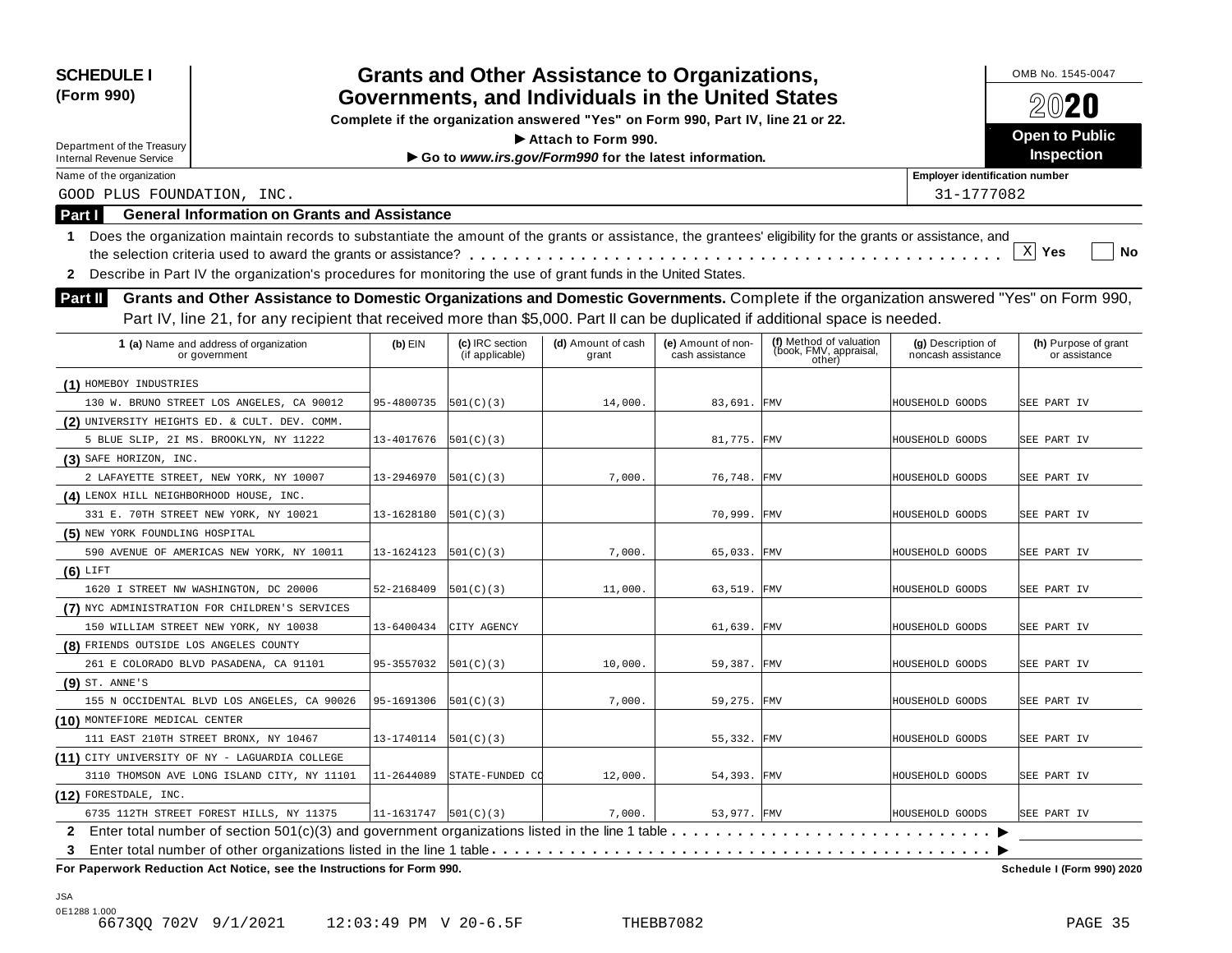**SCHEDULE I (Form 990)**

# Grants and Other Assistance to Organizations, Governments, and Individuals in the United States

**Complete if the organization answered "Yes" on Form 990, Part IV, line 21 or 22.**

▶ Attach to Form 990.

▶ Go to *www.irs.gov/Form990* for the latest information.

OMB No. 1545-0047

2020

**Open to Public Inspection**

Department of the Treasury
Internal Revenue Service

Name of the organization: GOOD PLUS FOUNDATION, INC.

Employer identification number: 31-1777082

## Part I General Information on Grants and Assistance

1 Does the organization maintain records to substantiate the amount of the grants or assistance, the grantees' eligibility for the grants or assistance, and the selection criteria used to award the grants or assistance? . . . . . [X] Yes [ ] No

2 Describe in Part IV the organization's procedures for monitoring the use of grant funds in the United States.

## Part II Grants and Other Assistance to Domestic Organizations and Domestic Governments.

Complete if the organization answered "Yes" on Form 990, Part IV, line 21, for any recipient that received more than $5,000. Part II can be duplicated if additional space is needed.

| 1 (a) Name and address of organization or government | (b) EIN | (c) IRC section (if applicable) | (d) Amount of cash grant | (e) Amount of non-cash assistance | (f) Method of valuation (book, FMV, appraisal, other) | (g) Description of noncash assistance | (h) Purpose of grant or assistance |
|---|---|---|---|---|---|---|---|
| (1) HOMEBOY INDUSTRIES<br>130 W. BRUNO STREET LOS ANGELES, CA 90012 | 95-4800735 | 501(C)(3) | 14,000. | 83,691. | FMV | HOUSEHOLD GOODS | SEE PART IV |
| (2) UNIVERSITY HEIGHTS ED. & CULT. DEV. COMM.<br>5 BLUE SLIP, 2I MS. BROOKLYN, NY 11222 | 13-4017676 | 501(C)(3) | | 81,775. | FMV | HOUSEHOLD GOODS | SEE PART IV |
| (3) SAFE HORIZON, INC.<br>2 LAFAYETTE STREET, NEW YORK, NY 10007 | 13-2946970 | 501(C)(3) | 7,000. | 76,748. | FMV | HOUSEHOLD GOODS | SEE PART IV |
| (4) LENOX HILL NEIGHBORHOOD HOUSE, INC.<br>331 E. 70TH STREET NEW YORK, NY 10021 | 13-1628180 | 501(C)(3) | | 70,999. | FMV | HOUSEHOLD GOODS | SEE PART IV |
| (5) NEW YORK FOUNDLING HOSPITAL<br>590 AVENUE OF AMERICAS NEW YORK, NY 10011 | 13-1624123 | 501(C)(3) | 7,000. | 65,033. | FMV | HOUSEHOLD GOODS | SEE PART IV |
| (6) LIFT<br>1620 I STREET NW WASHINGTON, DC 20006 | 52-2168409 | 501(C)(3) | 11,000. | 63,519. | FMV | HOUSEHOLD GOODS | SEE PART IV |
| (7) NYC ADMINISTRATION FOR CHILDREN'S SERVICES<br>150 WILLIAM STREET NEW YORK, NY 10038 | 13-6400434 | CITY AGENCY | | 61,639. | FMV | HOUSEHOLD GOODS | SEE PART IV |
| (8) FRIENDS OUTSIDE LOS ANGELES COUNTY<br>261 E COLORADO BLVD PASADENA, CA 91101 | 95-3557032 | 501(C)(3) | 10,000. | 59,387. | FMV | HOUSEHOLD GOODS | SEE PART IV |
| (9) ST. ANNE'S<br>155 N OCCIDENTAL BLVD LOS ANGELES, CA 90026 | 95-1691306 | 501(C)(3) | 7,000. | 59,275. | FMV | HOUSEHOLD GOODS | SEE PART IV |
| (10) MONTEFIORE MEDICAL CENTER<br>111 EAST 210TH STREET BRONX, NY 10467 | 13-1740114 | 501(C)(3) | | 55,332. | FMV | HOUSEHOLD GOODS | SEE PART IV |
| (11) CITY UNIVERSITY OF NY - LAGUARDIA COLLEGE<br>3110 THOMSON AVE LONG ISLAND CITY, NY 11101 | 11-2644089 | STATE-FUNDED CO | 12,000. | 54,393. | FMV | HOUSEHOLD GOODS | SEE PART IV |
| (12) FORESTDALE, INC.<br>6735 112TH STREET FOREST HILLS, NY 11375 | 11-1631747 | 501(C)(3) | 7,000. | 53,977. | FMV | HOUSEHOLD GOODS | SEE PART IV |

2 Enter total number of section 501(c)(3) and government organizations listed in the line 1 table . . . . . ▶

3 Enter total number of other organizations listed in the line 1 table . . . . . ▶

**For Paperwork Reduction Act Notice, see the Instructions for Form 990.** **Schedule I (Form 990) 2020**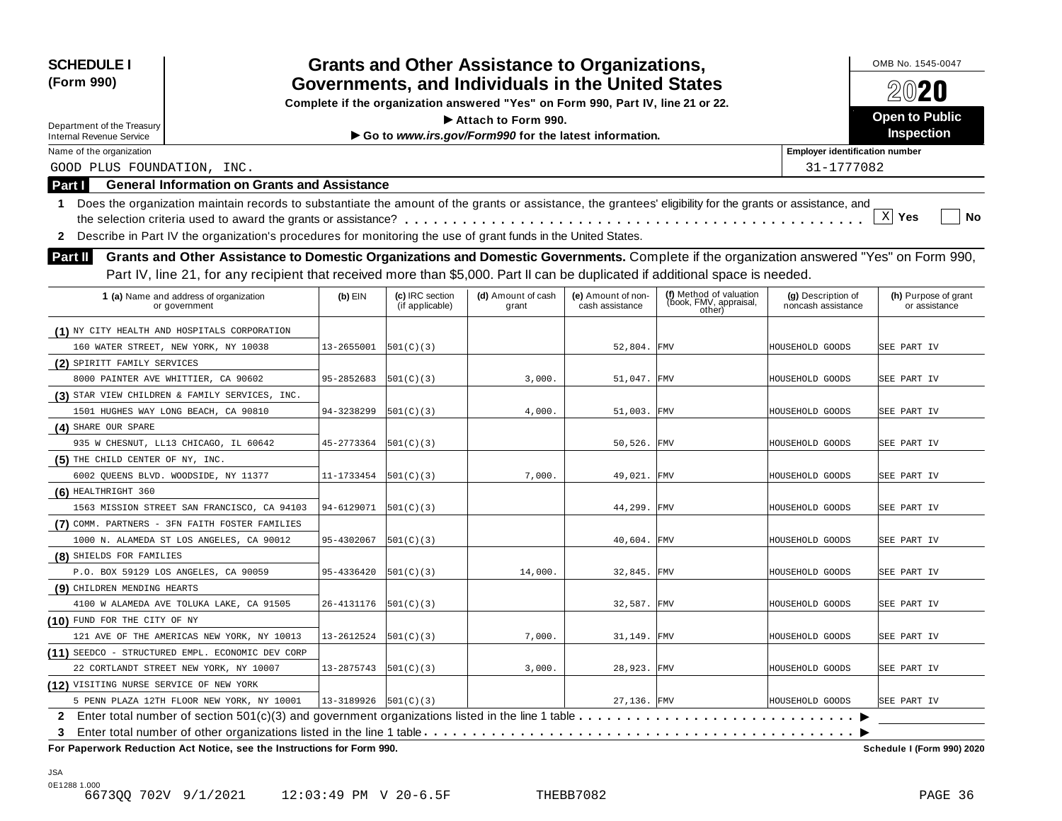**SCHEDULE I (Form 990)**

Department of the Treasury
Internal Revenue Service

# Grants and Other Assistance to Organizations, Governments, and Individuals in the United States

**Complete if the organization answered "Yes" on Form 990, Part IV, line 21 or 22.**

**▶ Attach to Form 990.**

**▶ Go to *www.irs.gov/Form990* for the latest information.**

OMB No. 1545-0047

**2020**

**Open to Public Inspection**

Name of the organization: GOOD PLUS FOUNDATION, INC.

Employer identification number: 31-1777082

## Part I General Information on Grants and Assistance

1 Does the organization maintain records to substantiate the amount of the grants or assistance, the grantees' eligibility for the grants or assistance, and the selection criteria used to award the grants or assistance? . . . . . [X] Yes [ ] No

2 Describe in Part IV the organization's procedures for monitoring the use of grant funds in the United States.

## Part II Grants and Other Assistance to Domestic Organizations and Domestic Governments.

Complete if the organization answered "Yes" on Form 990, Part IV, line 21, for any recipient that received more than $5,000. Part II can be duplicated if additional space is needed.

| 1 (a) Name and address of organization or government | (b) EIN | (c) IRC section (if applicable) | (d) Amount of cash grant | (e) Amount of non-cash assistance | (f) Method of valuation (book, FMV, appraisal, other) | (g) Description of noncash assistance | (h) Purpose of grant or assistance |
|---|---|---|---|---|---|---|---|
| (1) NY CITY HEALTH AND HOSPITALS CORPORATION 160 WATER STREET, NEW YORK, NY 10038 | 13-2655001 | 501(C)(3) | | 52,804. | FMV | HOUSEHOLD GOODS | SEE PART IV |
| (2) SPIRITT FAMILY SERVICES 8000 PAINTER AVE WHITTIER, CA 90602 | 95-2852683 | 501(C)(3) | 3,000. | 51,047. | FMV | HOUSEHOLD GOODS | SEE PART IV |
| (3) STAR VIEW CHILDREN & FAMILY SERVICES, INC. 1501 HUGHES WAY LONG BEACH, CA 90810 | 94-3238299 | 501(C)(3) | 4,000. | 51,003. | FMV | HOUSEHOLD GOODS | SEE PART IV |
| (4) SHARE OUR SPARE 935 W CHESNUT, LL13 CHICAGO, IL 60642 | 45-2773364 | 501(C)(3) | | 50,526. | FMV | HOUSEHOLD GOODS | SEE PART IV |
| (5) THE CHILD CENTER OF NY, INC. 6002 QUEENS BLVD. WOODSIDE, NY 11377 | 11-1733454 | 501(C)(3) | 7,000. | 49,021. | FMV | HOUSEHOLD GOODS | SEE PART IV |
| (6) HEALTHRIGHT 360 1563 MISSION STREET SAN FRANCISCO, CA 94103 | 94-6129071 | 501(C)(3) | | 44,299. | FMV | HOUSEHOLD GOODS | SEE PART IV |
| (7) COMM. PARTNERS - 3FN FAITH FOSTER FAMILIES 1000 N. ALAMEDA ST LOS ANGELES, CA 90012 | 95-4302067 | 501(C)(3) | | 40,604. | FMV | HOUSEHOLD GOODS | SEE PART IV |
| (8) SHIELDS FOR FAMILIES P.O. BOX 59129 LOS ANGELES, CA 90059 | 95-4336420 | 501(C)(3) | 14,000. | 32,845. | FMV | HOUSEHOLD GOODS | SEE PART IV |
| (9) CHILDREN MENDING HEARTS 4100 W ALAMEDA AVE TOLUKA LAKE, CA 91505 | 26-4131176 | 501(C)(3) | | 32,587. | FMV | HOUSEHOLD GOODS | SEE PART IV |
| (10) FUND FOR THE CITY OF NY 121 AVE OF THE AMERICAS NEW YORK, NY 10013 | 13-2612524 | 501(C)(3) | 7,000. | 31,149. | FMV | HOUSEHOLD GOODS | SEE PART IV |
| (11) SEEDCO - STRUCTURED EMPL. ECONOMIC DEV CORP 22 CORTLANDT STREET NEW YORK, NY 10007 | 13-2875743 | 501(C)(3) | 3,000. | 28,923. | FMV | HOUSEHOLD GOODS | SEE PART IV |
| (12) VISITING NURSE SERVICE OF NEW YORK 5 PENN PLAZA 12TH FLOOR NEW YORK, NY 10001 | 13-3189926 | 501(C)(3) | | 27,136. | FMV | HOUSEHOLD GOODS | SEE PART IV |

2 Enter total number of section 501(c)(3) and government organizations listed in the line 1 table . . . . . ▶

3 Enter total number of other organizations listed in the line 1 table . . . . . ▶

**For Paperwork Reduction Act Notice, see the Instructions for Form 990.** **Schedule I (Form 990) 2020**

JSA
0E1288 1.000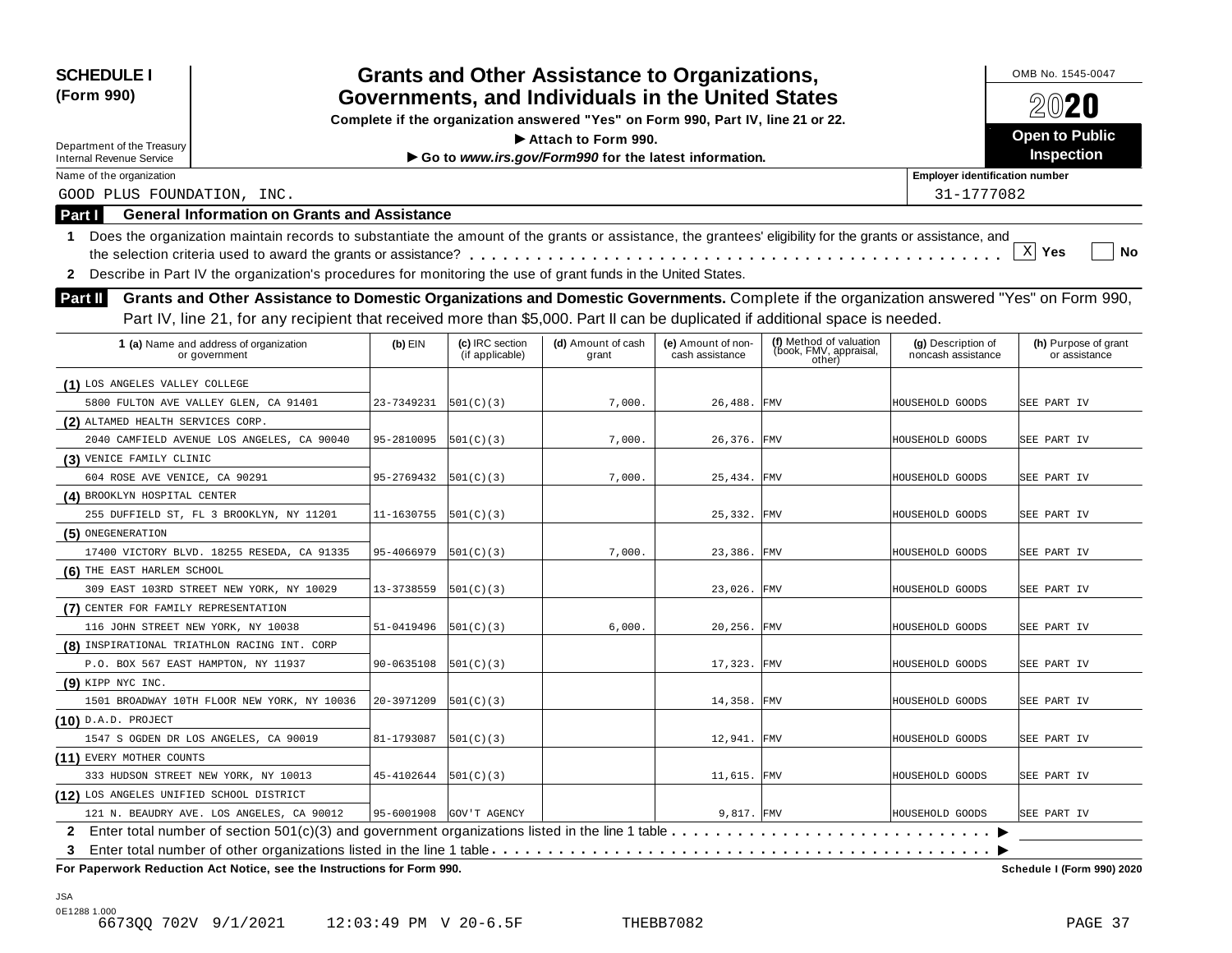**SCHEDULE I (Form 990)**

# Grants and Other Assistance to Organizations, Governments, and Individuals in the United States

**Complete if the organization answered "Yes" on Form 990, Part IV, line 21 or 22.**

► Attach to Form 990.

► Go to *www.irs.gov/Form990* for the latest information.

Department of the Treasury
Internal Revenue Service

OMB No. 1545-0047

**2020**

**Open to Public Inspection**

Name of the organization: GOOD PLUS FOUNDATION, INC.

Employer identification number: 31-1777082

## Part I General Information on Grants and Assistance

1 Does the organization maintain records to substantiate the amount of the grants or assistance, the grantees' eligibility for the grants or assistance, and the selection criteria used to award the grants or assistance? . . . . . [X] Yes [ ] No

2 Describe in Part IV the organization's procedures for monitoring the use of grant funds in the United States.

## Part II Grants and Other Assistance to Domestic Organizations and Domestic Governments.

Complete if the organization answered "Yes" on Form 990, Part IV, line 21, for any recipient that received more than $5,000. Part II can be duplicated if additional space is needed.

| 1 (a) Name and address of organization or government | (b) EIN | (c) IRC section (if applicable) | (d) Amount of cash grant | (e) Amount of non-cash assistance | (f) Method of valuation (book, FMV, appraisal, other) | (g) Description of noncash assistance | (h) Purpose of grant or assistance |
|---|---|---|---|---|---|---|---|
| (1) LOS ANGELES VALLEY COLLEGE 5800 FULTON AVE VALLEY GLEN, CA 91401 | 23-7349231 | 501(C)(3) | 7,000. | 26,488. | FMV | HOUSEHOLD GOODS | SEE PART IV |
| (2) ALTAMED HEALTH SERVICES CORP. 2040 CAMFIELD AVENUE LOS ANGELES, CA 90040 | 95-2810095 | 501(C)(3) | 7,000. | 26,376. | FMV | HOUSEHOLD GOODS | SEE PART IV |
| (3) VENICE FAMILY CLINIC 604 ROSE AVE VENICE, CA 90291 | 95-2769432 | 501(C)(3) | 7,000. | 25,434. | FMV | HOUSEHOLD GOODS | SEE PART IV |
| (4) BROOKLYN HOSPITAL CENTER 255 DUFFIELD ST, FL 3 BROOKLYN, NY 11201 | 11-1630755 | 501(C)(3) | | 25,332. | FMV | HOUSEHOLD GOODS | SEE PART IV |
| (5) ONEGENERATION 17400 VICTORY BLVD. 18255 RESEDA, CA 91335 | 95-4066979 | 501(C)(3) | 7,000. | 23,386. | FMV | HOUSEHOLD GOODS | SEE PART IV |
| (6) THE EAST HARLEM SCHOOL 309 EAST 103RD STREET NEW YORK, NY 10029 | 13-3738559 | 501(C)(3) | | 23,026. | FMV | HOUSEHOLD GOODS | SEE PART IV |
| (7) CENTER FOR FAMILY REPRESENTATION 116 JOHN STREET NEW YORK, NY 10038 | 51-0419496 | 501(C)(3) | 6,000. | 20,256. | FMV | HOUSEHOLD GOODS | SEE PART IV |
| (8) INSPIRATIONAL TRIATHLON RACING INT. CORP P.O. BOX 567 EAST HAMPTON, NY 11937 | 90-0635108 | 501(C)(3) | | 17,323. | FMV | HOUSEHOLD GOODS | SEE PART IV |
| (9) KIPP NYC INC. 1501 BROADWAY 10TH FLOOR NEW YORK, NY 10036 | 20-3971209 | 501(C)(3) | | 14,358. | FMV | HOUSEHOLD GOODS | SEE PART IV |
| (10) D.A.D. PROJECT 1547 S OGDEN DR LOS ANGELES, CA 90019 | 81-1793087 | 501(C)(3) | | 12,941. | FMV | HOUSEHOLD GOODS | SEE PART IV |
| (11) EVERY MOTHER COUNTS 333 HUDSON STREET NEW YORK, NY 10013 | 45-4102644 | 501(C)(3) | | 11,615. | FMV | HOUSEHOLD GOODS | SEE PART IV |
| (12) LOS ANGELES UNIFIED SCHOOL DISTRICT 121 N. BEAUDRY AVE. LOS ANGELES, CA 90012 | 95-6001908 | GOV'T AGENCY | | 9,817. | FMV | HOUSEHOLD GOODS | SEE PART IV |

2 Enter total number of section 501(c)(3) and government organizations listed in the line 1 table . . . . . ►

3 Enter total number of other organizations listed in the line 1 table . . . . . ►

**For Paperwork Reduction Act Notice, see the Instructions for Form 990.** **Schedule I (Form 990) 2020**

JSA
0E1288 1.000
6673QQ 702V 9/1/2021 12:03:49 PM V 20-6.5F THEBB7082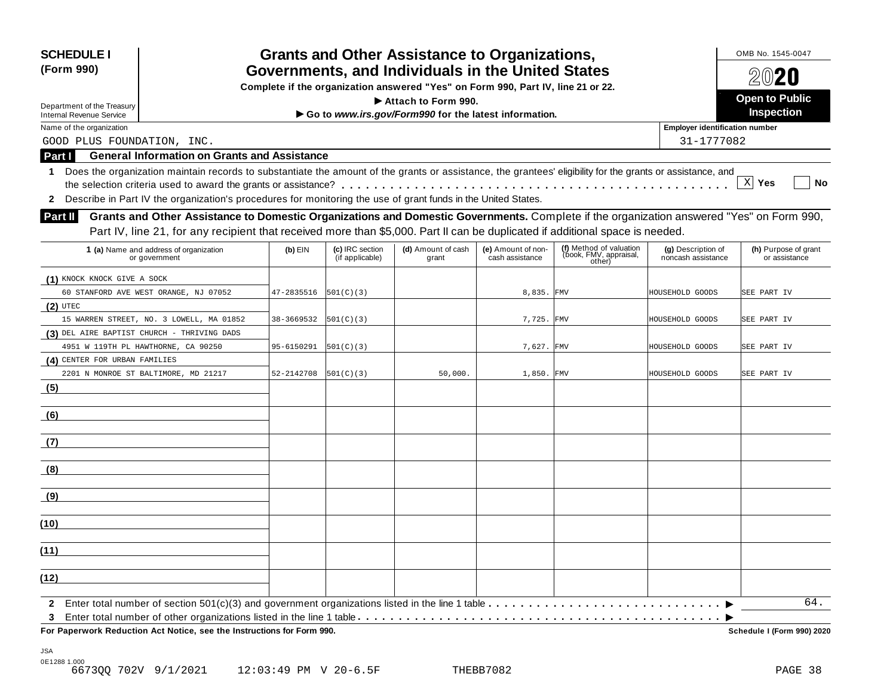**SCHEDULE I**
**(Form 990)**

Department of the Treasury
Internal Revenue Service

# Grants and Other Assistance to Organizations, Governments, and Individuals in the United States

**Complete if the organization answered "Yes" on Form 990, Part IV, line 21 or 22.**
**► Attach to Form 990.**
**► Go to *www.irs.gov/Form990* for the latest information.**

OMB No. 1545-0047
**2020**
**Open to Public Inspection**

Name of the organization: GOOD PLUS FOUNDATION, INC.
Employer identification number: 31-1777082

## Part I General Information on Grants and Assistance

**1** Does the organization maintain records to substantiate the amount of the grants or assistance, the grantees' eligibility for the grants or assistance, and the selection criteria used to award the grants or assistance? . . . . . [X] **Yes** [ ] **No**

**2** Describe in Part IV the organization's procedures for monitoring the use of grant funds in the United States.

## Part II Grants and Other Assistance to Domestic Organizations and Domestic Governments.

Complete if the organization answered "Yes" on Form 990, Part IV, line 21, for any recipient that received more than $5,000. Part II can be duplicated if additional space is needed.

| 1 (a) Name and address of organization or government | (b) EIN | (c) IRC section (if applicable) | (d) Amount of cash grant | (e) Amount of non-cash assistance | (f) Method of valuation (book, FMV, appraisal, other) | (g) Description of noncash assistance | (h) Purpose of grant or assistance |
|---|---|---|---|---|---|---|---|
| (1) KNOCK KNOCK GIVE A SOCK<br>60 STANFORD AVE WEST ORANGE, NJ 07052 | 47-2835516 | 501(C)(3) | | 8,835. | FMV | HOUSEHOLD GOODS | SEE PART IV |
| (2) UTEC<br>15 WARREN STREET, NO. 3 LOWELL, MA 01852 | 38-3669532 | 501(C)(3) | | 7,725. | FMV | HOUSEHOLD GOODS | SEE PART IV |
| (3) DEL AIRE BAPTIST CHURCH - THRIVING DADS<br>4951 W 119TH PL HAWTHORNE, CA 90250 | 95-6150291 | 501(C)(3) | | 7,627. | FMV | HOUSEHOLD GOODS | SEE PART IV |
| (4) CENTER FOR URBAN FAMILIES<br>2201 N MONROE ST BALTIMORE, MD 21217 | 52-2142708 | 501(C)(3) | 50,000. | 1,850. | FMV | HOUSEHOLD GOODS | SEE PART IV |
| (5) | | | | | | | |
| (6) | | | | | | | |
| (7) | | | | | | | |
| (8) | | | | | | | |
| (9) | | | | | | | |
| (10) | | | | | | | |
| (11) | | | | | | | |
| (12) | | | | | | | |

**2** Enter total number of section 501(c)(3) and government organizations listed in the line 1 table . . . . . ► 64.

**3** Enter total number of other organizations listed in the line 1 table . . . . . ►

**For Paperwork Reduction Act Notice, see the Instructions for Form 990.** **Schedule I (Form 990) 2020**

JSA
0E1288 1.000
6673QQ 702V 9/1/2021 12:03:49 PM V 20-6.5F THEBB7082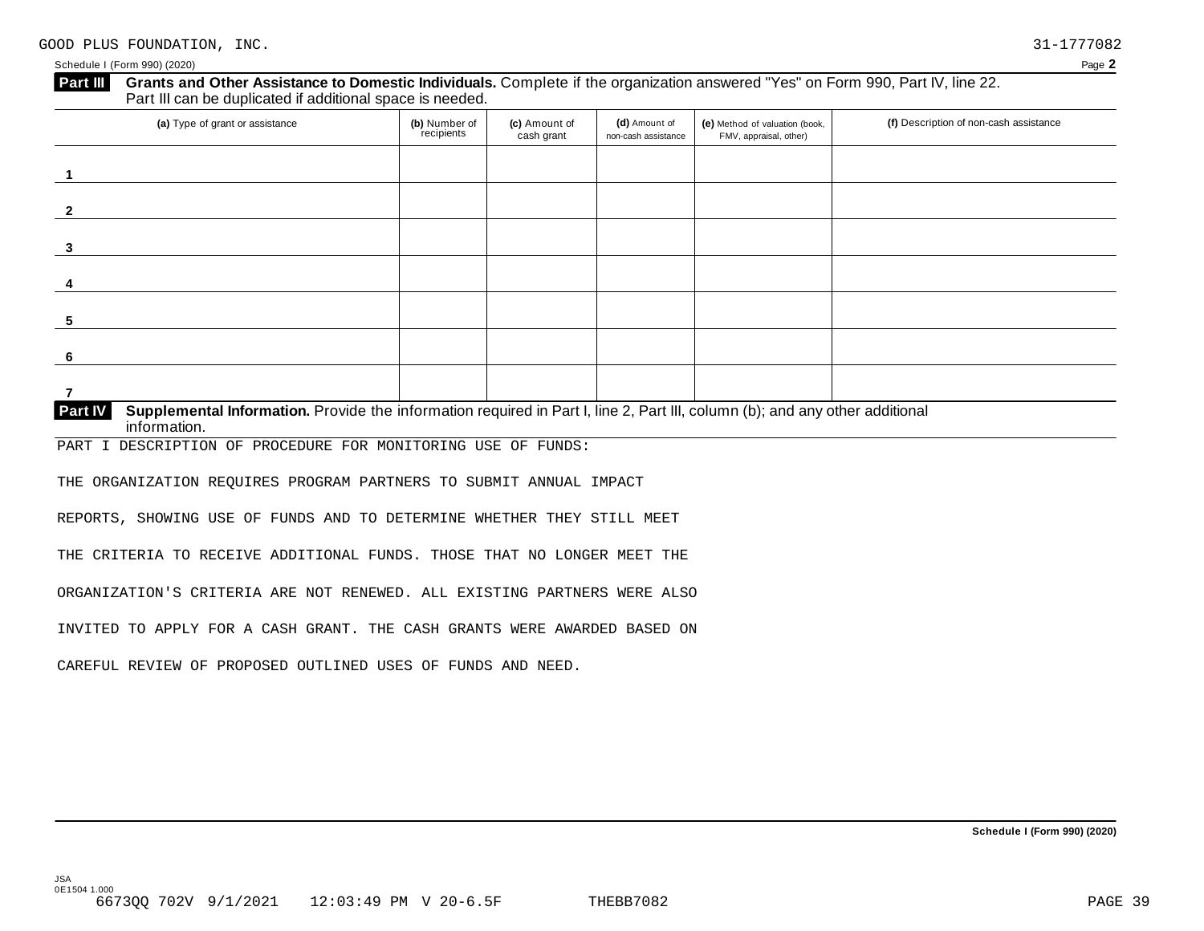GOOD PLUS FOUNDATION, INC. 31-1777082

Schedule I (Form 990) (2020) Page **2**

## Part III Grants and Other Assistance to Domestic Individuals.

Complete if the organization answered "Yes" on Form 990, Part IV, line 22. Part III can be duplicated if additional space is needed.

| (a) Type of grant or assistance | (b) Number of recipients | (c) Amount of cash grant | (d) Amount of non-cash assistance | (e) Method of valuation (book, FMV, appraisal, other) | (f) Description of non-cash assistance |
|---|---|---|---|---|---|
| 1 | | | | | |
| 2 | | | | | |
| 3 | | | | | |
| 4 | | | | | |
| 5 | | | | | |
| 6 | | | | | |
| 7 | | | | | |

## Part IV Supplemental Information.

Provide the information required in Part I, line 2, Part III, column (b); and any other additional information.

PART I DESCRIPTION OF PROCEDURE FOR MONITORING USE OF FUNDS:

THE ORGANIZATION REQUIRES PROGRAM PARTNERS TO SUBMIT ANNUAL IMPACT REPORTS, SHOWING USE OF FUNDS AND TO DETERMINE WHETHER THEY STILL MEET THE CRITERIA TO RECEIVE ADDITIONAL FUNDS. THOSE THAT NO LONGER MEET THE ORGANIZATION'S CRITERIA ARE NOT RENEWED. ALL EXISTING PARTNERS WERE ALSO INVITED TO APPLY FOR A CASH GRANT. THE CASH GRANTS WERE AWARDED BASED ON CAREFUL REVIEW OF PROPOSED OUTLINED USES OF FUNDS AND NEED.

**Schedule I (Form 990) (2020)**

JSA
0E1504 1.000
6673QQ 702V 9/1/2021 12:03:49 PM V 20-6.5F THEBB7082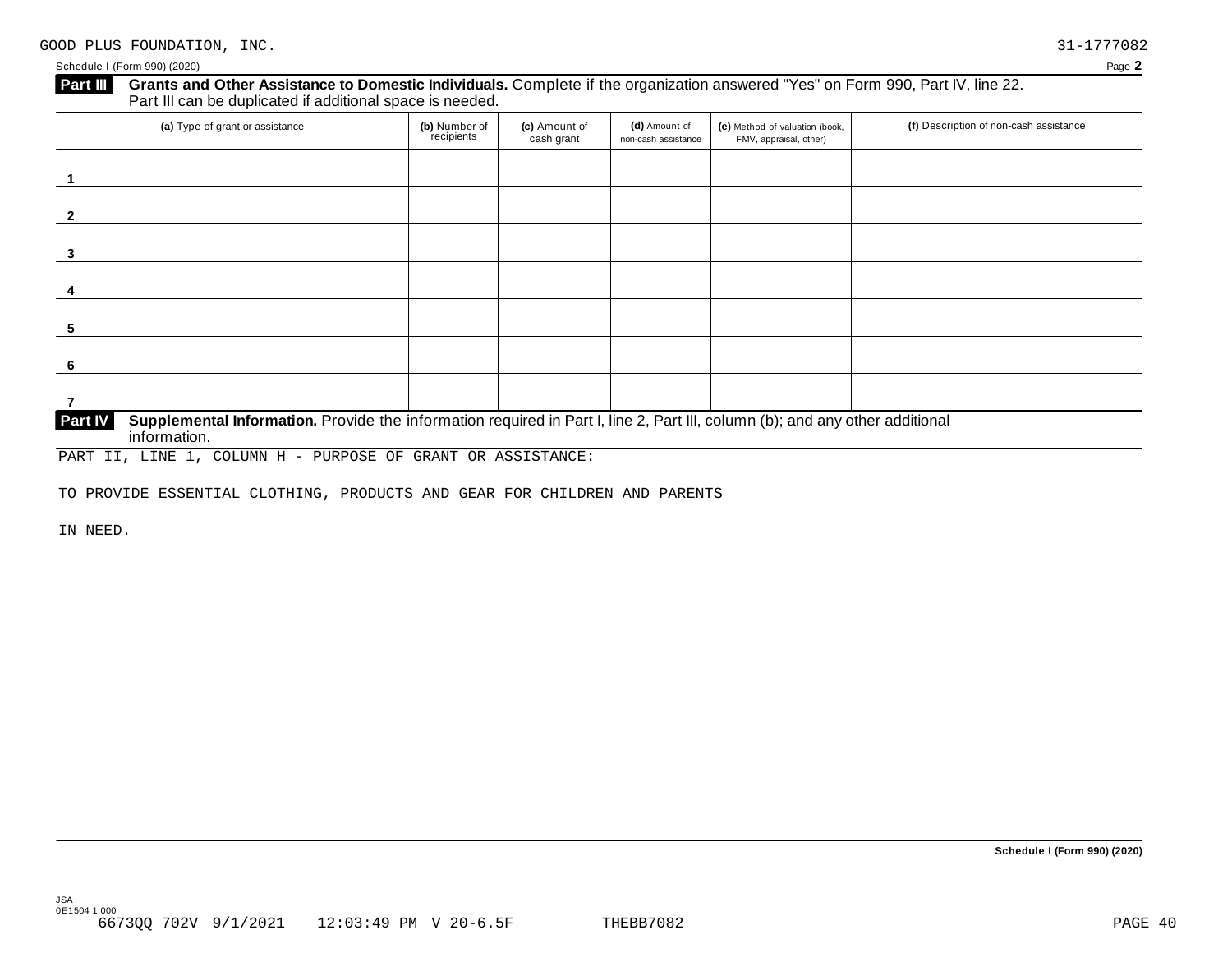GOOD PLUS FOUNDATION, INC. 31-1777082

Schedule I (Form 990) (2020) Page **2**

**Part III** **Grants and Other Assistance to Domestic Individuals.** Complete if the organization answered "Yes" on Form 990, Part IV, line 22. Part III can be duplicated if additional space is needed.

| (a) Type of grant or assistance | (b) Number of recipients | (c) Amount of cash grant | (d) Amount of non-cash assistance | (e) Method of valuation (book, FMV, appraisal, other) | (f) Description of non-cash assistance |
|---|---|---|---|---|---|
| 1 | | | | | |
| 2 | | | | | |
| 3 | | | | | |
| 4 | | | | | |
| 5 | | | | | |
| 6 | | | | | |
| 7 | | | | | |

**Part IV** **Supplemental Information.** Provide the information required in Part I, line 2, Part III, column (b); and any other additional information.

PART II, LINE 1, COLUMN H - PURPOSE OF GRANT OR ASSISTANCE:

TO PROVIDE ESSENTIAL CLOTHING, PRODUCTS AND GEAR FOR CHILDREN AND PARENTS

IN NEED.

**Schedule I (Form 990) (2020)**

JSA
0E1504 1.000
6673QQ 702V 9/1/2021 12:03:49 PM V 20-6.5F THEBB7082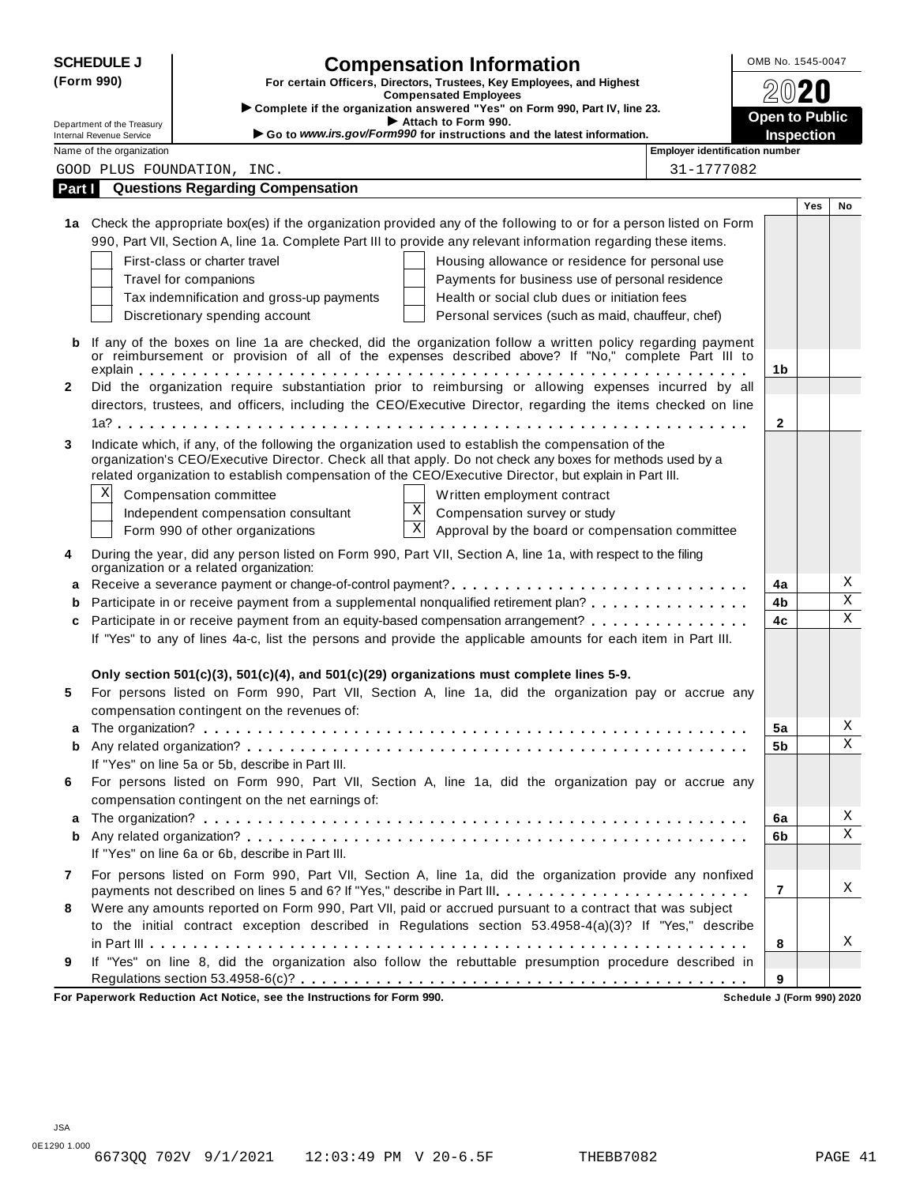**SCHEDULE J (Form 990)**

Department of the Treasury
Internal Revenue Service

# Compensation Information

**For certain Officers, Directors, Trustees, Key Employees, and Highest Compensated Employees**

▶ Complete if the organization answered "Yes" on Form 990, Part IV, line 23.
▶ Attach to Form 990.
▶ Go to *www.irs.gov/Form990* for instructions and the latest information.

OMB No. 1545-0047

**2020**

**Open to Public Inspection**

Name of the organization: GOOD PLUS FOUNDATION, INC.

Employer identification number: 31-1777082

## Part I Questions Regarding Compensation

| | | | Yes | No |
|---|---|---|---|---|
| **1a** | Check the appropriate box(es) if the organization provided any of the following to or for a person listed on Form 990, Part VII, Section A, line 1a. Complete Part III to provide any relevant information regarding these items.<br>☐ First-class or charter travel ☐ Housing allowance or residence for personal use<br>☐ Travel for companions ☐ Payments for business use of personal residence<br>☐ Tax indemnification and gross-up payments ☐ Health or social club dues or initiation fees<br>☐ Discretionary spending account ☐ Personal services (such as maid, chauffeur, chef) | | | |
| **b** | If any of the boxes on line 1a are checked, did the organization follow a written policy regarding payment or reimbursement or provision of all of the expenses described above? If "No," complete Part III to explain | 1b | | |
| **2** | Did the organization require substantiation prior to reimbursing or allowing expenses incurred by all directors, trustees, and officers, including the CEO/Executive Director, regarding the items checked on line 1a? | 2 | | |
| **3** | Indicate which, if any, of the following the organization used to establish the compensation of the organization's CEO/Executive Director. Check all that apply. Do not check any boxes for methods used by a related organization to establish compensation of the CEO/Executive Director, but explain in Part III.<br>☒ Compensation committee ☐ Written employment contract<br>☐ Independent compensation consultant ☒ Compensation survey or study<br>☐ Form 990 of other organizations ☒ Approval by the board or compensation committee | | | |
| **4** | During the year, did any person listed on Form 990, Part VII, Section A, line 1a, with respect to the filing organization or a related organization: | | | |
| **a** | Receive a severance payment or change-of-control payment? | 4a | | X |
| **b** | Participate in or receive payment from a supplemental nonqualified retirement plan? | 4b | | X |
| **c** | Participate in or receive payment from an equity-based compensation arrangement? | 4c | | X |
| | If "Yes" to any of lines 4a-c, list the persons and provide the applicable amounts for each item in Part III. | | | |
| | **Only section 501(c)(3), 501(c)(4), and 501(c)(29) organizations must complete lines 5-9.** | | | |
| **5** | For persons listed on Form 990, Part VII, Section A, line 1a, did the organization pay or accrue any compensation contingent on the revenues of: | | | |
| **a** | The organization? | 5a | | X |
| **b** | Any related organization? | 5b | | X |
| | If "Yes" on line 5a or 5b, describe in Part III. | | | |
| **6** | For persons listed on Form 990, Part VII, Section A, line 1a, did the organization pay or accrue any compensation contingent on the net earnings of: | | | |
| **a** | The organization? | 6a | | X |
| **b** | Any related organization? | 6b | | X |
| | If "Yes" on line 6a or 6b, describe in Part III. | | | |
| **7** | For persons listed on Form 990, Part VII, Section A, line 1a, did the organization provide any nonfixed payments not described on lines 5 and 6? If "Yes," describe in Part III. | 7 | | X |
| **8** | Were any amounts reported on Form 990, Part VII, paid or accrued pursuant to a contract that was subject to the initial contract exception described in Regulations section 53.4958-4(a)(3)? If "Yes," describe in Part III | 8 | | X |
| **9** | If "Yes" on line 8, did the organization also follow the rebuttable presumption procedure described in Regulations section 53.4958-6(c)? | 9 | | |

**For Paperwork Reduction Act Notice, see the Instructions for Form 990.** **Schedule J (Form 990) 2020**

JSA
0E1290 1.000
6673QQ 702V 9/1/2021 12:03:49 PM V 20-6.5F THEBB7082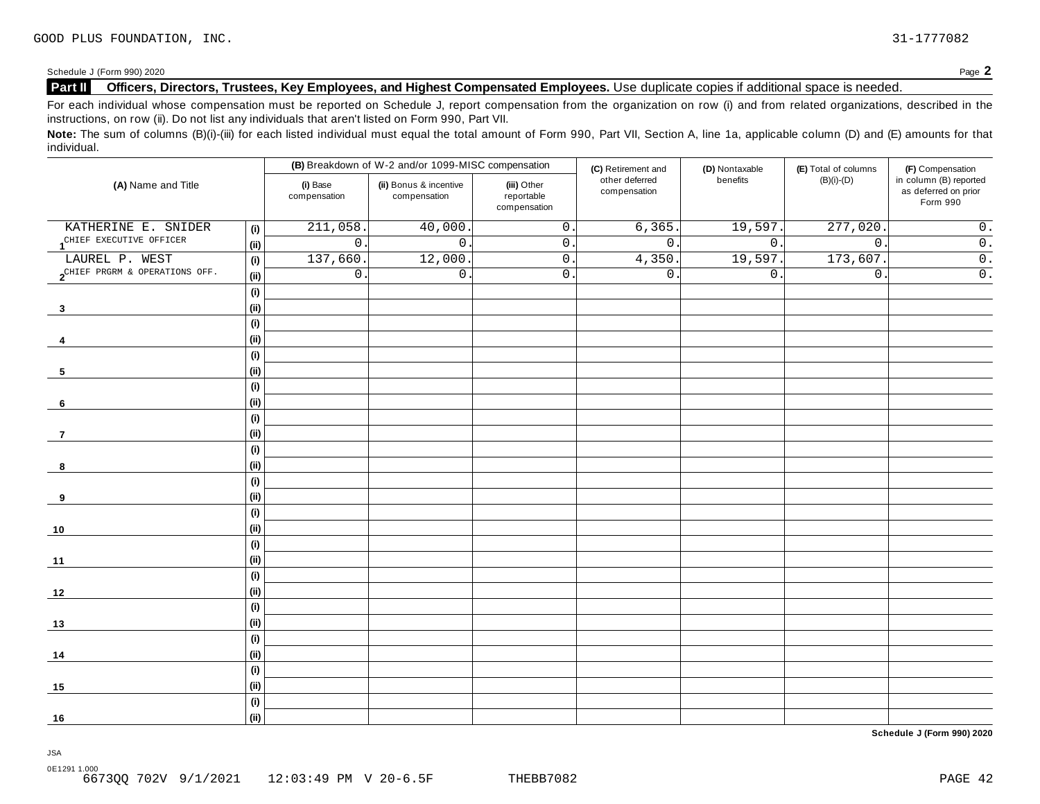GOOD PLUS FOUNDATION, INC. 31-1777082

Schedule J (Form 990) 2020

## Part II Officers, Directors, Trustees, Key Employees, and Highest Compensated Employees. Use duplicate copies if additional space is needed.

For each individual whose compensation must be reported on Schedule J, report compensation from the organization on row (i) and from related organizations, described in the instructions, on row (ii). Do not list any individuals that aren't listed on Form 990, Part VII.

**Note:** The sum of columns (B)(i)-(iii) for each listed individual must equal the total amount of Form 990, Part VII, Section A, line 1a, applicable column (D) and (E) amounts for that individual.

| (A) Name and Title | | (B) Breakdown of W-2 and/or 1099-MISC compensation | | | (C) Retirement and other deferred compensation | (D) Nontaxable benefits | (E) Total of columns (B)(i)-(D) | (F) Compensation in column (B) reported as deferred on prior Form 990 |
|---|---|---|---|---|---|---|---|---|
| | | (i) Base compensation | (ii) Bonus & incentive compensation | (iii) Other reportable compensation | | | | |
| 1 KATHERINE E. SNIDER | (i) | 211,058. | 40,000. | 0. | 6,365. | 19,597. | 277,020. | 0. |
| CHIEF EXECUTIVE OFFICER | (ii) | 0. | 0. | 0. | 0. | 0. | 0. | 0. |
| 2 LAUREL P. WEST | (i) | 137,660. | 12,000. | 0. | 4,350. | 19,597. | 173,607. | 0. |
| CHIEF PRGRM & OPERATIONS OFF. | (ii) | 0. | 0. | 0. | 0. | 0. | 0. | 0. |
| 3 | (i) | | | | | | | |
| | (ii) | | | | | | | |
| 4 | (i) | | | | | | | |
| | (ii) | | | | | | | |
| 5 | (i) | | | | | | | |
| | (ii) | | | | | | | |
| 6 | (i) | | | | | | | |
| | (ii) | | | | | | | |
| 7 | (i) | | | | | | | |
| | (ii) | | | | | | | |
| 8 | (i) | | | | | | | |
| | (ii) | | | | | | | |
| 9 | (i) | | | | | | | |
| | (ii) | | | | | | | |
| 10 | (i) | | | | | | | |
| | (ii) | | | | | | | |
| 11 | (i) | | | | | | | |
| | (ii) | | | | | | | |
| 12 | (i) | | | | | | | |
| | (ii) | | | | | | | |
| 13 | (i) | | | | | | | |
| | (ii) | | | | | | | |
| 14 | (i) | | | | | | | |
| | (ii) | | | | | | | |
| 15 | (i) | | | | | | | |
| | (ii) | | | | | | | |
| 16 | (i) | | | | | | | |
| | (ii) | | | | | | | |

Schedule J (Form 990) 2020

JSA
0E1291 1.000
6673QQ 702V 9/1/2021 12:03:49 PM V 20-6.5F THEBB7082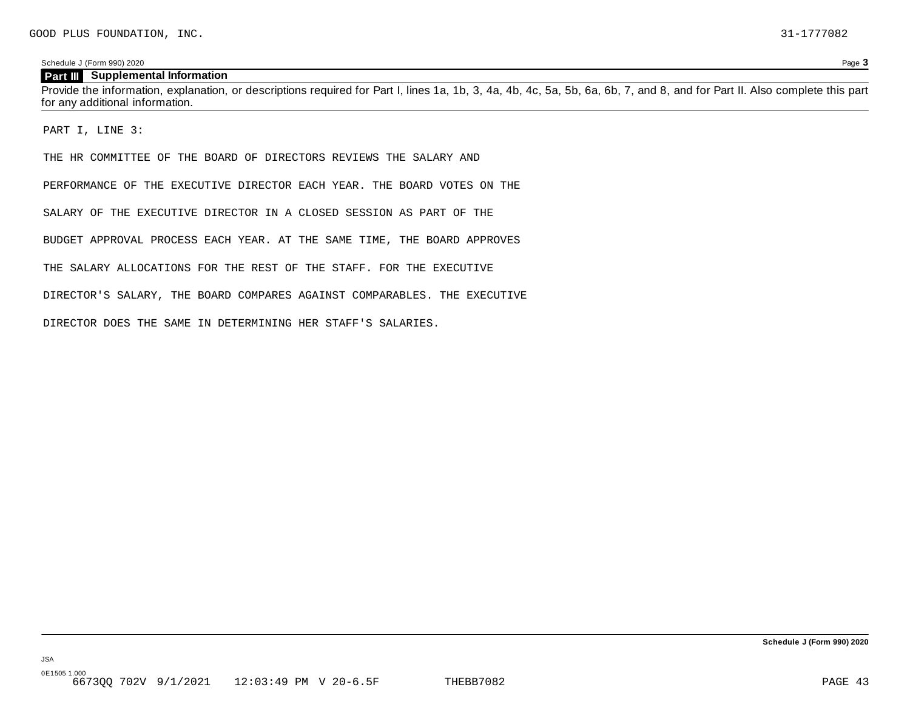GOOD PLUS FOUNDATION, INC. 31-1777082

Schedule J (Form 990) 2020 Page **3**

**Part III Supplemental Information**

Provide the information, explanation, or descriptions required for Part I, lines 1a, 1b, 3, 4a, 4b, 4c, 5a, 5b, 6a, 6b, 7, and 8, and for Part II. Also complete this part for any additional information.

PART I, LINE 3:

THE HR COMMITTEE OF THE BOARD OF DIRECTORS REVIEWS THE SALARY AND PERFORMANCE OF THE EXECUTIVE DIRECTOR EACH YEAR. THE BOARD VOTES ON THE SALARY OF THE EXECUTIVE DIRECTOR IN A CLOSED SESSION AS PART OF THE BUDGET APPROVAL PROCESS EACH YEAR. AT THE SAME TIME, THE BOARD APPROVES THE SALARY ALLOCATIONS FOR THE REST OF THE STAFF. FOR THE EXECUTIVE DIRECTOR'S SALARY, THE BOARD COMPARES AGAINST COMPARABLES. THE EXECUTIVE DIRECTOR DOES THE SAME IN DETERMINING HER STAFF'S SALARIES.

**Schedule J (Form 990) 2020**

JSA
0E1505 1.000
6673QQ 702V 9/1/2021 12:03:49 PM V 20-6.5F THEBB7082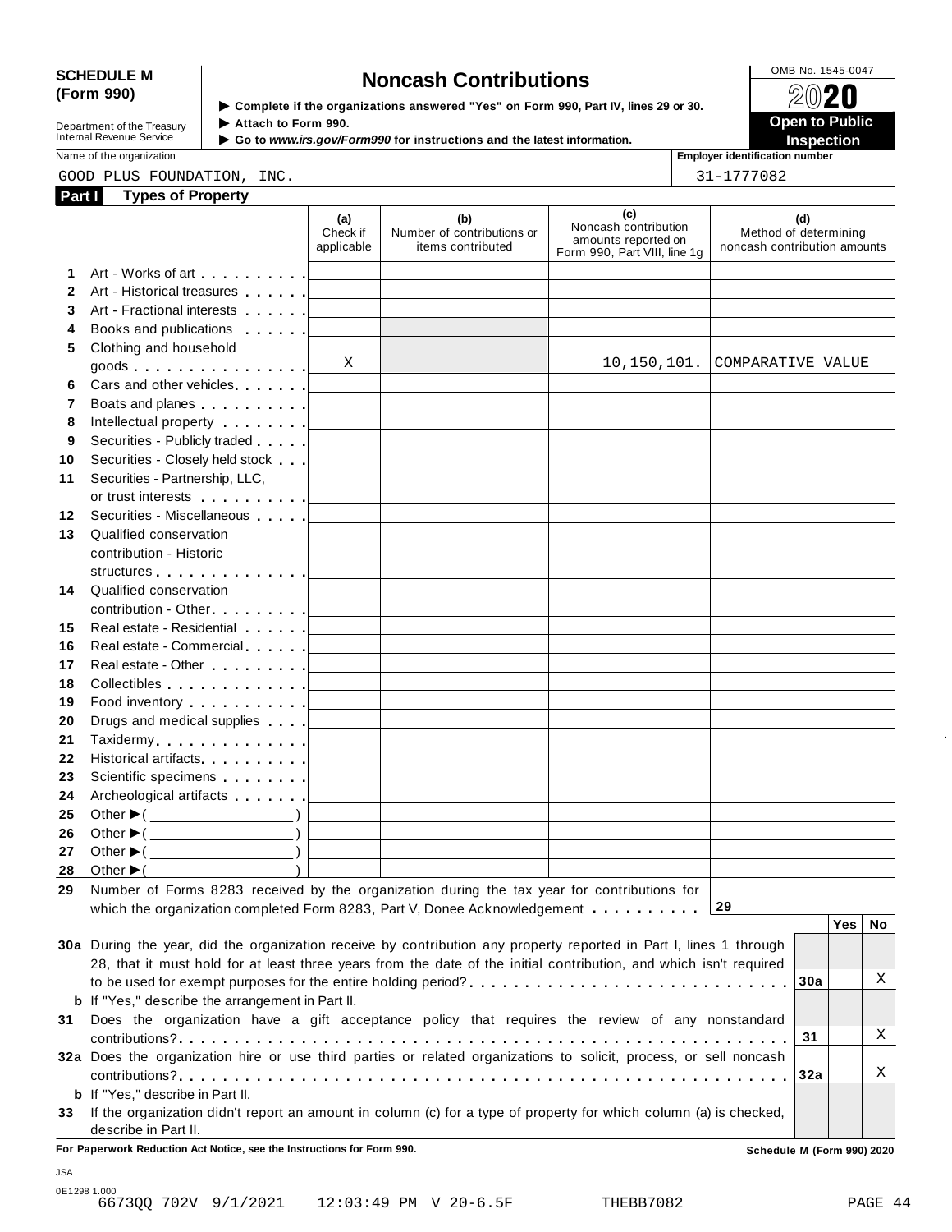**SCHEDULE M (Form 990)**

Department of the Treasury
Internal Revenue Service

# Noncash Contributions

▶ Complete if the organizations answered "Yes" on Form 990, Part IV, lines 29 or 30.
▶ Attach to Form 990.
▶ Go to *www.irs.gov/Form990* for instructions and the latest information.

OMB No. 1545-0047

2020

**Open to Public Inspection**

Name of the organization: GOOD PLUS FOUNDATION, INC.

Employer identification number: 31-1777082

**Part I — Types of Property**

| | | (a) Check if applicable | (b) Number of contributions or items contributed | (c) Noncash contribution amounts reported on Form 990, Part VIII, line 1g | (d) Method of determining noncash contribution amounts |
|---|---|---|---|---|---|
| 1 | Art - Works of art | | | | |
| 2 | Art - Historical treasures | | | | |
| 3 | Art - Fractional interests | | | | |
| 4 | Books and publications | | | | |
| 5 | Clothing and household goods | X | | 10,150,101. | COMPARATIVE VALUE |
| 6 | Cars and other vehicles | | | | |
| 7 | Boats and planes | | | | |
| 8 | Intellectual property | | | | |
| 9 | Securities - Publicly traded | | | | |
| 10 | Securities - Closely held stock | | | | |
| 11 | Securities - Partnership, LLC, or trust interests | | | | |
| 12 | Securities - Miscellaneous | | | | |
| 13 | Qualified conservation contribution - Historic structures | | | | |
| 14 | Qualified conservation contribution - Other | | | | |
| 15 | Real estate - Residential | | | | |
| 16 | Real estate - Commercial | | | | |
| 17 | Real estate - Other | | | | |
| 18 | Collectibles | | | | |
| 19 | Food inventory | | | | |
| 20 | Drugs and medical supplies | | | | |
| 21 | Taxidermy | | | | |
| 22 | Historical artifacts | | | | |
| 23 | Scientific specimens | | | | |
| 24 | Archeological artifacts | | | | |
| 25 | Other ▶ ( ) | | | | |
| 26 | Other ▶ ( ) | | | | |
| 27 | Other ▶ ( ) | | | | |
| 28 | Other ▶ ( ) | | | | |

**29** Number of Forms 8283 received by the organization during the tax year for contributions for which the organization completed Form 8283, Part V, Donee Acknowledgement . . . . . . **29**

| | | | Yes | No |
|---|---|---|---|---|
| 30a | During the year, did the organization receive by contribution any property reported in Part I, lines 1 through 28, that it must hold for at least three years from the date of the initial contribution, and which isn't required to be used for exempt purposes for the entire holding period? | 30a | | X |
| b | If "Yes," describe the arrangement in Part II. | | | |
| 31 | Does the organization have a gift acceptance policy that requires the review of any nonstandard contributions? | 31 | | X |
| 32a | Does the organization hire or use third parties or related organizations to solicit, process, or sell noncash contributions? | 32a | | X |
| b | If "Yes," describe in Part II. | | | |
| 33 | If the organization didn't report an amount in column (c) for a type of property for which column (a) is checked, describe in Part II. | | | |

**For Paperwork Reduction Act Notice, see the Instructions for Form 990.** Schedule M (Form 990) 2020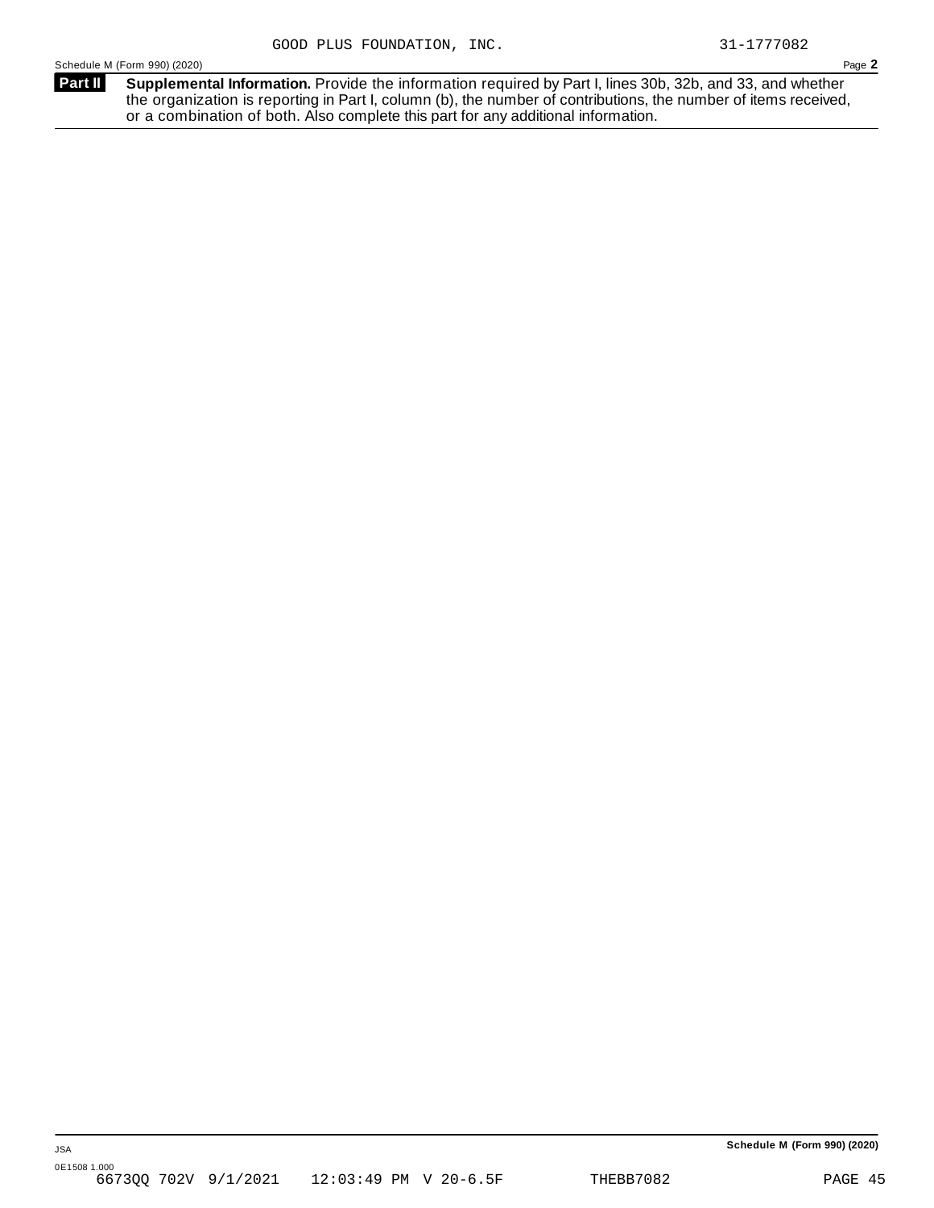GOOD PLUS FOUNDATION, INC. 31-1777082

Schedule M (Form 990) (2020) Page **2**

**Part II** **Supplemental Information.** Provide the information required by Part I, lines 30b, 32b, and 33, and whether the organization is reporting in Part I, column (b), the number of contributions, the number of items received, or a combination of both. Also complete this part for any additional information.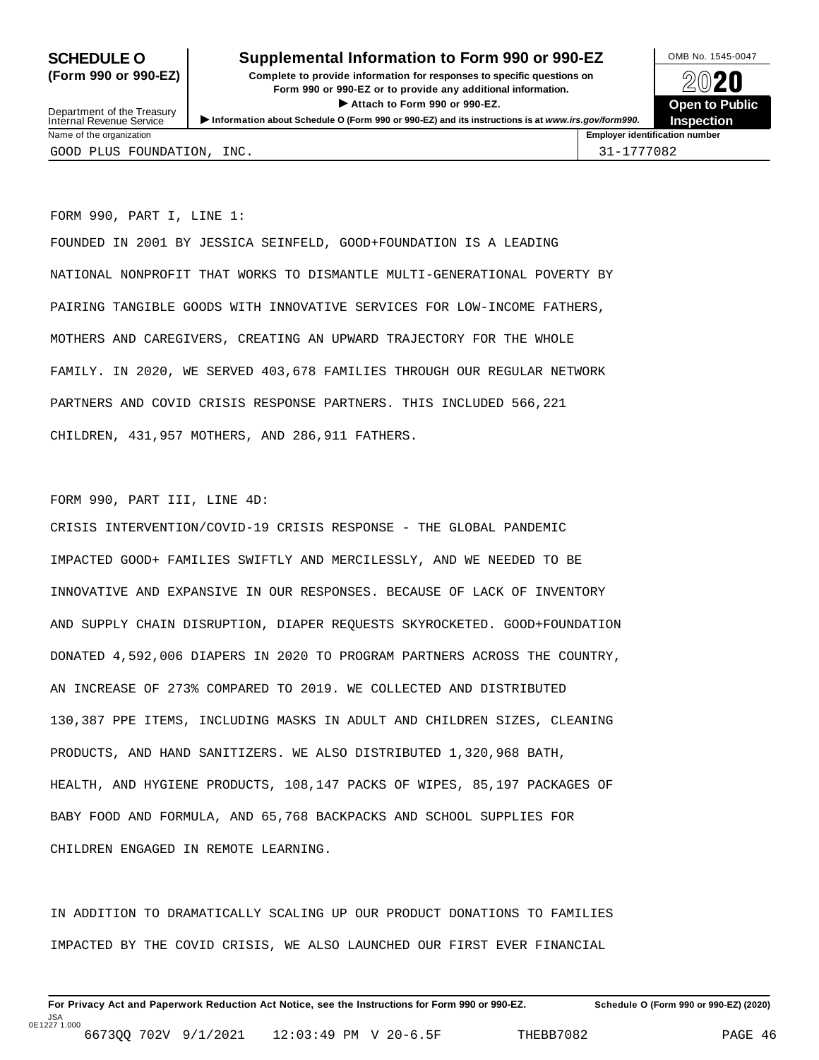# SCHEDULE O (Form 990 or 990-EZ)

## Supplemental Information to Form 990 or 990-EZ

**Complete to provide information for responses to specific questions on Form 990 or 990-EZ or to provide any additional information.**

▶ Attach to Form 990 or 990-EZ.

▶ Information about Schedule O (Form 990 or 990-EZ) and its instructions is at *www.irs.gov/form990*.

OMB No. 1545-0047

2020

**Open to Public Inspection**

Department of the Treasury
Internal Revenue Service

| Name of the organization | Employer identification number |
|---|---|
| GOOD PLUS FOUNDATION, INC. | 31-1777082 |

FORM 990, PART I, LINE 1:

FOUNDED IN 2001 BY JESSICA SEINFELD, GOOD+FOUNDATION IS A LEADING NATIONAL NONPROFIT THAT WORKS TO DISMANTLE MULTI-GENERATIONAL POVERTY BY PAIRING TANGIBLE GOODS WITH INNOVATIVE SERVICES FOR LOW-INCOME FATHERS, MOTHERS AND CAREGIVERS, CREATING AN UPWARD TRAJECTORY FOR THE WHOLE FAMILY. IN 2020, WE SERVED 403,678 FAMILIES THROUGH OUR REGULAR NETWORK PARTNERS AND COVID CRISIS RESPONSE PARTNERS. THIS INCLUDED 566,221 CHILDREN, 431,957 MOTHERS, AND 286,911 FATHERS.

FORM 990, PART III, LINE 4D:

CRISIS INTERVENTION/COVID-19 CRISIS RESPONSE - THE GLOBAL PANDEMIC IMPACTED GOOD+ FAMILIES SWIFTLY AND MERCILESSLY, AND WE NEEDED TO BE INNOVATIVE AND EXPANSIVE IN OUR RESPONSES. BECAUSE OF LACK OF INVENTORY AND SUPPLY CHAIN DISRUPTION, DIAPER REQUESTS SKYROCKETED. GOOD+FOUNDATION DONATED 4,592,006 DIAPERS IN 2020 TO PROGRAM PARTNERS ACROSS THE COUNTRY, AN INCREASE OF 273% COMPARED TO 2019. WE COLLECTED AND DISTRIBUTED 130,387 PPE ITEMS, INCLUDING MASKS IN ADULT AND CHILDREN SIZES, CLEANING PRODUCTS, AND HAND SANITIZERS. WE ALSO DISTRIBUTED 1,320,968 BATH, HEALTH, AND HYGIENE PRODUCTS, 108,147 PACKS OF WIPES, 85,197 PACKAGES OF BABY FOOD AND FORMULA, AND 65,768 BACKPACKS AND SCHOOL SUPPLIES FOR CHILDREN ENGAGED IN REMOTE LEARNING.

IN ADDITION TO DRAMATICALLY SCALING UP OUR PRODUCT DONATIONS TO FAMILIES IMPACTED BY THE COVID CRISIS, WE ALSO LAUNCHED OUR FIRST EVER FINANCIAL

**For Privacy Act and Paperwork Reduction Act Notice, see the Instructions for Form 990 or 990-EZ.** **Schedule O (Form 990 or 990-EZ) (2020)**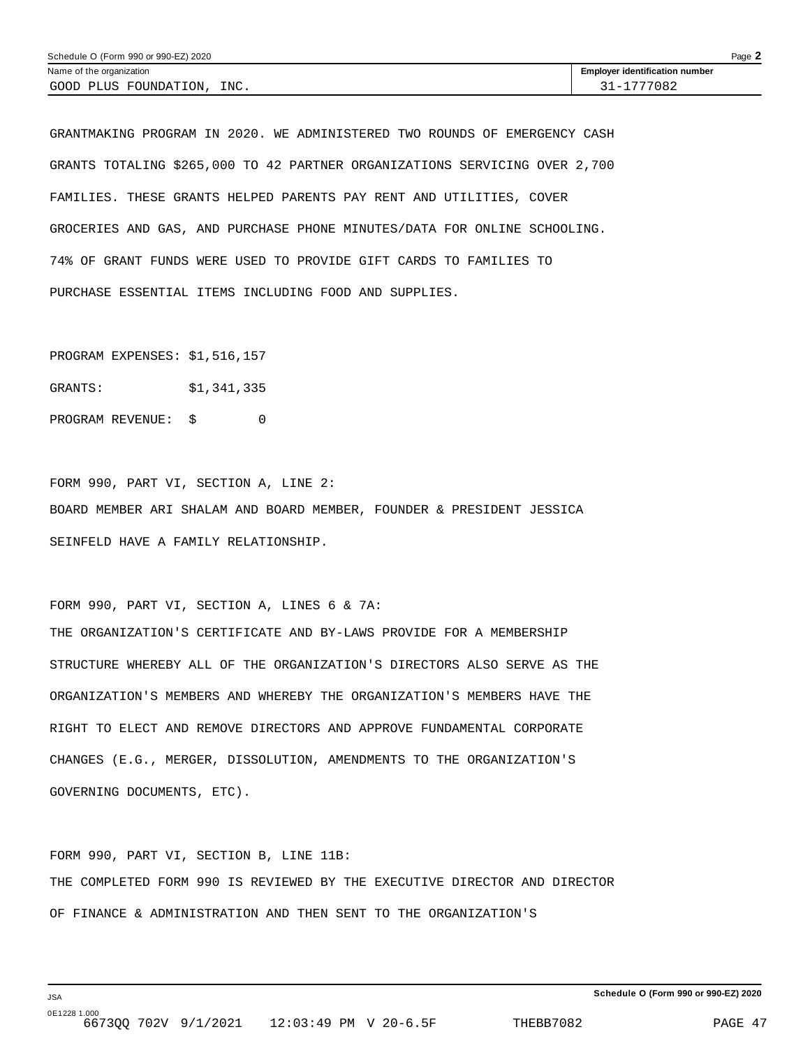Name of the organization: GOOD PLUS FOUNDATION, INC.

Employer identification number: 31-1777082

GRANTMAKING PROGRAM IN 2020. WE ADMINISTERED TWO ROUNDS OF EMERGENCY CASH GRANTS TOTALING $265,000 TO 42 PARTNER ORGANIZATIONS SERVICING OVER 2,700 FAMILIES. THESE GRANTS HELPED PARENTS PAY RENT AND UTILITIES, COVER GROCERIES AND GAS, AND PURCHASE PHONE MINUTES/DATA FOR ONLINE SCHOOLING. 74% OF GRANT FUNDS WERE USED TO PROVIDE GIFT CARDS TO FAMILIES TO PURCHASE ESSENTIAL ITEMS INCLUDING FOOD AND SUPPLIES.

PROGRAM EXPENSES: $1,516,157

GRANTS: $1,341,335

PROGRAM REVENUE: $ 0

FORM 990, PART VI, SECTION A, LINE 2:

BOARD MEMBER ARI SHALAM AND BOARD MEMBER, FOUNDER & PRESIDENT JESSICA SEINFELD HAVE A FAMILY RELATIONSHIP.

FORM 990, PART VI, SECTION A, LINES 6 & 7A:

THE ORGANIZATION'S CERTIFICATE AND BY-LAWS PROVIDE FOR A MEMBERSHIP STRUCTURE WHEREBY ALL OF THE ORGANIZATION'S DIRECTORS ALSO SERVE AS THE ORGANIZATION'S MEMBERS AND WHEREBY THE ORGANIZATION'S MEMBERS HAVE THE RIGHT TO ELECT AND REMOVE DIRECTORS AND APPROVE FUNDAMENTAL CORPORATE CHANGES (E.G., MERGER, DISSOLUTION, AMENDMENTS TO THE ORGANIZATION'S GOVERNING DOCUMENTS, ETC).

FORM 990, PART VI, SECTION B, LINE 11B:

THE COMPLETED FORM 990 IS REVIEWED BY THE EXECUTIVE DIRECTOR AND DIRECTOR OF FINANCE & ADMINISTRATION AND THEN SENT TO THE ORGANIZATION'S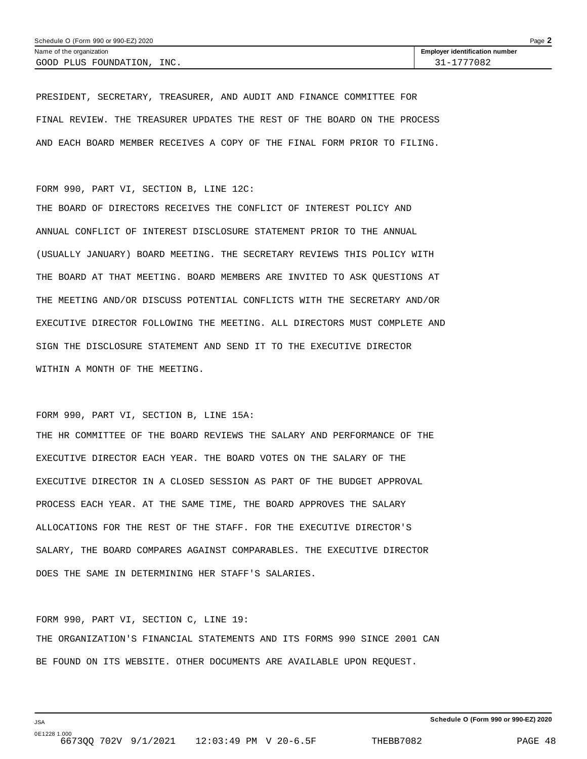Schedule O (Form 990 or 990-EZ) 2020

| Name of the organization | Employer identification number |
|---|---|
| GOOD PLUS FOUNDATION, INC. | 31-1777082 |

PRESIDENT, SECRETARY, TREASURER, AND AUDIT AND FINANCE COMMITTEE FOR FINAL REVIEW. THE TREASURER UPDATES THE REST OF THE BOARD ON THE PROCESS AND EACH BOARD MEMBER RECEIVES A COPY OF THE FINAL FORM PRIOR TO FILING.

FORM 990, PART VI, SECTION B, LINE 12C:

THE BOARD OF DIRECTORS RECEIVES THE CONFLICT OF INTEREST POLICY AND ANNUAL CONFLICT OF INTEREST DISCLOSURE STATEMENT PRIOR TO THE ANNUAL (USUALLY JANUARY) BOARD MEETING. THE SECRETARY REVIEWS THIS POLICY WITH THE BOARD AT THAT MEETING. BOARD MEMBERS ARE INVITED TO ASK QUESTIONS AT THE MEETING AND/OR DISCUSS POTENTIAL CONFLICTS WITH THE SECRETARY AND/OR EXECUTIVE DIRECTOR FOLLOWING THE MEETING. ALL DIRECTORS MUST COMPLETE AND SIGN THE DISCLOSURE STATEMENT AND SEND IT TO THE EXECUTIVE DIRECTOR WITHIN A MONTH OF THE MEETING.

FORM 990, PART VI, SECTION B, LINE 15A:

THE HR COMMITTEE OF THE BOARD REVIEWS THE SALARY AND PERFORMANCE OF THE EXECUTIVE DIRECTOR EACH YEAR. THE BOARD VOTES ON THE SALARY OF THE EXECUTIVE DIRECTOR IN A CLOSED SESSION AS PART OF THE BUDGET APPROVAL PROCESS EACH YEAR. AT THE SAME TIME, THE BOARD APPROVES THE SALARY ALLOCATIONS FOR THE REST OF THE STAFF. FOR THE EXECUTIVE DIRECTOR'S SALARY, THE BOARD COMPARES AGAINST COMPARABLES. THE EXECUTIVE DIRECTOR DOES THE SAME IN DETERMINING HER STAFF'S SALARIES.

FORM 990, PART VI, SECTION C, LINE 19:

THE ORGANIZATION'S FINANCIAL STATEMENTS AND ITS FORMS 990 SINCE 2001 CAN BE FOUND ON ITS WEBSITE. OTHER DOCUMENTS ARE AVAILABLE UPON REQUEST.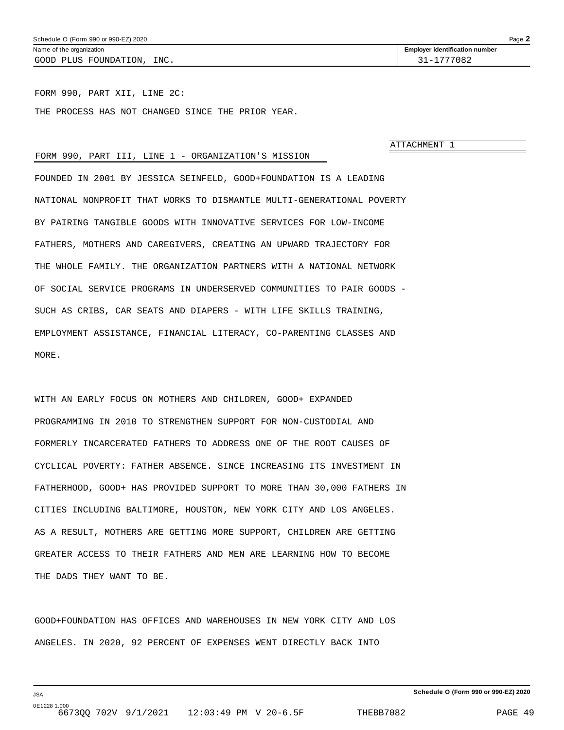Schedule O (Form 990 or 990-EZ) 2020

| Name of the organization | Employer identification number |
|---|---|
| GOOD PLUS FOUNDATION, INC. | 31-1777082 |

FORM 990, PART XII, LINE 2C:

THE PROCESS HAS NOT CHANGED SINCE THE PRIOR YEAR.

ATTACHMENT 1

FORM 990, PART III, LINE 1 - ORGANIZATION'S MISSION

FOUNDED IN 2001 BY JESSICA SEINFELD, GOOD+FOUNDATION IS A LEADING NATIONAL NONPROFIT THAT WORKS TO DISMANTLE MULTI-GENERATIONAL POVERTY BY PAIRING TANGIBLE GOODS WITH INNOVATIVE SERVICES FOR LOW-INCOME FATHERS, MOTHERS AND CAREGIVERS, CREATING AN UPWARD TRAJECTORY FOR THE WHOLE FAMILY. THE ORGANIZATION PARTNERS WITH A NATIONAL NETWORK OF SOCIAL SERVICE PROGRAMS IN UNDERSERVED COMMUNITIES TO PAIR GOODS - SUCH AS CRIBS, CAR SEATS AND DIAPERS - WITH LIFE SKILLS TRAINING, EMPLOYMENT ASSISTANCE, FINANCIAL LITERACY, CO-PARENTING CLASSES AND MORE.

WITH AN EARLY FOCUS ON MOTHERS AND CHILDREN, GOOD+ EXPANDED PROGRAMMING IN 2010 TO STRENGTHEN SUPPORT FOR NON-CUSTODIAL AND FORMERLY INCARCERATED FATHERS TO ADDRESS ONE OF THE ROOT CAUSES OF CYCLICAL POVERTY: FATHER ABSENCE. SINCE INCREASING ITS INVESTMENT IN FATHERHOOD, GOOD+ HAS PROVIDED SUPPORT TO MORE THAN 30,000 FATHERS IN CITIES INCLUDING BALTIMORE, HOUSTON, NEW YORK CITY AND LOS ANGELES. AS A RESULT, MOTHERS ARE GETTING MORE SUPPORT, CHILDREN ARE GETTING GREATER ACCESS TO THEIR FATHERS AND MEN ARE LEARNING HOW TO BECOME THE DADS THEY WANT TO BE.

GOOD+FOUNDATION HAS OFFICES AND WAREHOUSES IN NEW YORK CITY AND LOS ANGELES. IN 2020, 92 PERCENT OF EXPENSES WENT DIRECTLY BACK INTO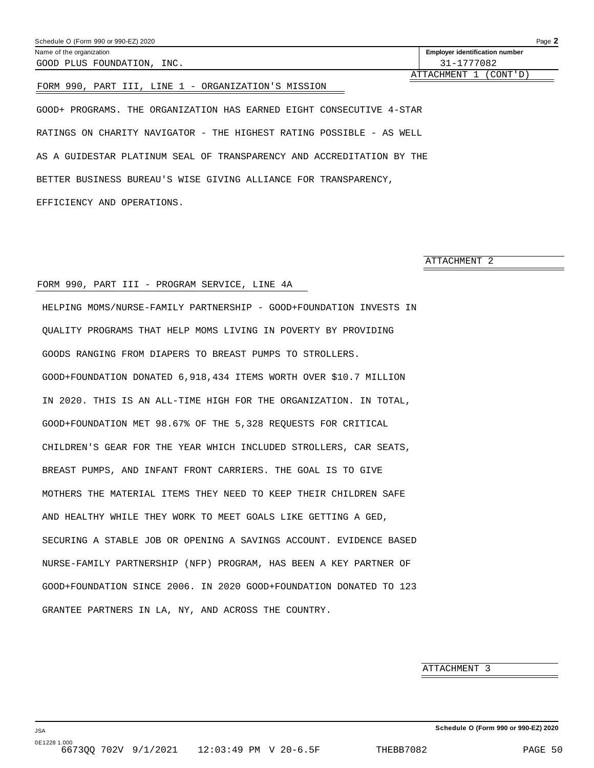Schedule O (Form 990 or 990-EZ) 2020

| Name of the organization | Employer identification number |
| --- | --- |
| GOOD PLUS FOUNDATION, INC. | 31-1777082 |

ATTACHMENT 1 (CONT'D)

FORM 990, PART III, LINE 1 - ORGANIZATION'S MISSION

GOOD+ PROGRAMS. THE ORGANIZATION HAS EARNED EIGHT CONSECUTIVE 4-STAR RATINGS ON CHARITY NAVIGATOR - THE HIGHEST RATING POSSIBLE - AS WELL AS A GUIDESTAR PLATINUM SEAL OF TRANSPARENCY AND ACCREDITATION BY THE BETTER BUSINESS BUREAU'S WISE GIVING ALLIANCE FOR TRANSPARENCY, EFFICIENCY AND OPERATIONS.

ATTACHMENT 2

FORM 990, PART III - PROGRAM SERVICE, LINE 4A

HELPING MOMS/NURSE-FAMILY PARTNERSHIP - GOOD+FOUNDATION INVESTS IN QUALITY PROGRAMS THAT HELP MOMS LIVING IN POVERTY BY PROVIDING GOODS RANGING FROM DIAPERS TO BREAST PUMPS TO STROLLERS. GOOD+FOUNDATION DONATED 6,918,434 ITEMS WORTH OVER $10.7 MILLION IN 2020. THIS IS AN ALL-TIME HIGH FOR THE ORGANIZATION. IN TOTAL, GOOD+FOUNDATION MET 98.67% OF THE 5,328 REQUESTS FOR CRITICAL CHILDREN'S GEAR FOR THE YEAR WHICH INCLUDED STROLLERS, CAR SEATS, BREAST PUMPS, AND INFANT FRONT CARRIERS. THE GOAL IS TO GIVE MOTHERS THE MATERIAL ITEMS THEY NEED TO KEEP THEIR CHILDREN SAFE AND HEALTHY WHILE THEY WORK TO MEET GOALS LIKE GETTING A GED, SECURING A STABLE JOB OR OPENING A SAVINGS ACCOUNT. EVIDENCE BASED NURSE-FAMILY PARTNERSHIP (NFP) PROGRAM, HAS BEEN A KEY PARTNER OF GOOD+FOUNDATION SINCE 2006. IN 2020 GOOD+FOUNDATION DONATED TO 123 GRANTEE PARTNERS IN LA, NY, AND ACROSS THE COUNTRY.

ATTACHMENT 3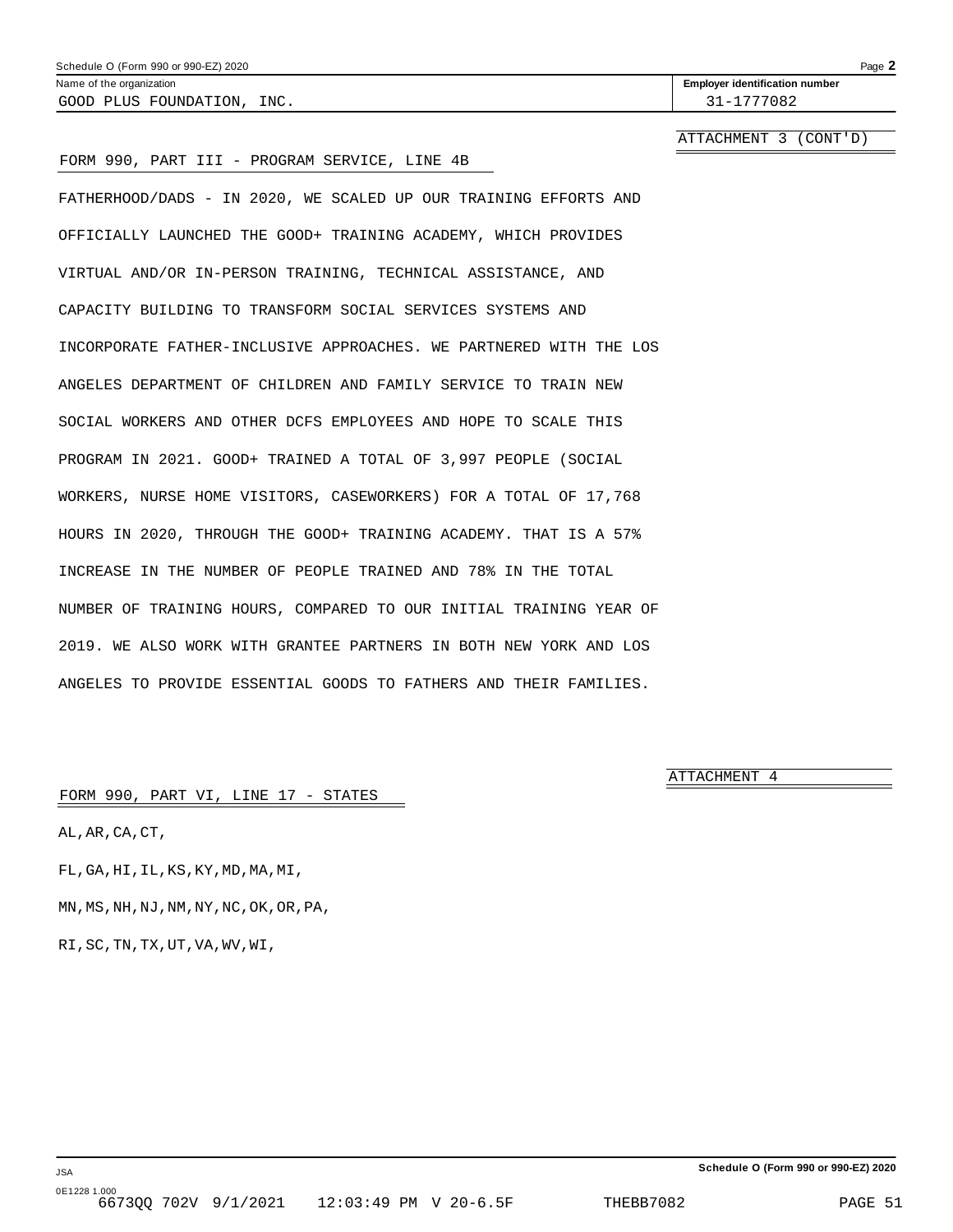Name of the organization: GOOD PLUS FOUNDATION, INC.

Employer identification number: 31-1777082

ATTACHMENT 3 (CONT'D)

FORM 990, PART III - PROGRAM SERVICE, LINE 4B

FATHERHOOD/DADS - IN 2020, WE SCALED UP OUR TRAINING EFFORTS AND OFFICIALLY LAUNCHED THE GOOD+ TRAINING ACADEMY, WHICH PROVIDES VIRTUAL AND/OR IN-PERSON TRAINING, TECHNICAL ASSISTANCE, AND CAPACITY BUILDING TO TRANSFORM SOCIAL SERVICES SYSTEMS AND INCORPORATE FATHER-INCLUSIVE APPROACHES. WE PARTNERED WITH THE LOS ANGELES DEPARTMENT OF CHILDREN AND FAMILY SERVICE TO TRAIN NEW SOCIAL WORKERS AND OTHER DCFS EMPLOYEES AND HOPE TO SCALE THIS PROGRAM IN 2021. GOOD+ TRAINED A TOTAL OF 3,997 PEOPLE (SOCIAL WORKERS, NURSE HOME VISITORS, CASEWORKERS) FOR A TOTAL OF 17,768 HOURS IN 2020, THROUGH THE GOOD+ TRAINING ACADEMY. THAT IS A 57% INCREASE IN THE NUMBER OF PEOPLE TRAINED AND 78% IN THE TOTAL NUMBER OF TRAINING HOURS, COMPARED TO OUR INITIAL TRAINING YEAR OF 2019. WE ALSO WORK WITH GRANTEE PARTNERS IN BOTH NEW YORK AND LOS ANGELES TO PROVIDE ESSENTIAL GOODS TO FATHERS AND THEIR FAMILIES.

ATTACHMENT 4

FORM 990, PART VI, LINE 17 - STATES

AL,AR,CA,CT,

FL,GA,HI,IL,KS,KY,MD,MA,MI,

MN,MS,NH,NJ,NM,NY,NC,OK,OR,PA,

RI,SC,TN,TX,UT,VA,WV,WI,